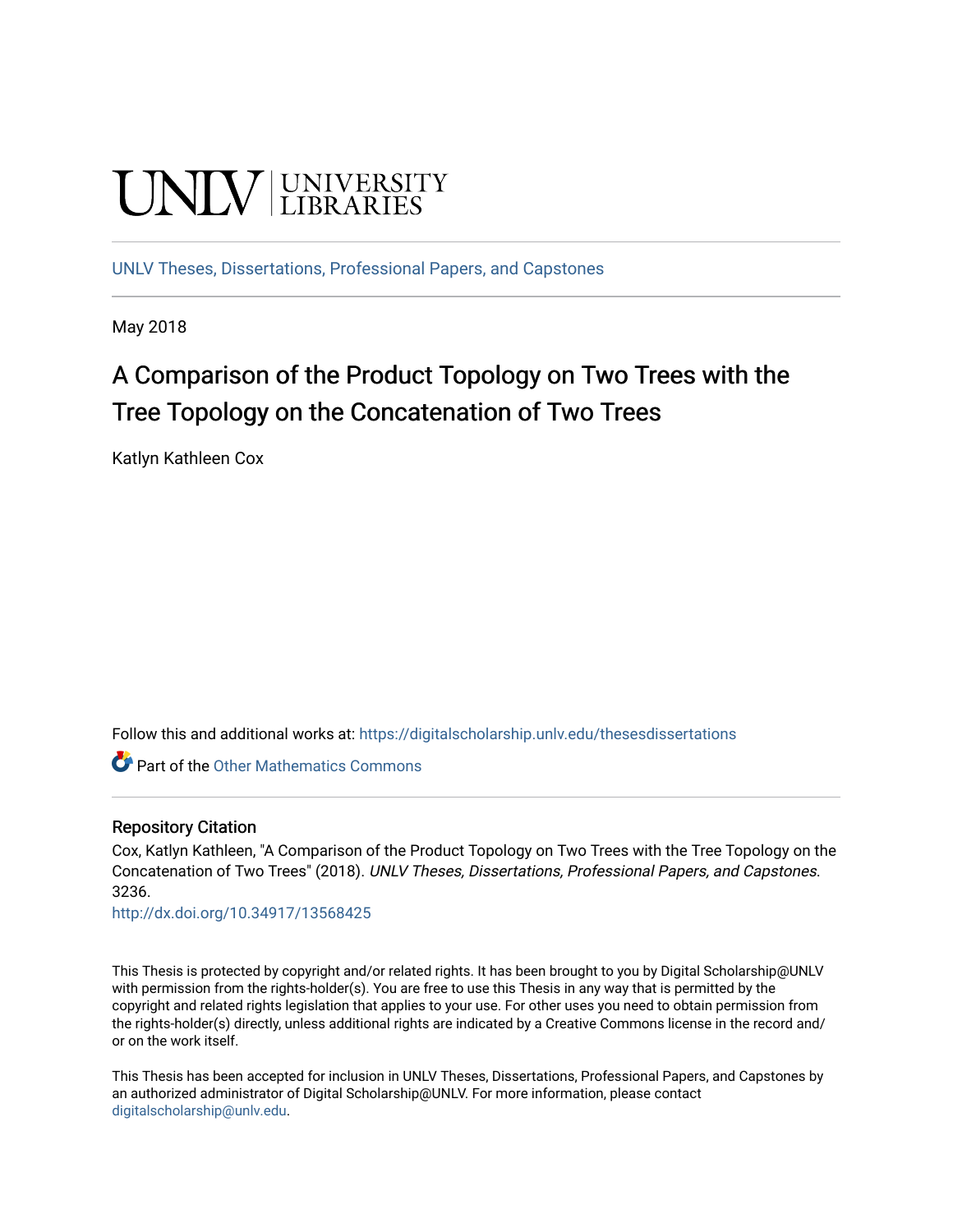UNLV | UNIVERSITY LIBRARIES

UNLV Theses, Dissertations, Professional Papers, and Capstones

May 2018

# A Comparison of the Product Topology on Two Trees with the Tree Topology on the Concatenation of Two Trees

Katlyn Kathleen Cox

Follow this and additional works at: https://digitalscholarship.unlv.edu/thesesdissertations

Part of the Other Mathematics Commons

## Repository Citation

Cox, Katlyn Kathleen, "A Comparison of the Product Topology on Two Trees with the Tree Topology on the Concatenation of Two Trees" (2018). *UNLV Theses, Dissertations, Professional Papers, and Capstones*. 3236.
http://dx.doi.org/10.34917/13568425

This Thesis is protected by copyright and/or related rights. It has been brought to you by Digital Scholarship@UNLV with permission from the rights-holder(s). You are free to use this Thesis in any way that is permitted by the copyright and related rights legislation that applies to your use. For other uses you need to obtain permission from the rights-holder(s) directly, unless additional rights are indicated by a Creative Commons license in the record and/or on the work itself.

This Thesis has been accepted for inclusion in UNLV Theses, Dissertations, Professional Papers, and Capstones by an authorized administrator of Digital Scholarship@UNLV. For more information, please contact digitalscholarship@unlv.edu.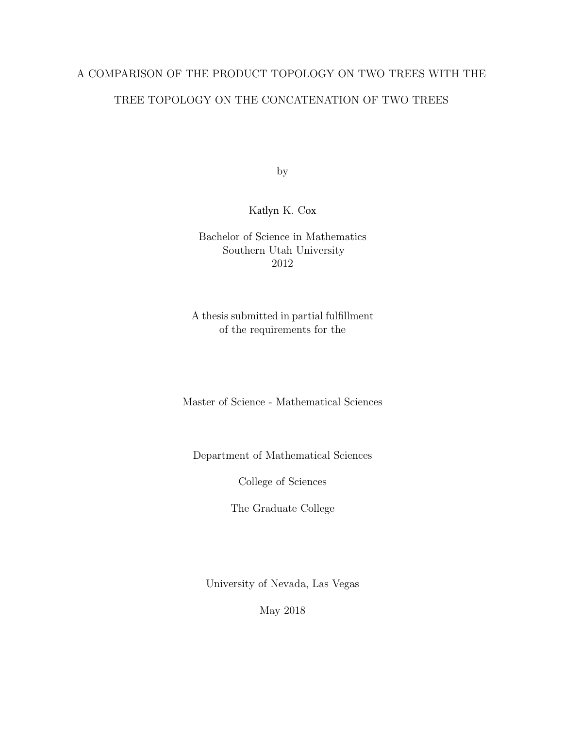# A COMPARISON OF THE PRODUCT TOPOLOGY ON TWO TREES WITH THE TREE TOPOLOGY ON THE CONCATENATION OF TWO TREES

by

Katlyn K. Cox

Bachelor of Science in Mathematics
Southern Utah University
2012

A thesis submitted in partial fulfillment
of the requirements for the

Master of Science - Mathematical Sciences

Department of Mathematical Sciences

College of Sciences

The Graduate College

University of Nevada, Las Vegas

May 2018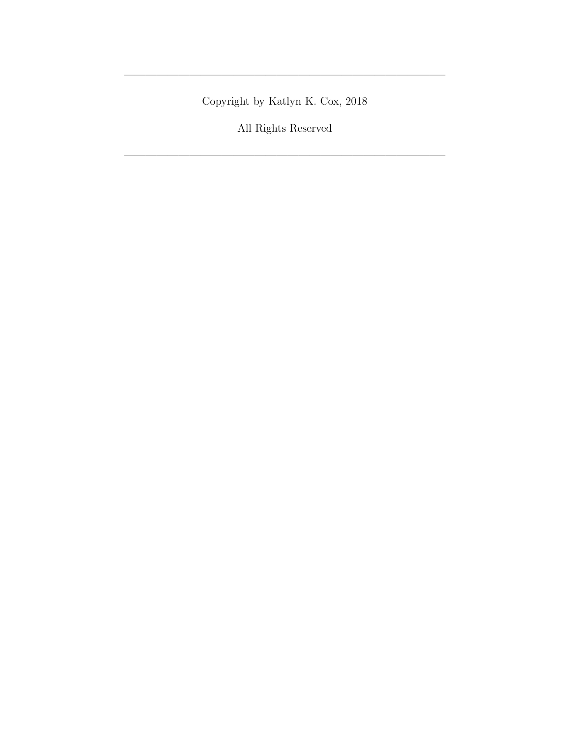---

Copyright by Katlyn K. Cox, 2018

All Rights Reserved

---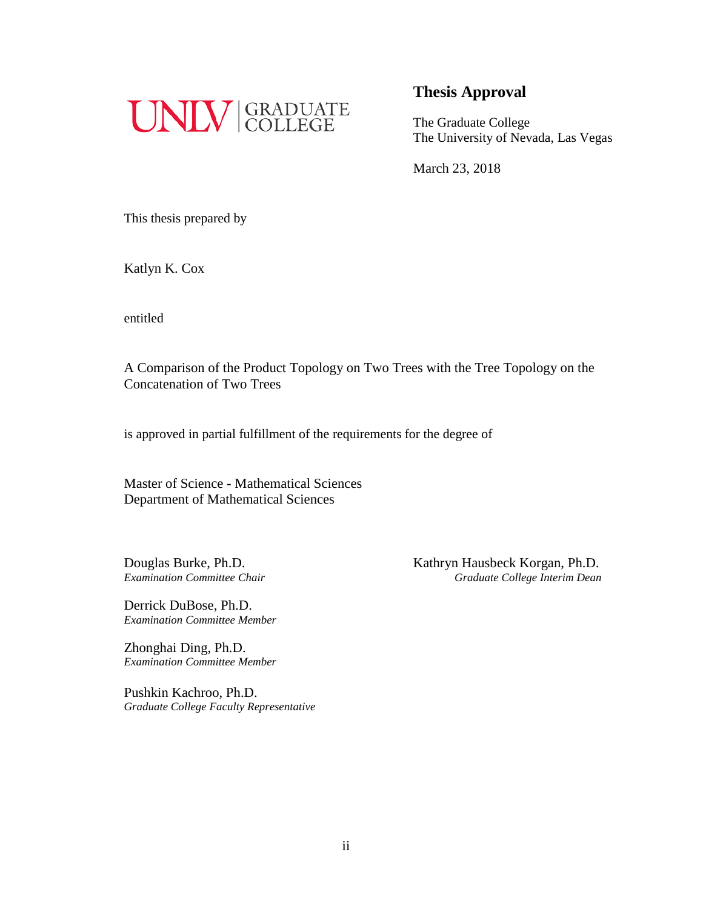UNLV | GRADUATE COLLEGE

## Thesis Approval

The Graduate College
The University of Nevada, Las Vegas

March 23, 2018

This thesis prepared by

Katlyn K. Cox

entitled

A Comparison of the Product Topology on Two Trees with the Tree Topology on the Concatenation of Two Trees

is approved in partial fulfillment of the requirements for the degree of

Master of Science - Mathematical Sciences
Department of Mathematical Sciences

Douglas Burke, Ph.D.
*Examination Committee Chair*

Derrick DuBose, Ph.D.
*Examination Committee Member*

Zhonghai Ding, Ph.D.
*Examination Committee Member*

Pushkin Kachroo, Ph.D.
*Graduate College Faculty Representative*

Kathryn Hausbeck Korgan, Ph.D.
*Graduate College Interim Dean*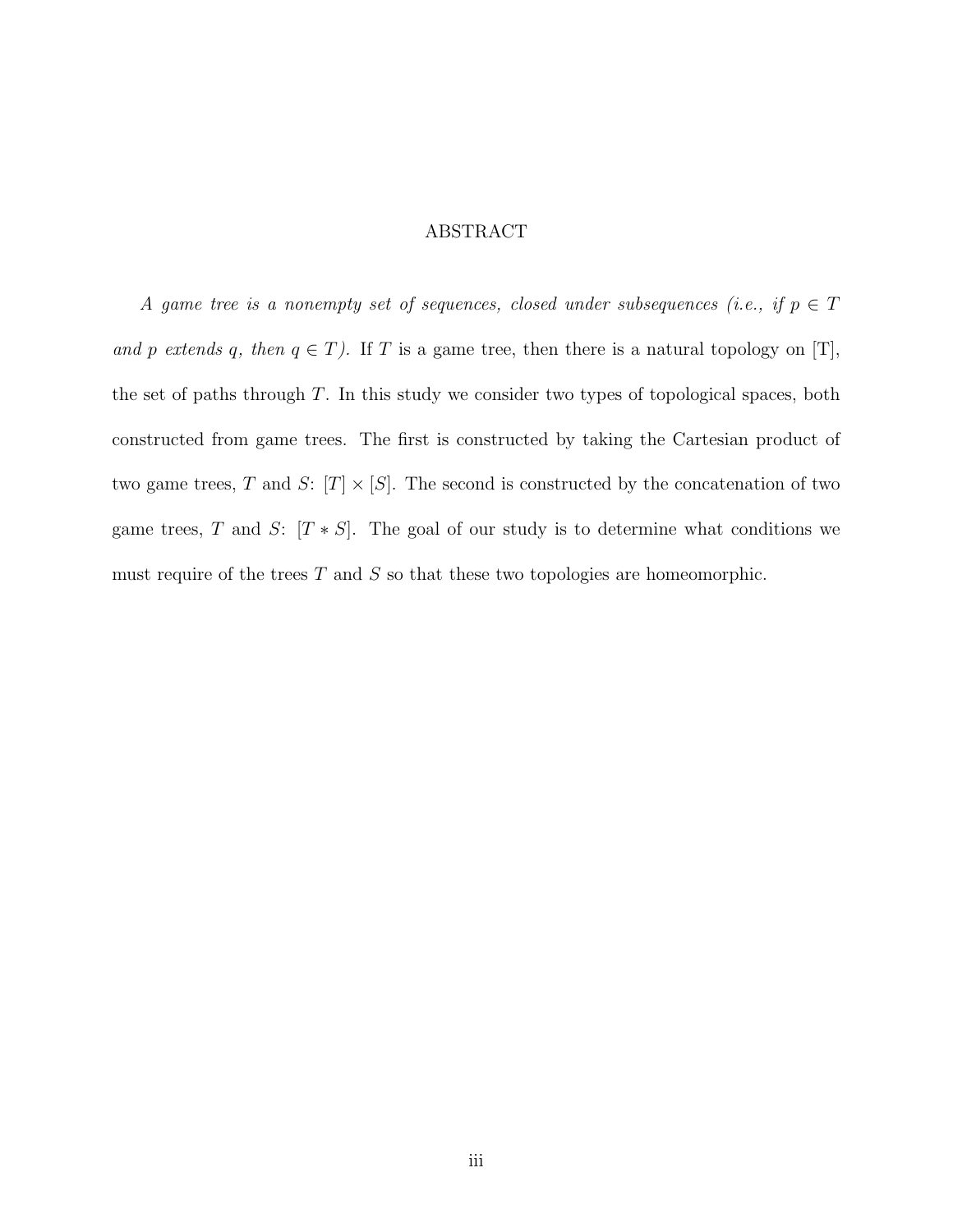# ABSTRACT

*A game tree is a nonempty set of sequences, closed under subsequences (i.e., if $p \in T$ and $p$ extends $q$, then $q \in T$).* If $T$ is a game tree, then there is a natural topology on [T], the set of paths through $T$. In this study we consider two types of topological spaces, both constructed from game trees. The first is constructed by taking the Cartesian product of two game trees, $T$ and $S$: $[T] \times [S]$. The second is constructed by the concatenation of two game trees, $T$ and $S$: $[T * S]$. The goal of our study is to determine what conditions we must require of the trees $T$ and $S$ so that these two topologies are homeomorphic.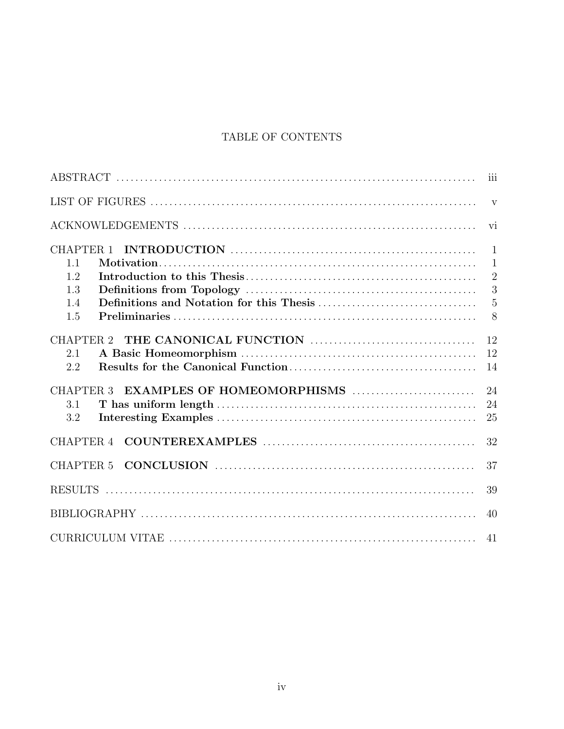# TABLE OF CONTENTS

| | |
|---|---|
| ABSTRACT | iii |
| LIST OF FIGURES | v |
| ACKNOWLEDGEMENTS | vi |
| CHAPTER 1 **INTRODUCTION** | 1 |
| 1.1 **Motivation** | 1 |
| 1.2 **Introduction to this Thesis** | 2 |
| 1.3 **Definitions from Topology** | 3 |
| 1.4 **Definitions and Notation for this Thesis** | 5 |
| 1.5 **Preliminaries** | 8 |
| CHAPTER 2 **THE CANONICAL FUNCTION** | 12 |
| 2.1 **A Basic Homeomorphism** | 12 |
| 2.2 **Results for the Canonical Function** | 14 |
| CHAPTER 3 **EXAMPLES OF HOMEOMORPHISMS** | 24 |
| 3.1 **T has uniform length** | 24 |
| 3.2 **Interesting Examples** | 25 |
| CHAPTER 4 **COUNTEREXAMPLES** | 32 |
| CHAPTER 5 **CONCLUSION** | 37 |
| RESULTS | 39 |
| BIBLIOGRAPHY | 40 |
| CURRICULUM VITAE | 41 |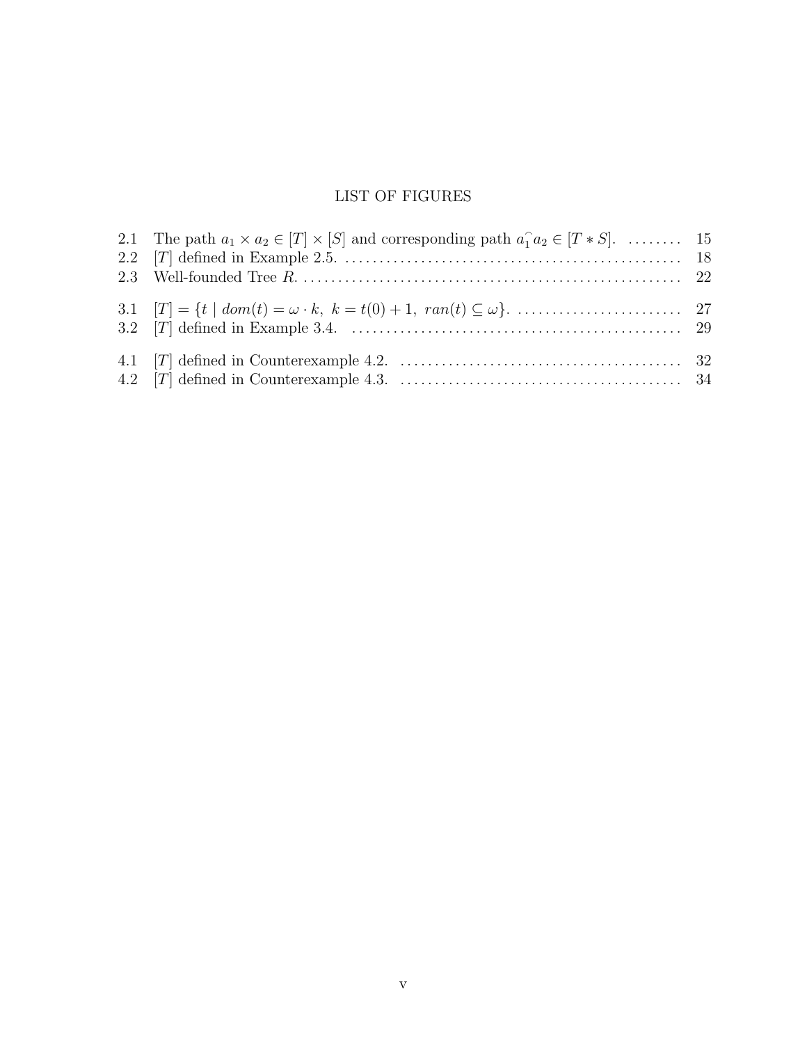# LIST OF FIGURES

2.1 The path $a_1 \times a_2 \in [T] \times [S]$ and corresponding path $a_1^\frown a_2 \in [T * S]$. ........ 15
2.2 $[T]$ defined in Example 2.5. ........ 18
2.3 Well-founded Tree $R$. ........ 22

3.1 $[T] = \{t \mid dom(t) = \omega \cdot k,\ k = t(0) + 1,\ ran(t) \subseteq \omega\}$. ........ 27
3.2 $[T]$ defined in Example 3.4. ........ 29

4.1 $[T]$ defined in Counterexample 4.2. ........ 32
4.2 $[T]$ defined in Counterexample 4.3. ........ 34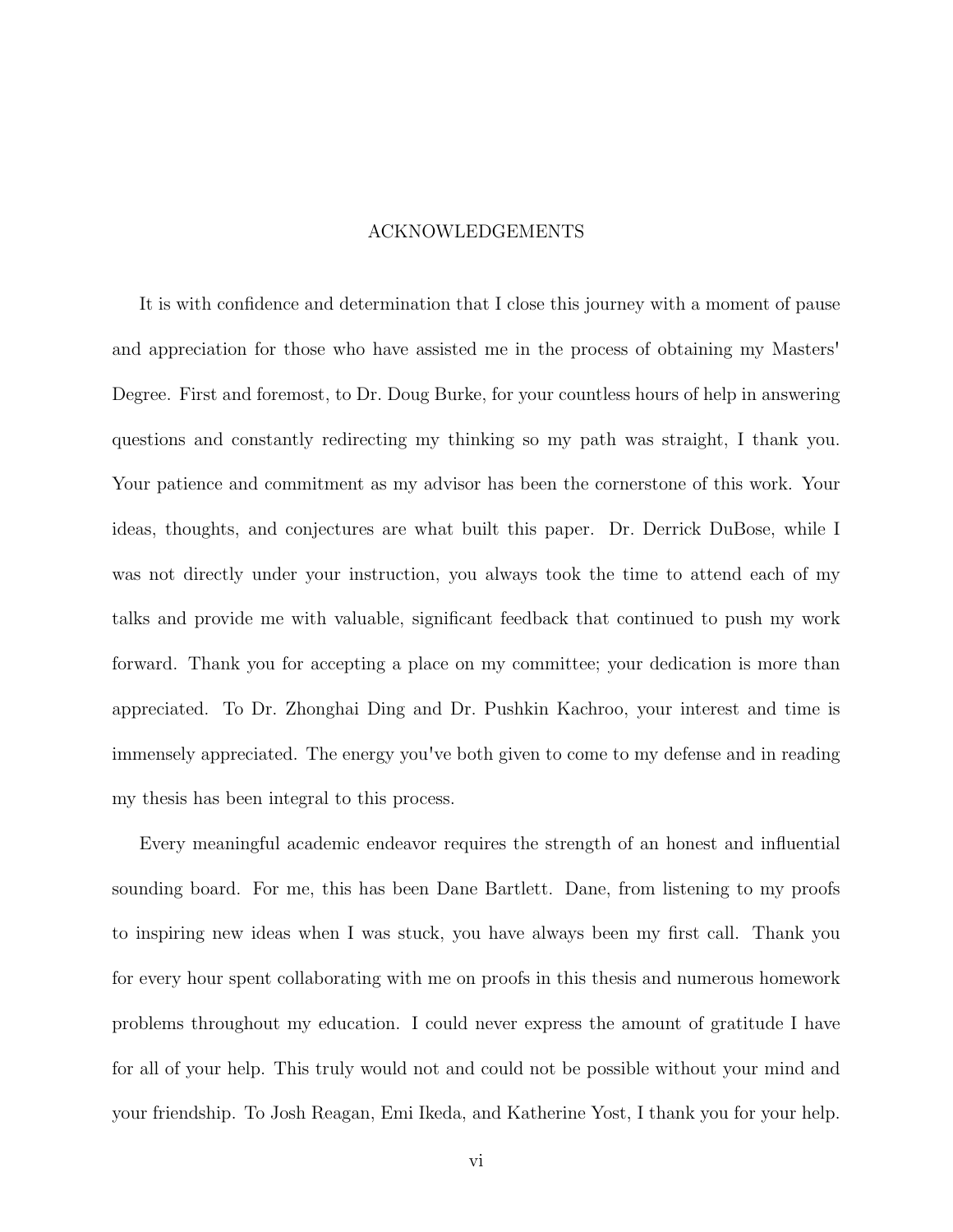# ACKNOWLEDGEMENTS

It is with confidence and determination that I close this journey with a moment of pause and appreciation for those who have assisted me in the process of obtaining my Masters' Degree. First and foremost, to Dr. Doug Burke, for your countless hours of help in answering questions and constantly redirecting my thinking so my path was straight, I thank you. Your patience and commitment as my advisor has been the cornerstone of this work. Your ideas, thoughts, and conjectures are what built this paper. Dr. Derrick DuBose, while I was not directly under your instruction, you always took the time to attend each of my talks and provide me with valuable, significant feedback that continued to push my work forward. Thank you for accepting a place on my committee; your dedication is more than appreciated. To Dr. Zhonghai Ding and Dr. Pushkin Kachroo, your interest and time is immensely appreciated. The energy you've both given to come to my defense and in reading my thesis has been integral to this process.

Every meaningful academic endeavor requires the strength of an honest and influential sounding board. For me, this has been Dane Bartlett. Dane, from listening to my proofs to inspiring new ideas when I was stuck, you have always been my first call. Thank you for every hour spent collaborating with me on proofs in this thesis and numerous homework problems throughout my education. I could never express the amount of gratitude I have for all of your help. This truly would not and could not be possible without your mind and your friendship. To Josh Reagan, Emi Ikeda, and Katherine Yost, I thank you for your help.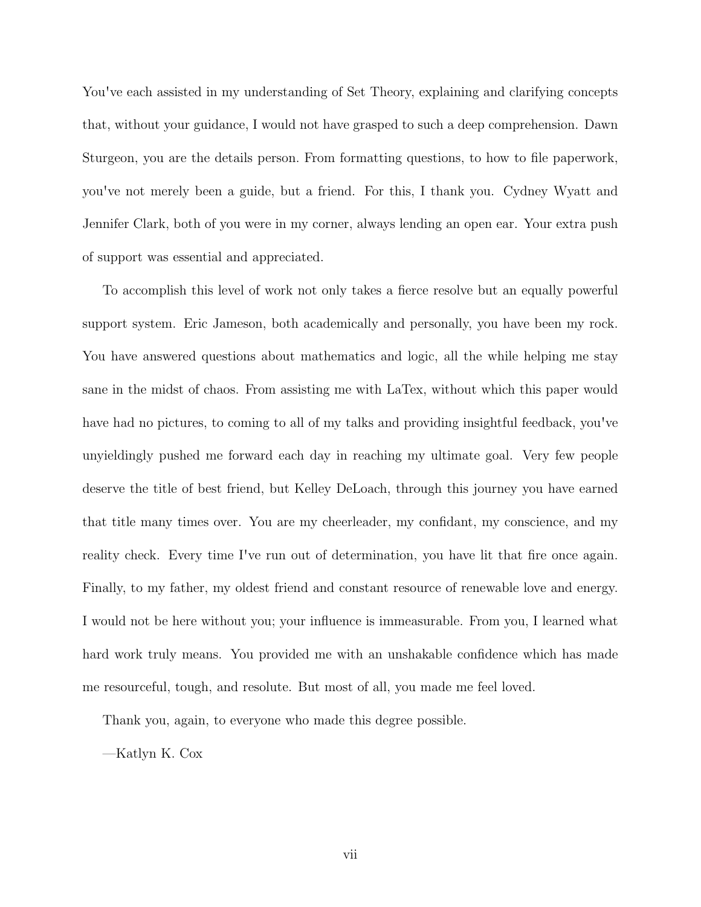You've each assisted in my understanding of Set Theory, explaining and clarifying concepts that, without your guidance, I would not have grasped to such a deep comprehension. Dawn Sturgeon, you are the details person. From formatting questions, to how to file paperwork, you've not merely been a guide, but a friend. For this, I thank you. Cydney Wyatt and Jennifer Clark, both of you were in my corner, always lending an open ear. Your extra push of support was essential and appreciated.

To accomplish this level of work not only takes a fierce resolve but an equally powerful support system. Eric Jameson, both academically and personally, you have been my rock. You have answered questions about mathematics and logic, all the while helping me stay sane in the midst of chaos. From assisting me with LaTex, without which this paper would have had no pictures, to coming to all of my talks and providing insightful feedback, you've unyieldingly pushed me forward each day in reaching my ultimate goal. Very few people deserve the title of best friend, but Kelley DeLoach, through this journey you have earned that title many times over. You are my cheerleader, my confidant, my conscience, and my reality check. Every time I've run out of determination, you have lit that fire once again. Finally, to my father, my oldest friend and constant resource of renewable love and energy. I would not be here without you; your influence is immeasurable. From you, I learned what hard work truly means. You provided me with an unshakable confidence which has made me resourceful, tough, and resolute. But most of all, you made me feel loved.

Thank you, again, to everyone who made this degree possible.

—Katlyn K. Cox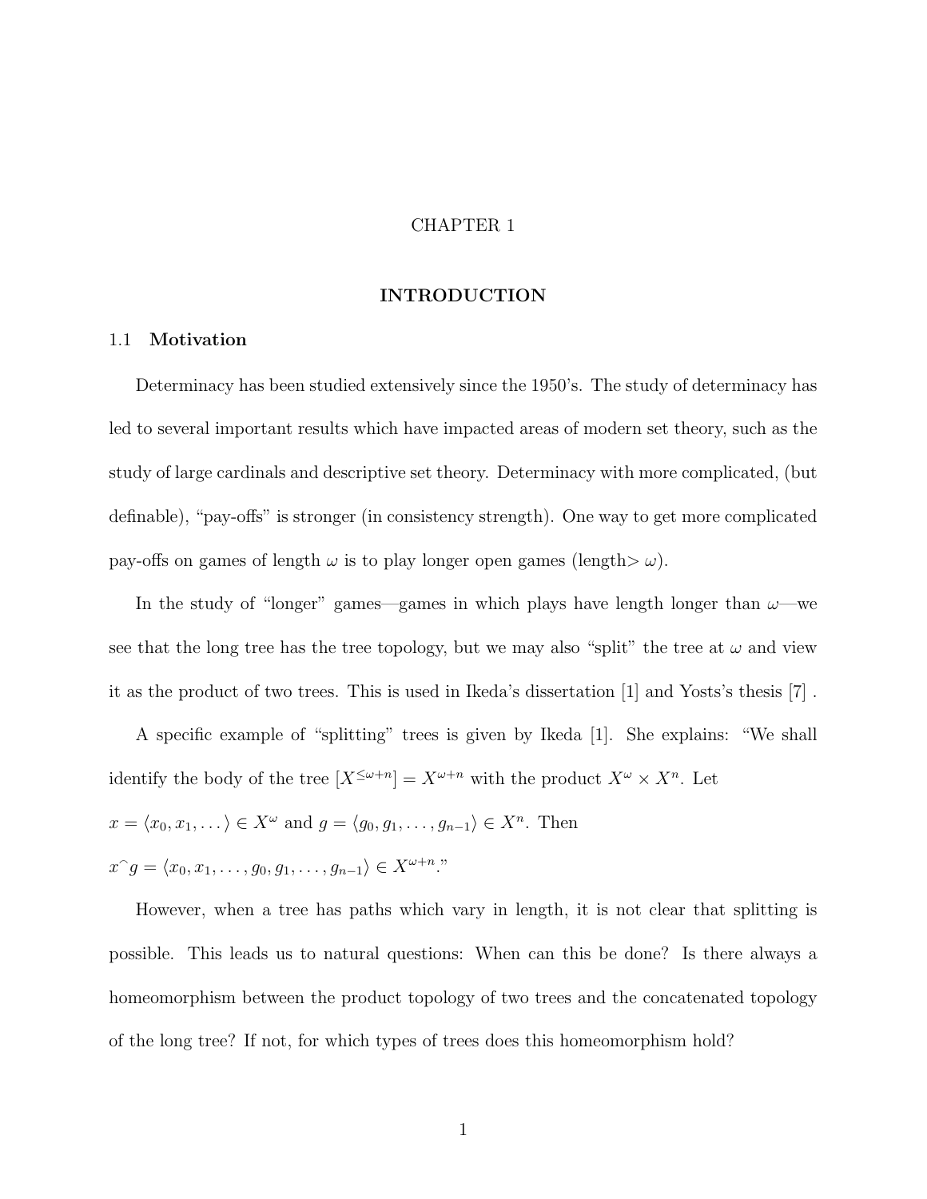# CHAPTER 1

# INTRODUCTION

## 1.1 Motivation

Determinacy has been studied extensively since the 1950's. The study of determinacy has led to several important results which have impacted areas of modern set theory, such as the study of large cardinals and descriptive set theory. Determinacy with more complicated, (but definable), "pay-offs" is stronger (in consistency strength). One way to get more complicated pay-offs on games of length $\omega$ is to play longer open games (length$> \omega$).

In the study of "longer" games—games in which plays have length longer than $\omega$—we see that the long tree has the tree topology, but we may also "split" the tree at $\omega$ and view it as the product of two trees. This is used in Ikeda's dissertation [1] and Yosts's thesis [7] .

A specific example of "splitting" trees is given by Ikeda [1]. She explains: "We shall identify the body of the tree $[X^{\leq\omega+n}] = X^{\omega+n}$ with the product $X^{\omega} \times X^{n}$. Let $x = \langle x_0, x_1, \dots \rangle \in X^{\omega}$ and $g = \langle g_0, g_1, \dots, g_{n-1} \rangle \in X^{n}$. Then $x^\frown g = \langle x_0, x_1, \dots, g_0, g_1, \dots, g_{n-1} \rangle \in X^{\omega+n}$."

However, when a tree has paths which vary in length, it is not clear that splitting is possible. This leads us to natural questions: When can this be done? Is there always a homeomorphism between the product topology of two trees and the concatenated topology of the long tree? If not, for which types of trees does this homeomorphism hold?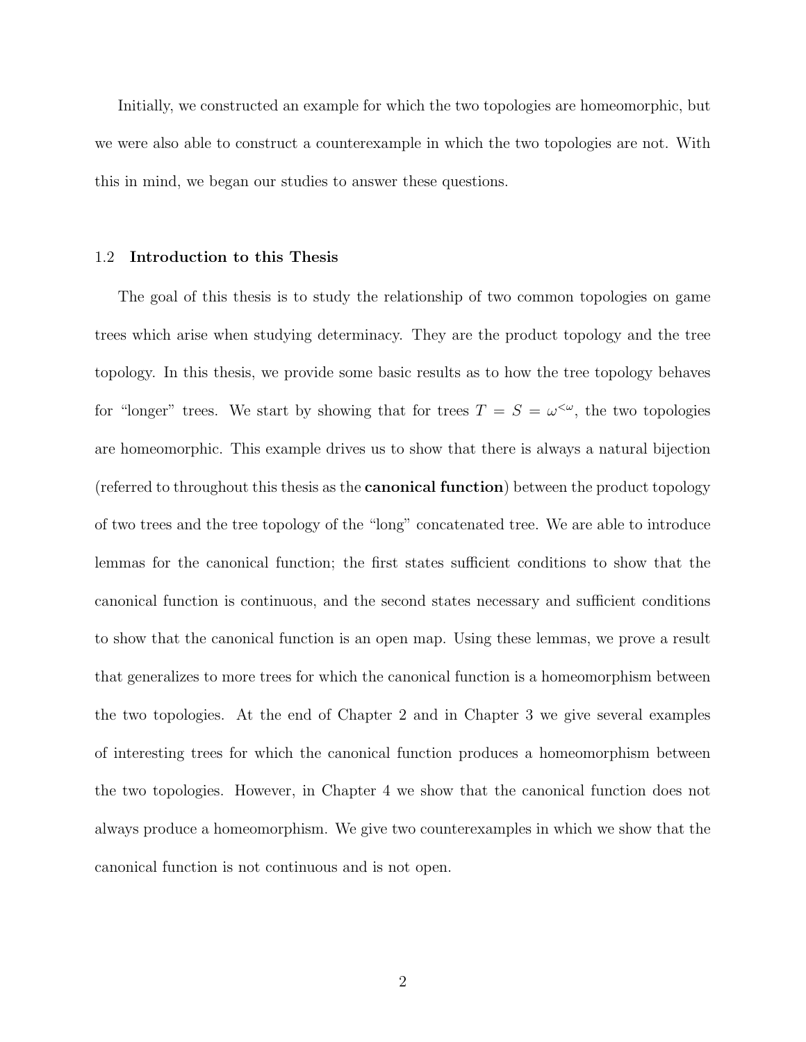Initially, we constructed an example for which the two topologies are homeomorphic, but we were also able to construct a counterexample in which the two topologies are not. With this in mind, we began our studies to answer these questions.

## 1.2 Introduction to this Thesis

The goal of this thesis is to study the relationship of two common topologies on game trees which arise when studying determinacy. They are the product topology and the tree topology. In this thesis, we provide some basic results as to how the tree topology behaves for "longer" trees. We start by showing that for trees $T = S = \omega^{<\omega}$, the two topologies are homeomorphic. This example drives us to show that there is always a natural bijection (referred to throughout this thesis as the **canonical function**) between the product topology of two trees and the tree topology of the "long" concatenated tree. We are able to introduce lemmas for the canonical function; the first states sufficient conditions to show that the canonical function is continuous, and the second states necessary and sufficient conditions to show that the canonical function is an open map. Using these lemmas, we prove a result that generalizes to more trees for which the canonical function is a homeomorphism between the two topologies. At the end of Chapter 2 and in Chapter 3 we give several examples of interesting trees for which the canonical function produces a homeomorphism between the two topologies. However, in Chapter 4 we show that the canonical function does not always produce a homeomorphism. We give two counterexamples in which we show that the canonical function is not continuous and is not open.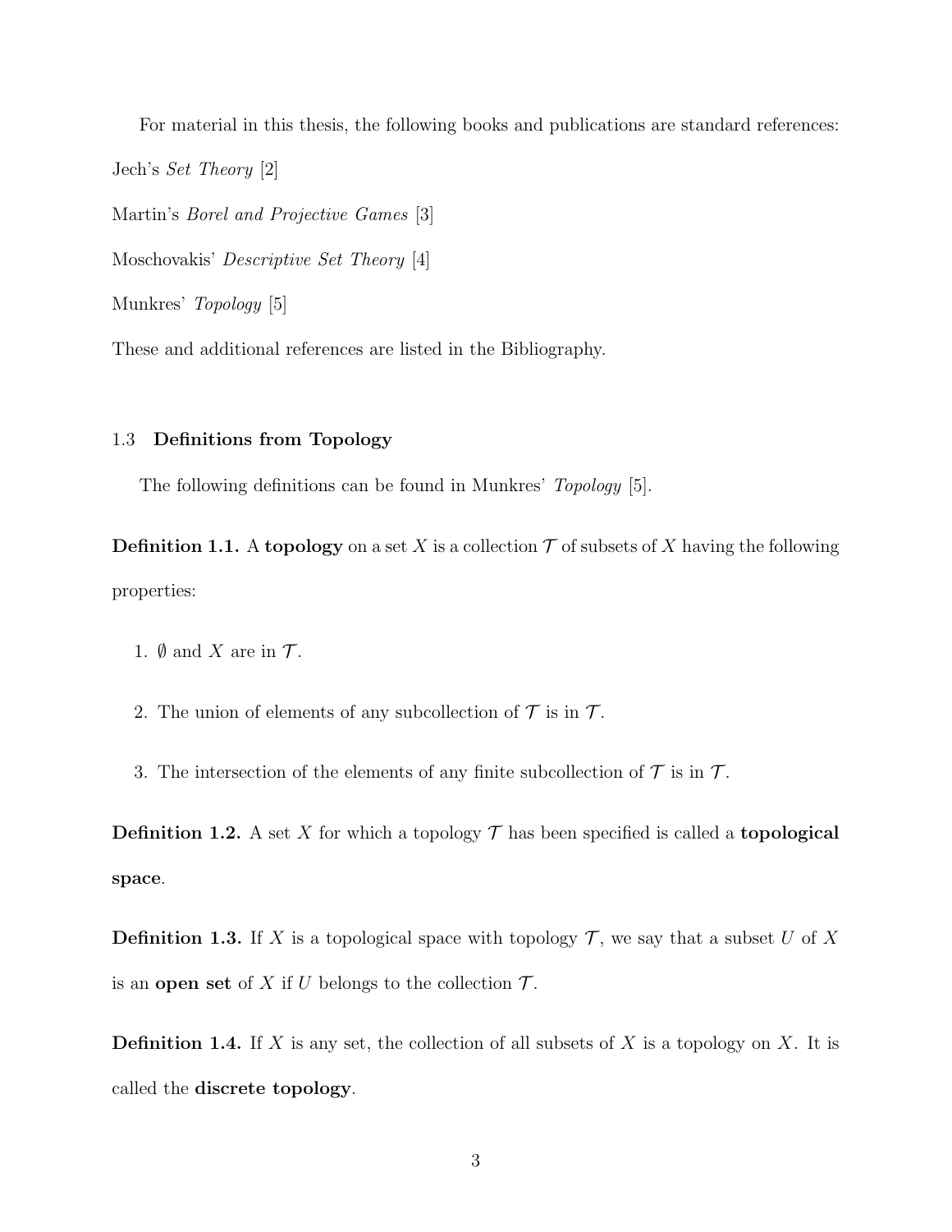For material in this thesis, the following books and publications are standard references:

Jech's *Set Theory* [2]

Martin's *Borel and Projective Games* [3]

Moschovakis' *Descriptive Set Theory* [4]

Munkres' *Topology* [5]

These and additional references are listed in the Bibliography.

## 1.3 Definitions from Topology

The following definitions can be found in Munkres' *Topology* [5].

**Definition 1.1.** A **topology** on a set $X$ is a collection $\mathcal{T}$ of subsets of $X$ having the following properties:

1. $\emptyset$ and $X$ are in $\mathcal{T}$.
2. The union of elements of any subcollection of $\mathcal{T}$ is in $\mathcal{T}$.
3. The intersection of the elements of any finite subcollection of $\mathcal{T}$ is in $\mathcal{T}$.

**Definition 1.2.** A set $X$ for which a topology $\mathcal{T}$ has been specified is called a **topological space**.

**Definition 1.3.** If $X$ is a topological space with topology $\mathcal{T}$, we say that a subset $U$ of $X$ is an **open set** of $X$ if $U$ belongs to the collection $\mathcal{T}$.

**Definition 1.4.** If $X$ is any set, the collection of all subsets of $X$ is a topology on $X$. It is called the **discrete topology**.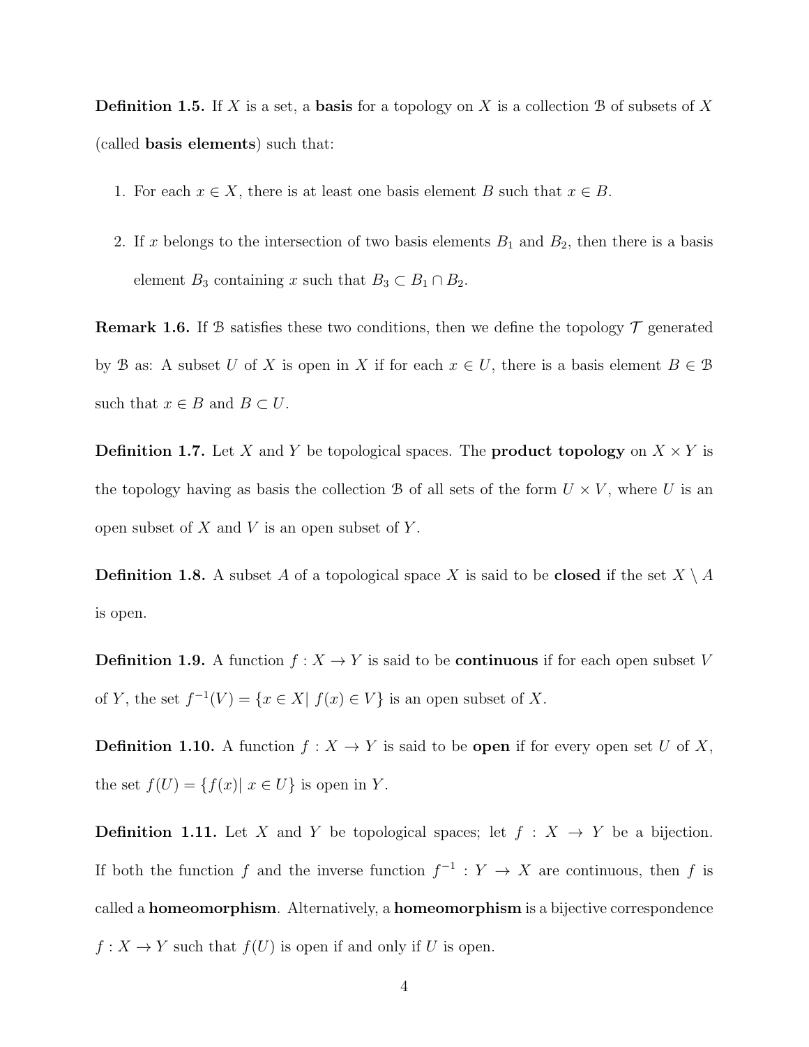**Definition 1.5.** If $X$ is a set, a **basis** for a topology on $X$ is a collection $\mathcal{B}$ of subsets of $X$ (called **basis elements**) such that:

1. For each $x \in X$, there is at least one basis element $B$ such that $x \in B$.
2. If $x$ belongs to the intersection of two basis elements $B_1$ and $B_2$, then there is a basis element $B_3$ containing $x$ such that $B_3 \subset B_1 \cap B_2$.

**Remark 1.6.** If $\mathcal{B}$ satisfies these two conditions, then we define the topology $\mathcal{T}$ generated by $\mathcal{B}$ as: A subset $U$ of $X$ is open in $X$ if for each $x \in U$, there is a basis element $B \in \mathcal{B}$ such that $x \in B$ and $B \subset U$.

**Definition 1.7.** Let $X$ and $Y$ be topological spaces. The **product topology** on $X \times Y$ is the topology having as basis the collection $\mathcal{B}$ of all sets of the form $U \times V$, where $U$ is an open subset of $X$ and $V$ is an open subset of $Y$.

**Definition 1.8.** A subset $A$ of a topological space $X$ is said to be **closed** if the set $X \setminus A$ is open.

**Definition 1.9.** A function $f : X \to Y$ is said to be **continuous** if for each open subset $V$ of $Y$, the set $f^{-1}(V) = \{x \in X | \; f(x) \in V\}$ is an open subset of $X$.

**Definition 1.10.** A function $f : X \to Y$ is said to be **open** if for every open set $U$ of $X$, the set $f(U) = \{f(x) | \; x \in U\}$ is open in $Y$.

**Definition 1.11.** Let $X$ and $Y$ be topological spaces; let $f : X \to Y$ be a bijection. If both the function $f$ and the inverse function $f^{-1} : Y \to X$ are continuous, then $f$ is called a **homeomorphism**. Alternatively, a **homeomorphism** is a bijective correspondence $f : X \to Y$ such that $f(U)$ is open if and only if $U$ is open.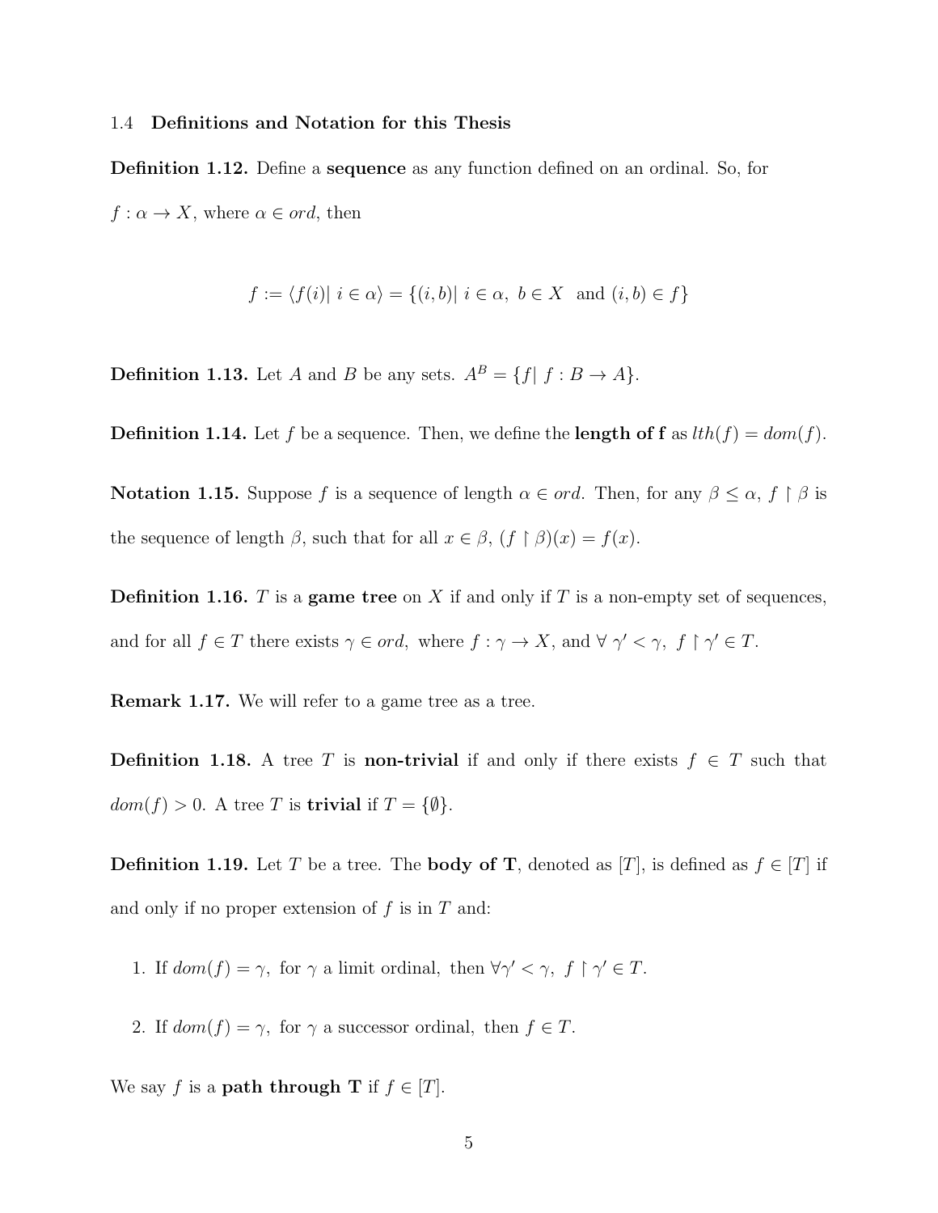## 1.4 Definitions and Notation for this Thesis

**Definition 1.12.** Define a **sequence** as any function defined on an ordinal. So, for $f : \alpha \to X$, where $\alpha \in ord$, then

$$f := \langle f(i) |\ i \in \alpha \rangle = \{(i, b) |\ i \in \alpha,\ b \in X \text{ and } (i, b) \in f\}$$

**Definition 1.13.** Let $A$ and $B$ be any sets. $A^B = \{f |\ f : B \to A\}$.

**Definition 1.14.** Let $f$ be a sequence. Then, we define the **length of f** as $lth(f) = dom(f)$.

**Notation 1.15.** Suppose $f$ is a sequence of length $\alpha \in ord$. Then, for any $\beta \leq \alpha$, $f \restriction \beta$ is the sequence of length $\beta$, such that for all $x \in \beta$, $(f \restriction \beta)(x) = f(x)$.

**Definition 1.16.** $T$ is a **game tree** on $X$ if and only if $T$ is a non-empty set of sequences, and for all $f \in T$ there exists $\gamma \in ord,$ where $f : \gamma \to X$, and $\forall\ \gamma' < \gamma,\ f \restriction \gamma' \in T$.

**Remark 1.17.** We will refer to a game tree as a tree.

**Definition 1.18.** A tree $T$ is **non-trivial** if and only if there exists $f \in T$ such that $dom(f) > 0$. A tree $T$ is **trivial** if $T = \{\emptyset\}$.

**Definition 1.19.** Let $T$ be a tree. The **body of T**, denoted as $[T]$, is defined as $f \in [T]$ if and only if no proper extension of $f$ is in $T$ and:

1. If $dom(f) = \gamma,$ for $\gamma$ a limit ordinal, then $\forall \gamma' < \gamma,\ f \restriction \gamma' \in T$.
2. If $dom(f) = \gamma,$ for $\gamma$ a successor ordinal, then $f \in T$.

We say $f$ is a **path through T** if $f \in [T]$.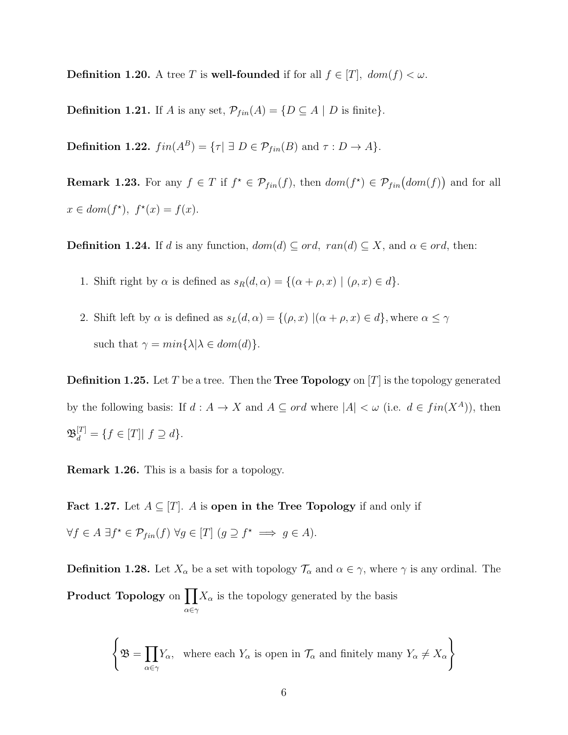**Definition 1.20.** A tree $T$ is **well-founded** if for all $f \in [T]$, $dom(f) < \omega$.

**Definition 1.21.** If $A$ is any set, $\mathcal{P}_{fin}(A) = \{D \subseteq A \mid D \text{ is finite}\}$.

**Definition 1.22.** $fin(A^B) = \{\tau \mid \exists\ D \in \mathcal{P}_{fin}(B) \text{ and } \tau : D \to A\}$.

**Remark 1.23.** For any $f \in T$ if $f^\star \in \mathcal{P}_{fin}(f)$, then $dom(f^\star) \in \mathcal{P}_{fin}\big(dom(f)\big)$ and for all $x \in dom(f^\star)$, $f^\star(x) = f(x)$.

**Definition 1.24.** If $d$ is any function, $dom(d) \subseteq ord$, $ran(d) \subseteq X$, and $\alpha \in ord$, then:

1. Shift right by $\alpha$ is defined as $s_R(d, \alpha) = \{(\alpha + \rho, x) \mid (\rho, x) \in d\}$.
2. Shift left by $\alpha$ is defined as $s_L(d, \alpha) = \{(\rho, x) \mid (\alpha + \rho, x) \in d\}$, where $\alpha \leq \gamma$ such that $\gamma = min\{\lambda \mid \lambda \in dom(d)\}$.

**Definition 1.25.** Let $T$ be a tree. Then the **Tree Topology** on $[T]$ is the topology generated by the following basis: If $d : A \to X$ and $A \subseteq ord$ where $|A| < \omega$ (i.e. $d \in fin(X^A)$), then $\mathfrak{B}_d^{[T]} = \{f \in [T] \mid f \supseteq d\}$.

**Remark 1.26.** This is a basis for a topology.

**Fact 1.27.** Let $A \subseteq [T]$. $A$ is **open in the Tree Topology** if and only if $\forall f \in A\ \exists f^\star \in \mathcal{P}_{fin}(f)\ \forall g \in [T]\ (g \supseteq f^\star \implies g \in A)$.

**Definition 1.28.** Let $X_\alpha$ be a set with topology $\mathcal{T}_\alpha$ and $\alpha \in \gamma$, where $\gamma$ is any ordinal. The **Product Topology** on $\prod_{\alpha \in \gamma} X_\alpha$ is the topology generated by the basis

$$\left\{ \mathfrak{B} = \prod_{\alpha \in \gamma} Y_\alpha, \ \text{ where each } Y_\alpha \text{ is open in } \mathcal{T}_\alpha \text{ and finitely many } Y_\alpha \neq X_\alpha \right\}$$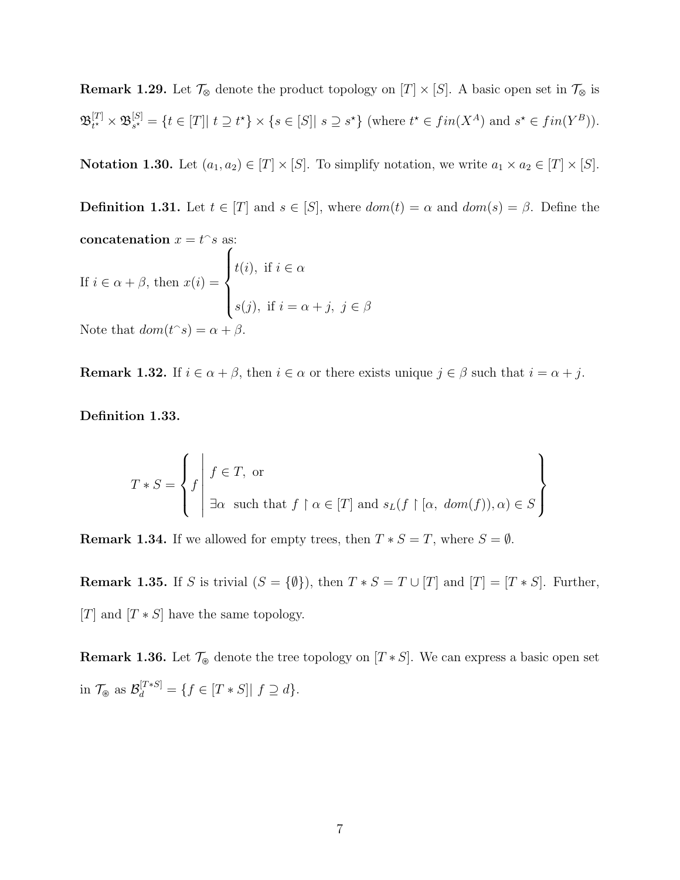**Remark 1.29.** Let $\mathcal{T}_\otimes$ denote the product topology on $[T] \times [S]$. A basic open set in $\mathcal{T}_\otimes$ is $\mathfrak{B}^{[T]}_{t^\star} \times \mathfrak{B}^{[S]}_{s^\star} = \{t \in [T] |\ t \supseteq t^\star\} \times \{s \in [S] |\ s \supseteq s^\star\}$ (where $t^\star \in fin(X^A)$ and $s^\star \in fin(Y^B)$).

**Notation 1.30.** Let $(a_1, a_2) \in [T] \times [S]$. To simplify notation, we write $a_1 \times a_2 \in [T] \times [S]$.

**Definition 1.31.** Let $t \in [T]$ and $s \in [S]$, where $dom(t) = \alpha$ and $dom(s) = \beta$. Define the **concatenation** $x = t^\frown s$ as:

If $i \in \alpha + \beta$, then $x(i) = \begin{cases} t(i), \text{ if } i \in \alpha \\ \\ s(j), \text{ if } i = \alpha + j,\ j \in \beta \end{cases}$

Note that $dom(t^\frown s) = \alpha + \beta$.

**Remark 1.32.** If $i \in \alpha + \beta$, then $i \in \alpha$ or there exists unique $j \in \beta$ such that $i = \alpha + j$.

**Definition 1.33.**

$$T * S = \left\{ f \;\middle|\; \begin{array}{l} f \in T, \text{ or} \\ \\ \exists \alpha \text{ such that } f \restriction \alpha \in [T] \text{ and } s_L(f \restriction [\alpha,\ dom(f)), \alpha) \in S \end{array} \right\}$$

**Remark 1.34.** If we allowed for empty trees, then $T * S = T$, where $S = \emptyset$.

**Remark 1.35.** If $S$ is trivial ($S = \{\emptyset\}$), then $T * S = T \cup [T]$ and $[T] = [T * S]$. Further, $[T]$ and $[T * S]$ have the same topology.

**Remark 1.36.** Let $\mathcal{T}_\circledast$ denote the tree topology on $[T * S]$. We can express a basic open set in $\mathcal{T}_\circledast$ as $\mathcal{B}^{[T*S]}_d = \{f \in [T * S] |\ f \supseteq d\}$.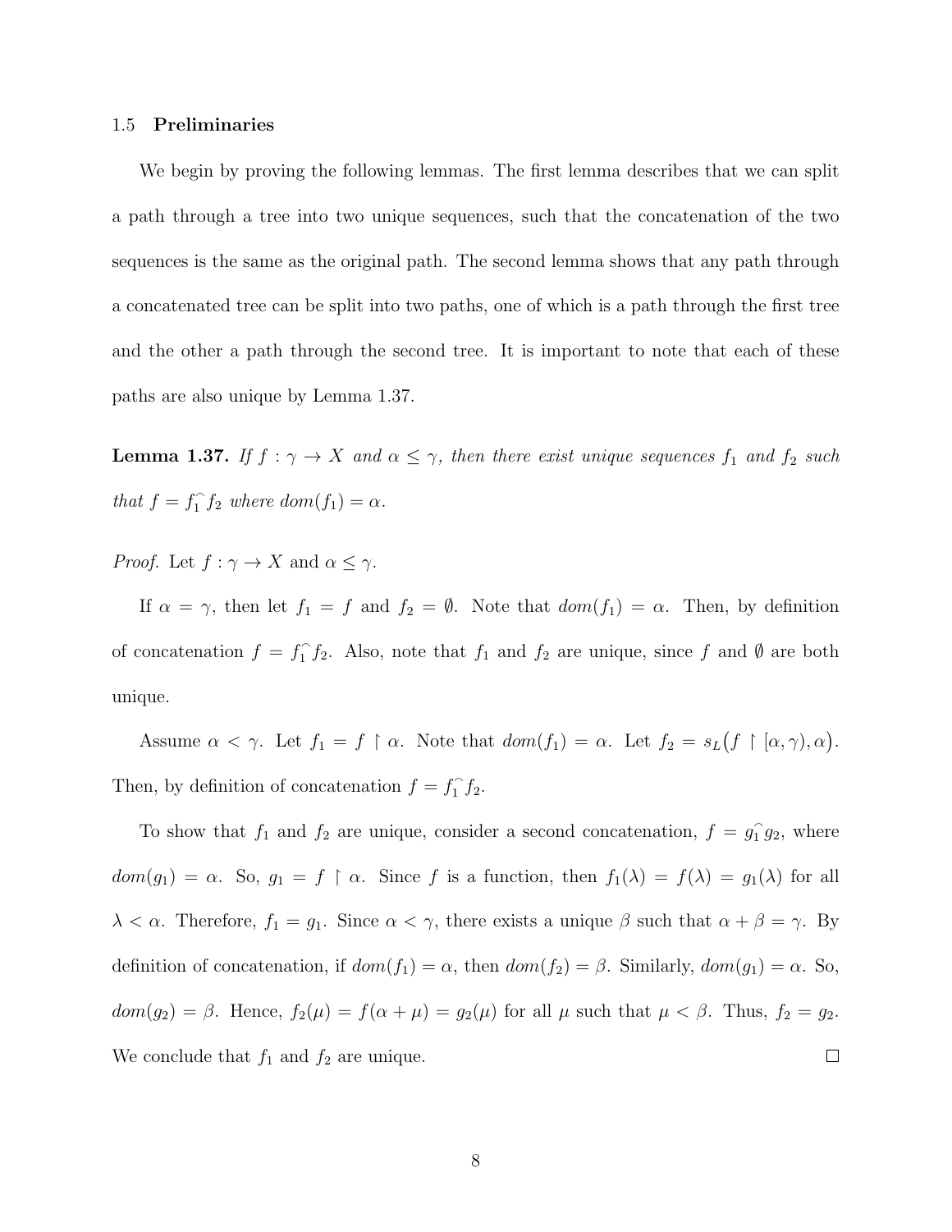### 1.5 Preliminaries

We begin by proving the following lemmas. The first lemma describes that we can split a path through a tree into two unique sequences, such that the concatenation of the two sequences is the same as the original path. The second lemma shows that any path through a concatenated tree can be split into two paths, one of which is a path through the first tree and the other a path through the second tree. It is important to note that each of these paths are also unique by Lemma 1.37.

**Lemma 1.37.** *If $f : \gamma \to X$ and $\alpha \leq \gamma$, then there exist unique sequences $f_1$ and $f_2$ such that $f = f_1^\frown f_2$ where $dom(f_1) = \alpha$.*

*Proof.* Let $f : \gamma \to X$ and $\alpha \leq \gamma$.

If $\alpha = \gamma$, then let $f_1 = f$ and $f_2 = \emptyset$. Note that $dom(f_1) = \alpha$. Then, by definition of concatenation $f = f_1^\frown f_2$. Also, note that $f_1$ and $f_2$ are unique, since $f$ and $\emptyset$ are both unique.

Assume $\alpha < \gamma$. Let $f_1 = f \restriction \alpha$. Note that $dom(f_1) = \alpha$. Let $f_2 = s_L\big(f \restriction [\alpha, \gamma), \alpha\big)$. Then, by definition of concatenation $f = f_1^\frown f_2$.

To show that $f_1$ and $f_2$ are unique, consider a second concatenation, $f = g_1^\frown g_2$, where $dom(g_1) = \alpha$. So, $g_1 = f \restriction \alpha$. Since $f$ is a function, then $f_1(\lambda) = f(\lambda) = g_1(\lambda)$ for all $\lambda < \alpha$. Therefore, $f_1 = g_1$. Since $\alpha < \gamma$, there exists a unique $\beta$ such that $\alpha + \beta = \gamma$. By definition of concatenation, if $dom(f_1) = \alpha$, then $dom(f_2) = \beta$. Similarly, $dom(g_1) = \alpha$. So, $dom(g_2) = \beta$. Hence, $f_2(\mu) = f(\alpha + \mu) = g_2(\mu)$ for all $\mu$ such that $\mu < \beta$. Thus, $f_2 = g_2$. We conclude that $f_1$ and $f_2$ are unique. $\square$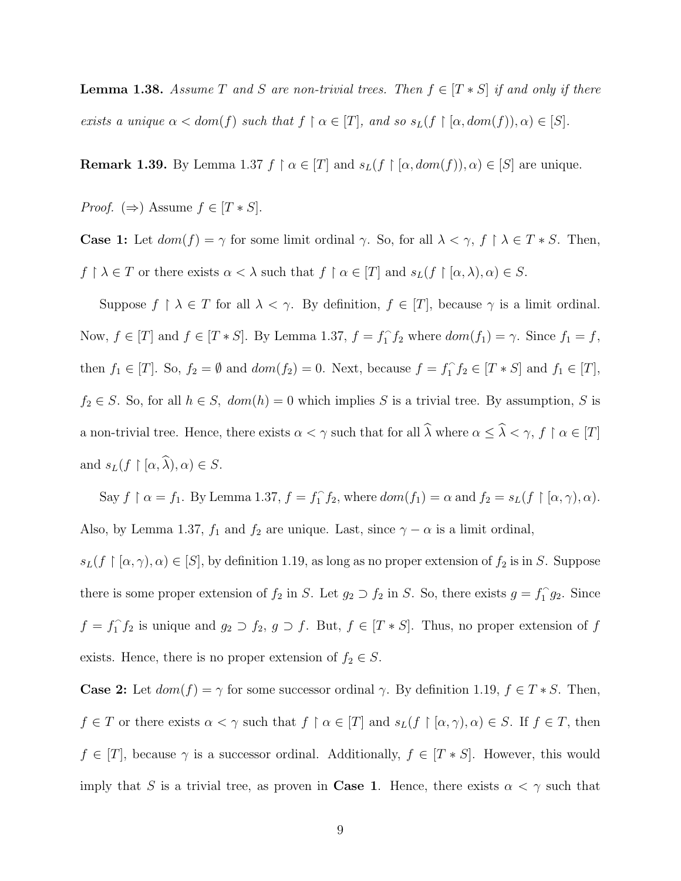**Lemma 1.38.** *Assume $T$ and $S$ are non-trivial trees. Then $f \in [T * S]$ if and only if there exists a unique $\alpha < dom(f)$ such that $f \restriction \alpha \in [T]$, and so $s_L(f \restriction [\alpha, dom(f)), \alpha) \in [S]$.*

**Remark 1.39.** By Lemma 1.37 $f \restriction \alpha \in [T]$ and $s_L(f \restriction [\alpha, dom(f)), \alpha) \in [S]$ are unique.

*Proof.* ($\Rightarrow$) Assume $f \in [T * S]$.

**Case 1:** Let $dom(f) = \gamma$ for some limit ordinal $\gamma$. So, for all $\lambda < \gamma$, $f \restriction \lambda \in T * S$. Then, $f \restriction \lambda \in T$ or there exists $\alpha < \lambda$ such that $f \restriction \alpha \in [T]$ and $s_L(f \restriction [\alpha, \lambda), \alpha) \in S$.

Suppose $f \restriction \lambda \in T$ for all $\lambda < \gamma$. By definition, $f \in [T]$, because $\gamma$ is a limit ordinal. Now, $f \in [T]$ and $f \in [T * S]$. By Lemma 1.37, $f = f_1^\frown f_2$ where $dom(f_1) = \gamma$. Since $f_1 = f$, then $f_1 \in [T]$. So, $f_2 = \emptyset$ and $dom(f_2) = 0$. Next, because $f = f_1^\frown f_2 \in [T * S]$ and $f_1 \in [T]$, $f_2 \in S$. So, for all $h \in S$, $dom(h) = 0$ which implies $S$ is a trivial tree. By assumption, $S$ is a non-trivial tree. Hence, there exists $\alpha < \gamma$ such that for all $\widehat{\lambda}$ where $\alpha \leq \widehat{\lambda} < \gamma$, $f \restriction \alpha \in [T]$ and $s_L(f \restriction [\alpha, \widehat{\lambda}), \alpha) \in S$.

Say $f \restriction \alpha = f_1$. By Lemma 1.37, $f = f_1^\frown f_2$, where $dom(f_1) = \alpha$ and $f_2 = s_L(f \restriction [\alpha, \gamma), \alpha)$. Also, by Lemma 1.37, $f_1$ and $f_2$ are unique. Last, since $\gamma - \alpha$ is a limit ordinal, $s_L(f \restriction [\alpha, \gamma), \alpha) \in [S]$, by definition 1.19, as long as no proper extension of $f_2$ is in $S$. Suppose there is some proper extension of $f_2$ in $S$. Let $g_2 \supset f_2$ in $S$. So, there exists $g = f_1^\frown g_2$. Since $f = f_1^\frown f_2$ is unique and $g_2 \supset f_2$, $g \supset f$. But, $f \in [T * S]$. Thus, no proper extension of $f$ exists. Hence, there is no proper extension of $f_2 \in S$.

**Case 2:** Let $dom(f) = \gamma$ for some successor ordinal $\gamma$. By definition 1.19, $f \in T * S$. Then, $f \in T$ or there exists $\alpha < \gamma$ such that $f \restriction \alpha \in [T]$ and $s_L(f \restriction [\alpha, \gamma), \alpha) \in S$. If $f \in T$, then $f \in [T]$, because $\gamma$ is a successor ordinal. Additionally, $f \in [T * S]$. However, this would imply that $S$ is a trivial tree, as proven in **Case 1**. Hence, there exists $\alpha < \gamma$ such that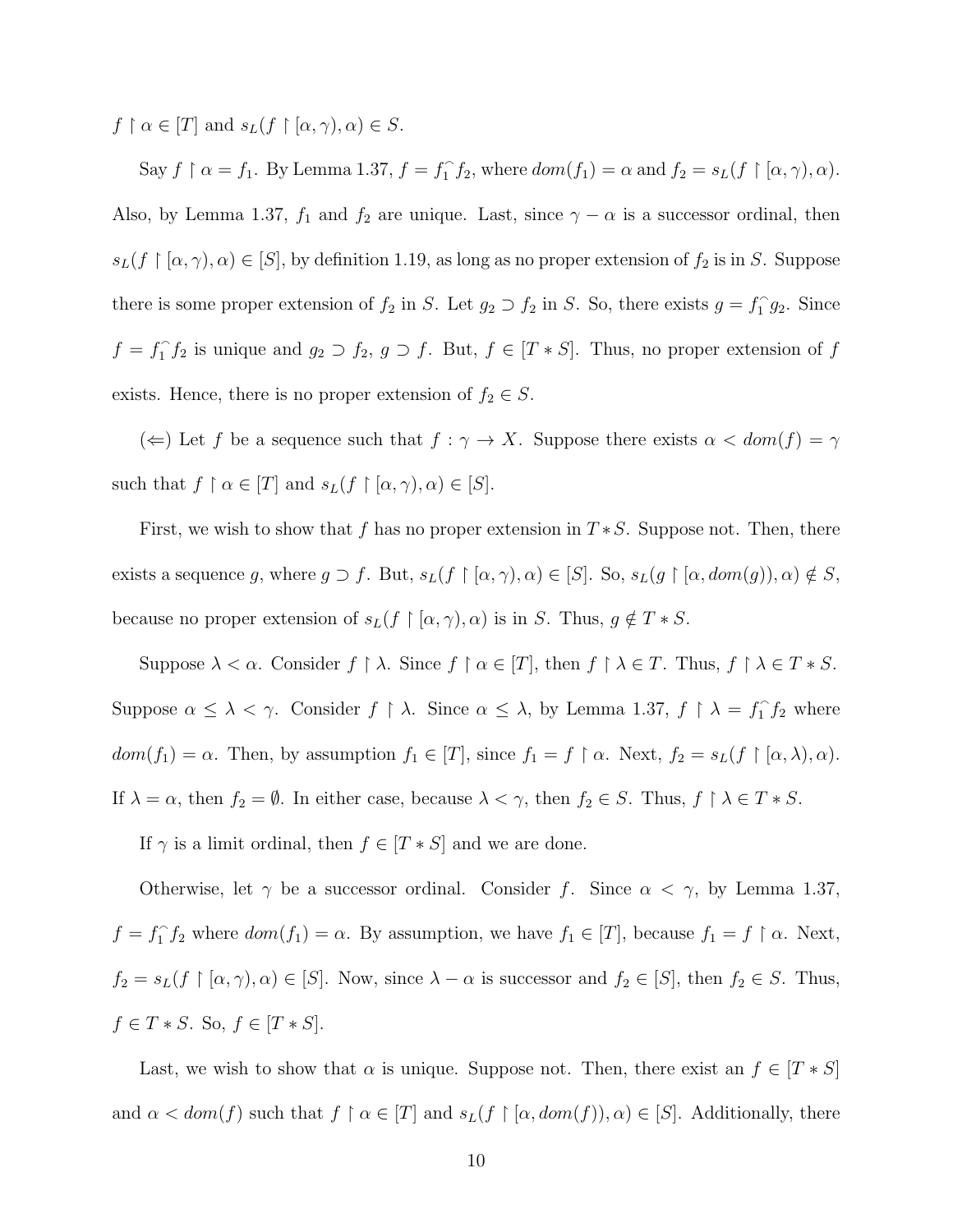$f \upharpoonright \alpha \in [T]$ and $s_L(f \upharpoonright [\alpha, \gamma), \alpha) \in S$.

Say $f \upharpoonright \alpha = f_1$. By Lemma 1.37, $f = f_1^\frown f_2$, where $dom(f_1) = \alpha$ and $f_2 = s_L(f \upharpoonright [\alpha, \gamma), \alpha)$. Also, by Lemma 1.37, $f_1$ and $f_2$ are unique. Last, since $\gamma - \alpha$ is a successor ordinal, then $s_L(f \upharpoonright [\alpha, \gamma), \alpha) \in [S]$, by definition 1.19, as long as no proper extension of $f_2$ is in $S$. Suppose there is some proper extension of $f_2$ in $S$. Let $g_2 \supset f_2$ in $S$. So, there exists $g = f_1^\frown g_2$. Since $f = f_1^\frown f_2$ is unique and $g_2 \supset f_2$, $g \supset f$. But, $f \in [T * S]$. Thus, no proper extension of $f$ exists. Hence, there is no proper extension of $f_2 \in S$.

($\Leftarrow$) Let $f$ be a sequence such that $f : \gamma \to X$. Suppose there exists $\alpha < dom(f) = \gamma$ such that $f \upharpoonright \alpha \in [T]$ and $s_L(f \upharpoonright [\alpha, \gamma), \alpha) \in [S]$.

First, we wish to show that $f$ has no proper extension in $T * S$. Suppose not. Then, there exists a sequence $g$, where $g \supset f$. But, $s_L(f \upharpoonright [\alpha, \gamma), \alpha) \in [S]$. So, $s_L(g \upharpoonright [\alpha, dom(g)), \alpha) \notin S$, because no proper extension of $s_L(f \upharpoonright [\alpha, \gamma), \alpha)$ is in $S$. Thus, $g \notin T * S$.

Suppose $\lambda < \alpha$. Consider $f \upharpoonright \lambda$. Since $f \upharpoonright \alpha \in [T]$, then $f \upharpoonright \lambda \in T$. Thus, $f \upharpoonright \lambda \in T * S$. Suppose $\alpha \leq \lambda < \gamma$. Consider $f \upharpoonright \lambda$. Since $\alpha \leq \lambda$, by Lemma 1.37, $f \upharpoonright \lambda = f_1^\frown f_2$ where $dom(f_1) = \alpha$. Then, by assumption $f_1 \in [T]$, since $f_1 = f \upharpoonright \alpha$. Next, $f_2 = s_L(f \upharpoonright [\alpha, \lambda), \alpha)$. If $\lambda = \alpha$, then $f_2 = \emptyset$. In either case, because $\lambda < \gamma$, then $f_2 \in S$. Thus, $f \upharpoonright \lambda \in T * S$.

If $\gamma$ is a limit ordinal, then $f \in [T * S]$ and we are done.

Otherwise, let $\gamma$ be a successor ordinal. Consider $f$. Since $\alpha < \gamma$, by Lemma 1.37, $f = f_1^\frown f_2$ where $dom(f_1) = \alpha$. By assumption, we have $f_1 \in [T]$, because $f_1 = f \upharpoonright \alpha$. Next, $f_2 = s_L(f \upharpoonright [\alpha, \gamma), \alpha) \in [S]$. Now, since $\lambda - \alpha$ is successor and $f_2 \in [S]$, then $f_2 \in S$. Thus, $f \in T * S$. So, $f \in [T * S]$.

Last, we wish to show that $\alpha$ is unique. Suppose not. Then, there exist an $f \in [T * S]$ and $\alpha < dom(f)$ such that $f \upharpoonright \alpha \in [T]$ and $s_L(f \upharpoonright [\alpha, dom(f)), \alpha) \in [S]$. Additionally, there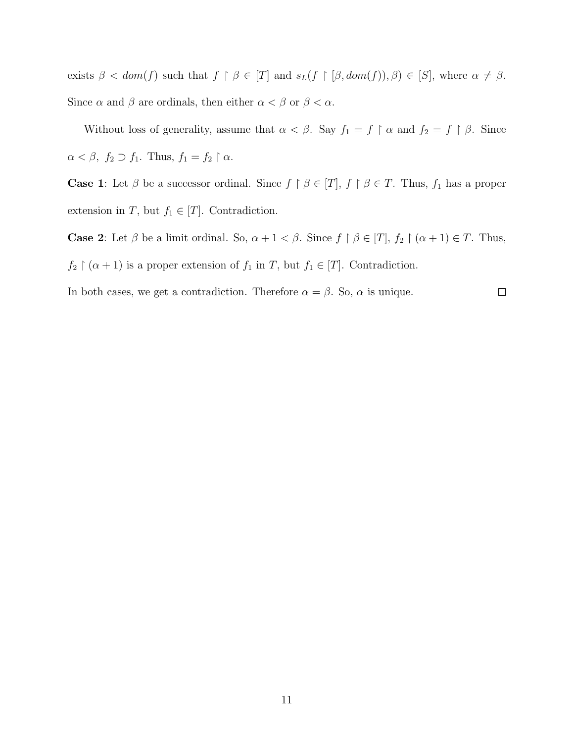exists $\beta < dom(f)$ such that $f \upharpoonright \beta \in [T]$ and $s_L(f \upharpoonright [\beta, dom(f)), \beta) \in [S]$, where $\alpha \neq \beta$. Since $\alpha$ and $\beta$ are ordinals, then either $\alpha < \beta$ or $\beta < \alpha$.

Without loss of generality, assume that $\alpha < \beta$. Say $f_1 = f \upharpoonright \alpha$ and $f_2 = f \upharpoonright \beta$. Since $\alpha < \beta$, $f_2 \supset f_1$. Thus, $f_1 = f_2 \upharpoonright \alpha$.

**Case 1**: Let $\beta$ be a successor ordinal. Since $f \upharpoonright \beta \in [T]$, $f \upharpoonright \beta \in T$. Thus, $f_1$ has a proper extension in $T$, but $f_1 \in [T]$. Contradiction.

**Case 2**: Let $\beta$ be a limit ordinal. So, $\alpha + 1 < \beta$. Since $f \upharpoonright \beta \in [T]$, $f_2 \upharpoonright (\alpha + 1) \in T$. Thus, $f_2 \upharpoonright (\alpha + 1)$ is a proper extension of $f_1$ in $T$, but $f_1 \in [T]$. Contradiction.

In both cases, we get a contradiction. Therefore $\alpha = \beta$. So, $\alpha$ is unique. $\square$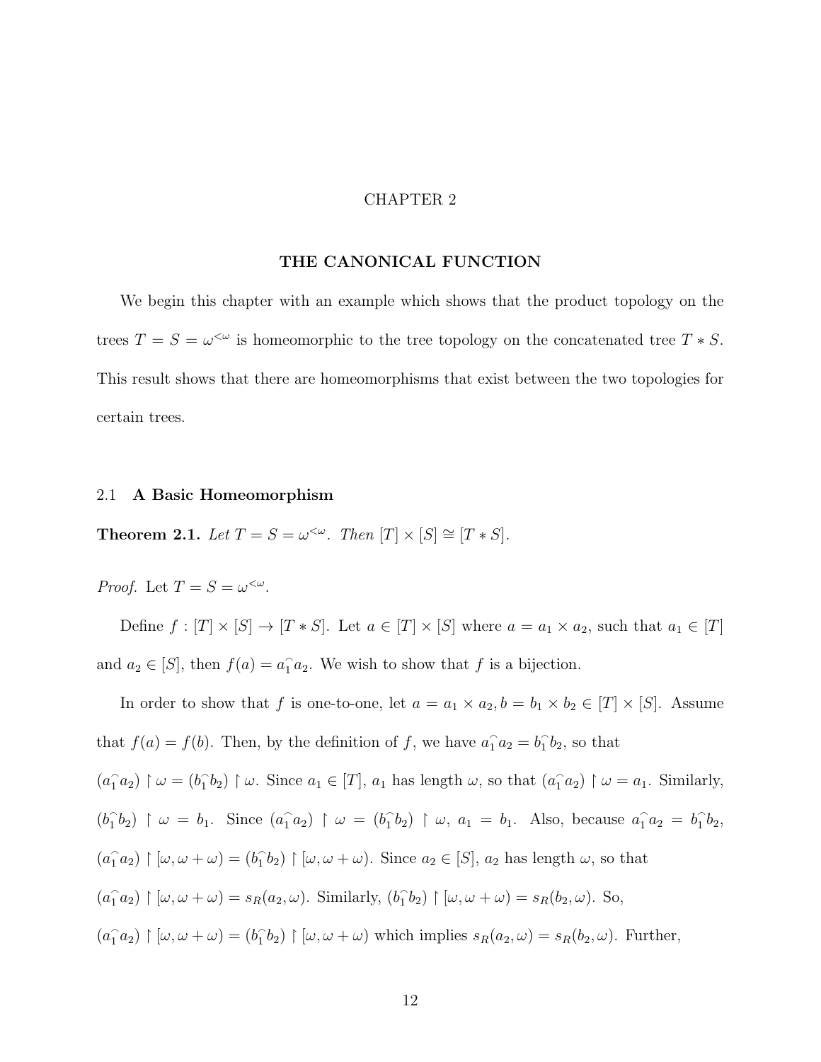# CHAPTER 2

# THE CANONICAL FUNCTION

We begin this chapter with an example which shows that the product topology on the trees $T = S = \omega^{<\omega}$ is homeomorphic to the tree topology on the concatenated tree $T * S$. This result shows that there are homeomorphisms that exist between the two topologies for certain trees.

## 2.1 A Basic Homeomorphism

**Theorem 2.1.** *Let $T = S = \omega^{<\omega}$. Then $[T] \times [S] \cong [T * S]$.*

*Proof.* Let $T = S = \omega^{<\omega}$.

Define $f : [T] \times [S] \to [T * S]$. Let $a \in [T] \times [S]$ where $a = a_1 \times a_2$, such that $a_1 \in [T]$ and $a_2 \in [S]$, then $f(a) = a_1^\frown a_2$. We wish to show that $f$ is a bijection.

In order to show that $f$ is one-to-one, let $a = a_1 \times a_2, b = b_1 \times b_2 \in [T] \times [S]$. Assume that $f(a) = f(b)$. Then, by the definition of $f$, we have $a_1^\frown a_2 = b_1^\frown b_2$, so that $(a_1^\frown a_2) \restriction \omega = (b_1^\frown b_2) \restriction \omega$. Since $a_1 \in [T]$, $a_1$ has length $\omega$, so that $(a_1^\frown a_2) \restriction \omega = a_1$. Similarly, $(b_1^\frown b_2) \restriction \omega = b_1$. Since $(a_1^\frown a_2) \restriction \omega = (b_1^\frown b_2) \restriction \omega$, $a_1 = b_1$. Also, because $a_1^\frown a_2 = b_1^\frown b_2$, $(a_1^\frown a_2) \restriction [\omega, \omega + \omega) = (b_1^\frown b_2) \restriction [\omega, \omega + \omega)$. Since $a_2 \in [S]$, $a_2$ has length $\omega$, so that $(a_1^\frown a_2) \restriction [\omega, \omega + \omega) = s_R(a_2, \omega)$. Similarly, $(b_1^\frown b_2) \restriction [\omega, \omega + \omega) = s_R(b_2, \omega)$. So, $(a_1^\frown a_2) \restriction [\omega, \omega + \omega) = (b_1^\frown b_2) \restriction [\omega, \omega + \omega)$ which implies $s_R(a_2, \omega) = s_R(b_2, \omega)$. Further,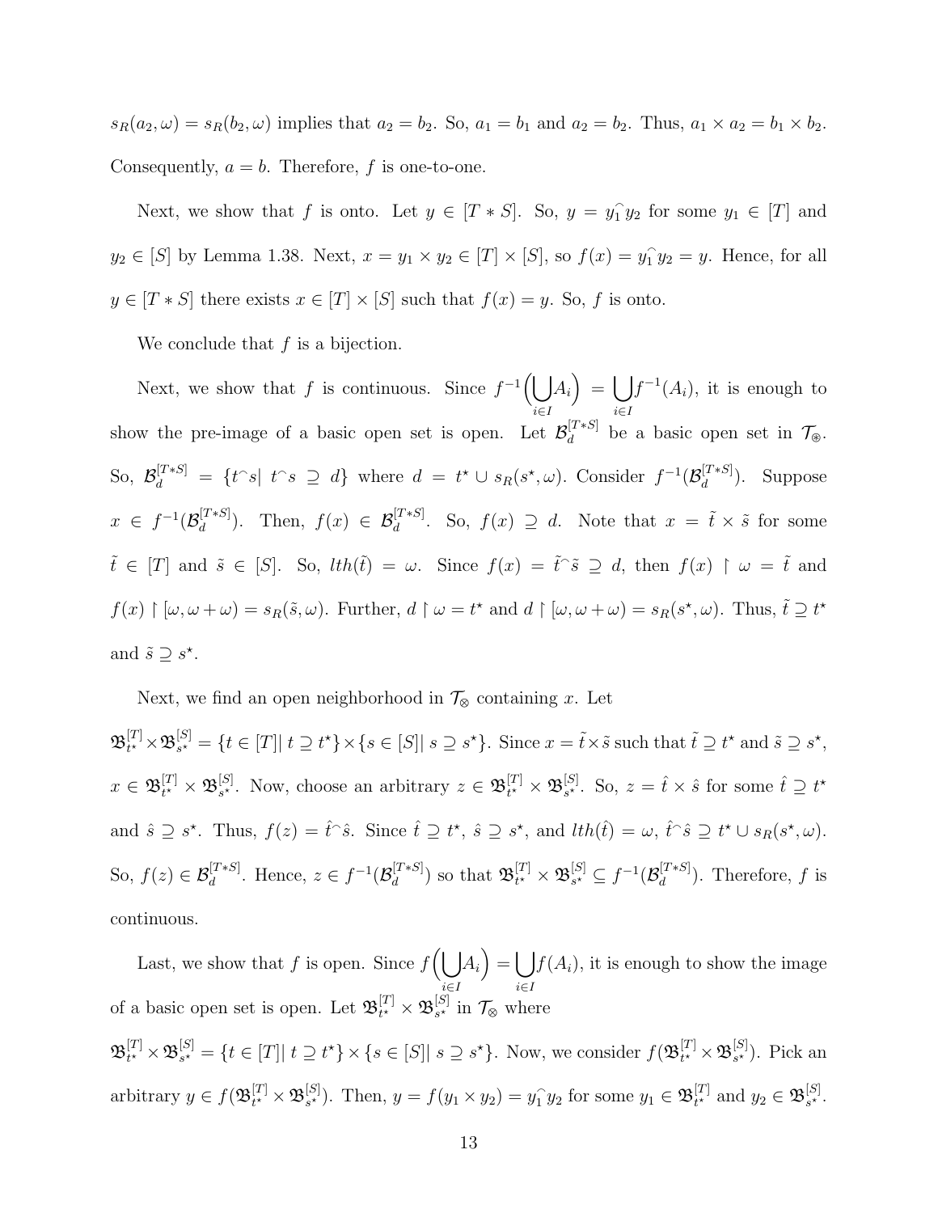$s_R(a_2, \omega) = s_R(b_2, \omega)$ implies that $a_2 = b_2$. So, $a_1 = b_1$ and $a_2 = b_2$. Thus, $a_1 \times a_2 = b_1 \times b_2$. Consequently, $a = b$. Therefore, $f$ is one-to-one.

Next, we show that $f$ is onto. Let $y \in [T * S]$. So, $y = y_1^\frown y_2$ for some $y_1 \in [T]$ and $y_2 \in [S]$ by Lemma 1.38. Next, $x = y_1 \times y_2 \in [T] \times [S]$, so $f(x) = y_1^\frown y_2 = y$. Hence, for all $y \in [T * S]$ there exists $x \in [T] \times [S]$ such that $f(x) = y$. So, $f$ is onto.

We conclude that $f$ is a bijection.

Next, we show that $f$ is continuous. Since $f^{-1}\left(\bigcup_{i \in I} A_i\right) = \bigcup_{i \in I} f^{-1}(A_i)$, it is enough to show the pre-image of a basic open set is open. Let $\mathcal{B}_d^{[T*S]}$ be a basic open set in $\mathcal{T}_{\circledast}$. So, $\mathcal{B}_d^{[T*S]} = \{t^\frown s \mid t^\frown s \supseteq d\}$ where $d = t^\star \cup s_R(s^\star, \omega)$. Consider $f^{-1}(\mathcal{B}_d^{[T*S]})$. Suppose $x \in f^{-1}(\mathcal{B}_d^{[T*S]})$. Then, $f(x) \in \mathcal{B}_d^{[T*S]}$. So, $f(x) \supseteq d$. Note that $x = \tilde{t} \times \tilde{s}$ for some $\tilde{t} \in [T]$ and $\tilde{s} \in [S]$. So, $lth(\tilde{t}) = \omega$. Since $f(x) = \tilde{t}^\frown \tilde{s} \supseteq d$, then $f(x) \restriction \omega = \tilde{t}$ and $f(x) \restriction [\omega, \omega + \omega) = s_R(\tilde{s}, \omega)$. Further, $d \restriction \omega = t^\star$ and $d \restriction [\omega, \omega + \omega) = s_R(s^\star, \omega)$. Thus, $\tilde{t} \supseteq t^\star$ and $\tilde{s} \supseteq s^\star$.

Next, we find an open neighborhood in $\mathcal{T}_\otimes$ containing $x$. Let $\mathfrak{B}_{t^\star}^{[T]} \times \mathfrak{B}_{s^\star}^{[S]} = \{t \in [T] \mid t \supseteq t^\star\} \times \{s \in [S] \mid s \supseteq s^\star\}$. Since $x = \tilde{t} \times \tilde{s}$ such that $\tilde{t} \supseteq t^\star$ and $\tilde{s} \supseteq s^\star$, $x \in \mathfrak{B}_{t^\star}^{[T]} \times \mathfrak{B}_{s^\star}^{[S]}$. Now, choose an arbitrary $z \in \mathfrak{B}_{t^\star}^{[T]} \times \mathfrak{B}_{s^\star}^{[S]}$. So, $z = \hat{t} \times \hat{s}$ for some $\hat{t} \supseteq t^\star$ and $\hat{s} \supseteq s^\star$. Thus, $f(z) = \hat{t}^\frown \hat{s}$. Since $\hat{t} \supseteq t^\star$, $\hat{s} \supseteq s^\star$, and $lth(\hat{t}) = \omega$, $\hat{t}^\frown \hat{s} \supseteq t^\star \cup s_R(s^\star, \omega)$. So, $f(z) \in \mathcal{B}_d^{[T*S]}$. Hence, $z \in f^{-1}(\mathcal{B}_d^{[T*S]})$ so that $\mathfrak{B}_{t^\star}^{[T]} \times \mathfrak{B}_{s^\star}^{[S]} \subseteq f^{-1}(\mathcal{B}_d^{[T*S]})$. Therefore, $f$ is continuous.

Last, we show that $f$ is open. Since $f\left(\bigcup_{i \in I} A_i\right) = \bigcup_{i \in I} f(A_i)$, it is enough to show the image of a basic open set is open. Let $\mathfrak{B}_{t^\star}^{[T]} \times \mathfrak{B}_{s^\star}^{[S]}$ in $\mathcal{T}_\otimes$ where $\mathfrak{B}_{t^\star}^{[T]} \times \mathfrak{B}_{s^\star}^{[S]} = \{t \in [T] \mid t \supseteq t^\star\} \times \{s \in [S] \mid s \supseteq s^\star\}$. Now, we consider $f(\mathfrak{B}_{t^\star}^{[T]} \times \mathfrak{B}_{s^\star}^{[S]})$. Pick an arbitrary $y \in f(\mathfrak{B}_{t^\star}^{[T]} \times \mathfrak{B}_{s^\star}^{[S]})$. Then, $y = f(y_1 \times y_2) = y_1^\frown y_2$ for some $y_1 \in \mathfrak{B}_{t^\star}^{[T]}$ and $y_2 \in \mathfrak{B}_{s^\star}^{[S]}$.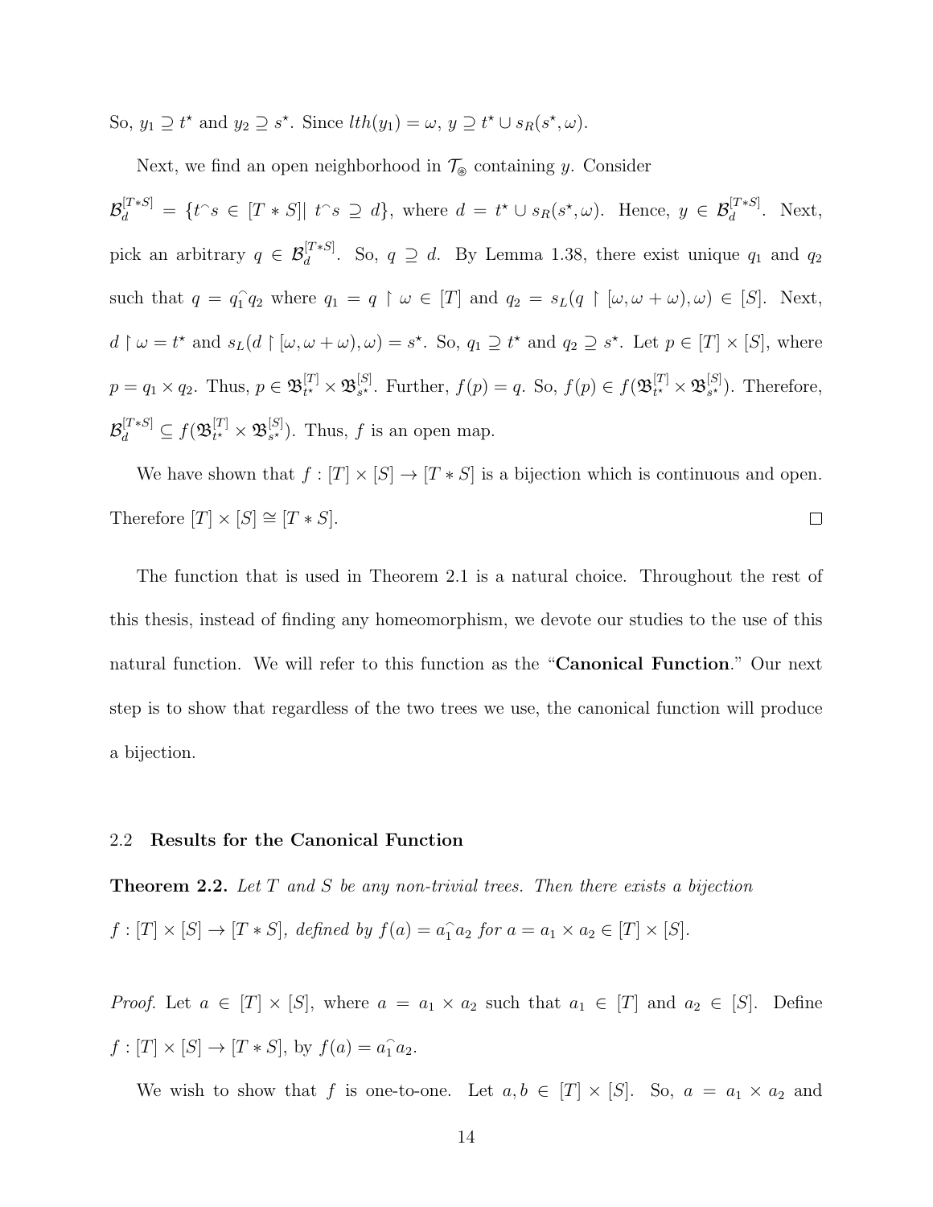So, $y_1 \supseteq t^\star$ and $y_2 \supseteq s^\star$. Since $lth(y_1) = \omega$, $y \supseteq t^\star \cup s_R(s^\star, \omega)$.

Next, we find an open neighborhood in $\mathcal{T}_\circledast$ containing $y$. Consider $\mathcal{B}_d^{[T*S]} = \{t^\frown s \in [T*S] | \ t^\frown s \supseteq d\}$, where $d = t^\star \cup s_R(s^\star, \omega)$. Hence, $y \in \mathcal{B}_d^{[T*S]}$. Next, pick an arbitrary $q \in \mathcal{B}_d^{[T*S]}$. So, $q \supseteq d$. By Lemma 1.38, there exist unique $q_1$ and $q_2$ such that $q = q_1^\frown q_2$ where $q_1 = q \upharpoonright \omega \in [T]$ and $q_2 = s_L(q \upharpoonright [\omega, \omega + \omega), \omega) \in [S]$. Next, $d \upharpoonright \omega = t^\star$ and $s_L(d \upharpoonright [\omega, \omega + \omega), \omega) = s^\star$. So, $q_1 \supseteq t^\star$ and $q_2 \supseteq s^\star$. Let $p \in [T] \times [S]$, where $p = q_1 \times q_2$. Thus, $p \in \mathfrak{B}_{t^\star}^{[T]} \times \mathfrak{B}_{s^\star}^{[S]}$. Further, $f(p) = q$. So, $f(p) \in f(\mathfrak{B}_{t^\star}^{[T]} \times \mathfrak{B}_{s^\star}^{[S]})$. Therefore, $\mathcal{B}_d^{[T*S]} \subseteq f(\mathfrak{B}_{t^\star}^{[T]} \times \mathfrak{B}_{s^\star}^{[S]})$. Thus, $f$ is an open map.

We have shown that $f : [T] \times [S] \to [T * S]$ is a bijection which is continuous and open. Therefore $[T] \times [S] \cong [T * S]$. □

The function that is used in Theorem 2.1 is a natural choice. Throughout the rest of this thesis, instead of finding any homeomorphism, we devote our studies to the use of this natural function. We will refer to this function as the "**Canonical Function**." Our next step is to show that regardless of the two trees we use, the canonical function will produce a bijection.

## 2.2 Results for the Canonical Function

**Theorem 2.2.** *Let $T$ and $S$ be any non-trivial trees. Then there exists a bijection $f : [T] \times [S] \to [T * S]$, defined by $f(a) = a_1^\frown a_2$ for $a = a_1 \times a_2 \in [T] \times [S]$.*

*Proof.* Let $a \in [T] \times [S]$, where $a = a_1 \times a_2$ such that $a_1 \in [T]$ and $a_2 \in [S]$. Define $f : [T] \times [S] \to [T * S]$, by $f(a) = a_1^\frown a_2$.

We wish to show that $f$ is one-to-one. Let $a, b \in [T] \times [S]$. So, $a = a_1 \times a_2$ and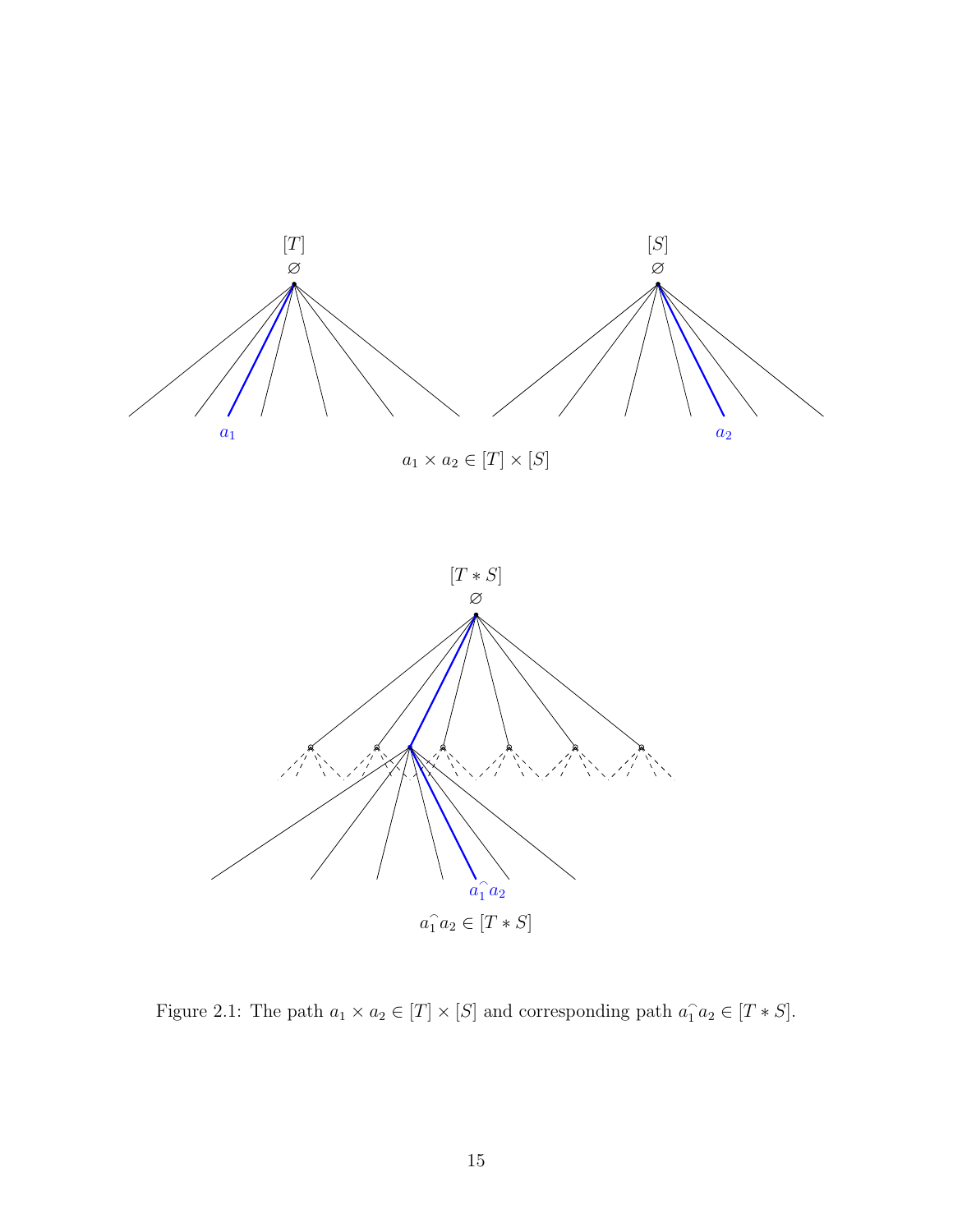Figure 2.1: The path $a_1 \times a_2 \in [T] \times [S]$ and corresponding path $a_1^\frown a_2 \in [T * S]$.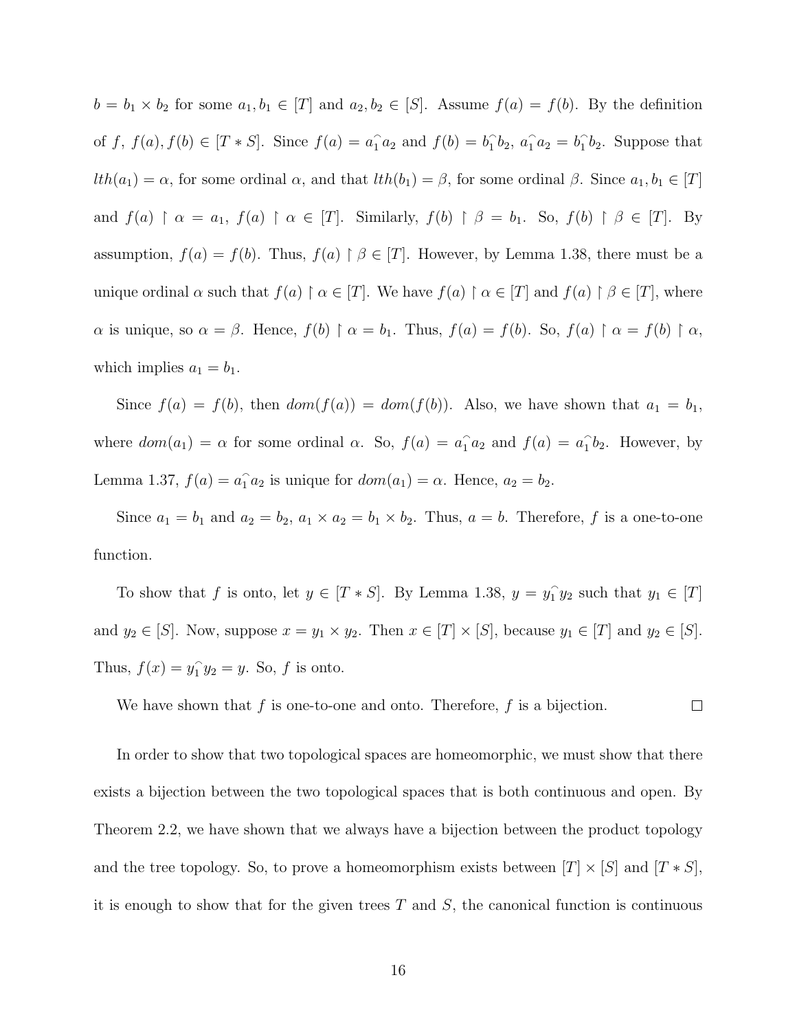$b = b_1 \times b_2$ for some $a_1, b_1 \in [T]$ and $a_2, b_2 \in [S]$. Assume $f(a) = f(b)$. By the definition of $f$, $f(a), f(b) \in [T * S]$. Since $f(a) = a_1^\frown a_2$ and $f(b) = b_1^\frown b_2$, $a_1^\frown a_2 = b_1^\frown b_2$. Suppose that $lth(a_1) = \alpha$, for some ordinal $\alpha$, and that $lth(b_1) = \beta$, for some ordinal $\beta$. Since $a_1, b_1 \in [T]$ and $f(a) \upharpoonright \alpha = a_1$, $f(a) \upharpoonright \alpha \in [T]$. Similarly, $f(b) \upharpoonright \beta = b_1$. So, $f(b) \upharpoonright \beta \in [T]$. By assumption, $f(a) = f(b)$. Thus, $f(a) \upharpoonright \beta \in [T]$. However, by Lemma 1.38, there must be a unique ordinal $\alpha$ such that $f(a) \upharpoonright \alpha \in [T]$. We have $f(a) \upharpoonright \alpha \in [T]$ and $f(a) \upharpoonright \beta \in [T]$, where $\alpha$ is unique, so $\alpha = \beta$. Hence, $f(b) \upharpoonright \alpha = b_1$. Thus, $f(a) = f(b)$. So, $f(a) \upharpoonright \alpha = f(b) \upharpoonright \alpha$, which implies $a_1 = b_1$.

Since $f(a) = f(b)$, then $dom(f(a)) = dom(f(b))$. Also, we have shown that $a_1 = b_1$, where $dom(a_1) = \alpha$ for some ordinal $\alpha$. So, $f(a) = a_1^\frown a_2$ and $f(a) = a_1^\frown b_2$. However, by Lemma 1.37, $f(a) = a_1^\frown a_2$ is unique for $dom(a_1) = \alpha$. Hence, $a_2 = b_2$.

Since $a_1 = b_1$ and $a_2 = b_2$, $a_1 \times a_2 = b_1 \times b_2$. Thus, $a = b$. Therefore, $f$ is a one-to-one function.

To show that $f$ is onto, let $y \in [T * S]$. By Lemma 1.38, $y = y_1^\frown y_2$ such that $y_1 \in [T]$ and $y_2 \in [S]$. Now, suppose $x = y_1 \times y_2$. Then $x \in [T] \times [S]$, because $y_1 \in [T]$ and $y_2 \in [S]$. Thus, $f(x) = y_1^\frown y_2 = y$. So, $f$ is onto.

We have shown that $f$ is one-to-one and onto. Therefore, $f$ is a bijection. $\square$

In order to show that two topological spaces are homeomorphic, we must show that there exists a bijection between the two topological spaces that is both continuous and open. By Theorem 2.2, we have shown that we always have a bijection between the product topology and the tree topology. So, to prove a homeomorphism exists between $[T] \times [S]$ and $[T * S]$, it is enough to show that for the given trees $T$ and $S$, the canonical function is continuous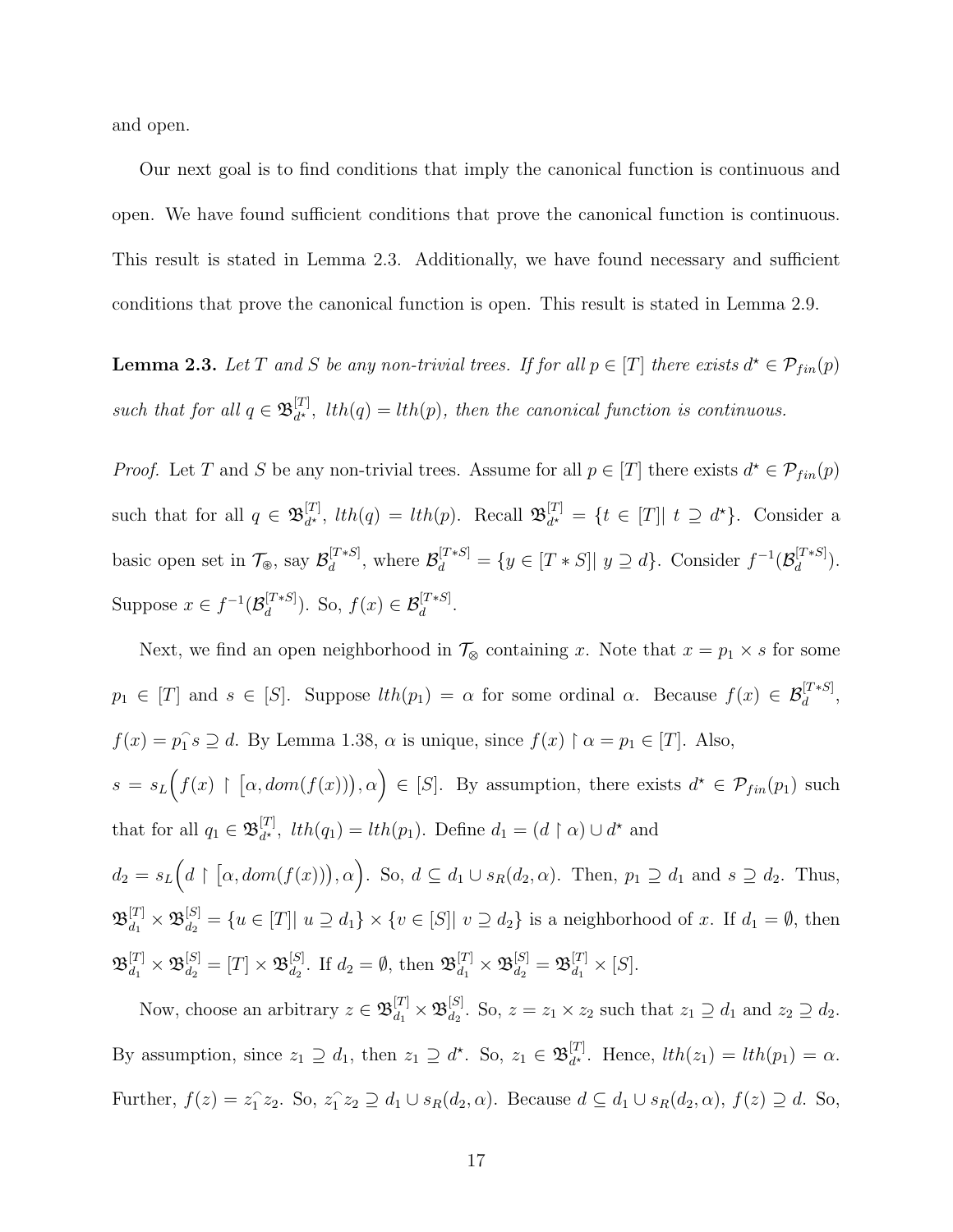and open.

Our next goal is to find conditions that imply the canonical function is continuous and open. We have found sufficient conditions that prove the canonical function is continuous. This result is stated in Lemma 2.3. Additionally, we have found necessary and sufficient conditions that prove the canonical function is open. This result is stated in Lemma 2.9.

**Lemma 2.3.** *Let $T$ and $S$ be any non-trivial trees. If for all $p \in [T]$ there exists $d^\star \in \mathcal{P}_{fin}(p)$ such that for all $q \in \mathfrak{B}^{[T]}_{d^\star}$, $lth(q) = lth(p)$, then the canonical function is continuous.*

*Proof.* Let $T$ and $S$ be any non-trivial trees. Assume for all $p \in [T]$ there exists $d^\star \in \mathcal{P}_{fin}(p)$ such that for all $q \in \mathfrak{B}^{[T]}_{d^\star}$, $lth(q) = lth(p)$. Recall $\mathfrak{B}^{[T]}_{d^\star} = \{t \in [T] |\ t \supseteq d^\star\}$. Consider a basic open set in $\mathcal{T}_{\circledast}$, say $\mathcal{B}^{[T*S]}_d$, where $\mathcal{B}^{[T*S]}_d = \{y \in [T*S] |\ y \supseteq d\}$. Consider $f^{-1}(\mathcal{B}^{[T*S]}_d)$. Suppose $x \in f^{-1}(\mathcal{B}^{[T*S]}_d)$. So, $f(x) \in \mathcal{B}^{[T*S]}_d$.

Next, we find an open neighborhood in $\mathcal{T}_{\otimes}$ containing $x$. Note that $x = p_1 \times s$ for some $p_1 \in [T]$ and $s \in [S]$. Suppose $lth(p_1) = \alpha$ for some ordinal $\alpha$. Because $f(x) \in \mathcal{B}^{[T*S]}_d$, $f(x) = p_1 \frown s \supseteq d$. By Lemma 1.38, $\alpha$ is unique, since $f(x) \upharpoonright \alpha = p_1 \in [T]$. Also, $s = s_L\Big(f(x) \upharpoonright \big[\alpha, dom(f(x))\big), \alpha\Big) \in [S]$. By assumption, there exists $d^\star \in \mathcal{P}_{fin}(p_1)$ such that for all $q_1 \in \mathfrak{B}^{[T]}_{d^\star}$, $lth(q_1) = lth(p_1)$. Define $d_1 = (d \upharpoonright \alpha) \cup d^\star$ and $d_2 = s_L\Big(d \upharpoonright \big[\alpha, dom(f(x))\big), \alpha\Big)$. So, $d \subseteq d_1 \cup s_R(d_2, \alpha)$. Then, $p_1 \supseteq d_1$ and $s \supseteq d_2$. Thus, $\mathfrak{B}^{[T]}_{d_1} \times \mathfrak{B}^{[S]}_{d_2} = \{u \in [T] |\ u \supseteq d_1\} \times \{v \in [S] |\ v \supseteq d_2\}$ is a neighborhood of $x$. If $d_1 = \emptyset$, then $\mathfrak{B}^{[T]}_{d_1} \times \mathfrak{B}^{[S]}_{d_2} = [T] \times \mathfrak{B}^{[S]}_{d_2}$. If $d_2 = \emptyset$, then $\mathfrak{B}^{[T]}_{d_1} \times \mathfrak{B}^{[S]}_{d_2} = \mathfrak{B}^{[T]}_{d_1} \times [S]$.

Now, choose an arbitrary $z \in \mathfrak{B}^{[T]}_{d_1} \times \mathfrak{B}^{[S]}_{d_2}$. So, $z = z_1 \times z_2$ such that $z_1 \supseteq d_1$ and $z_2 \supseteq d_2$. By assumption, since $z_1 \supseteq d_1$, then $z_1 \supseteq d^\star$. So, $z_1 \in \mathfrak{B}^{[T]}_{d^\star}$. Hence, $lth(z_1) = lth(p_1) = \alpha$. Further, $f(z) = z_1 \frown z_2$. So, $z_1 \frown z_2 \supseteq d_1 \cup s_R(d_2, \alpha)$. Because $d \subseteq d_1 \cup s_R(d_2, \alpha)$, $f(z) \supseteq d$. So,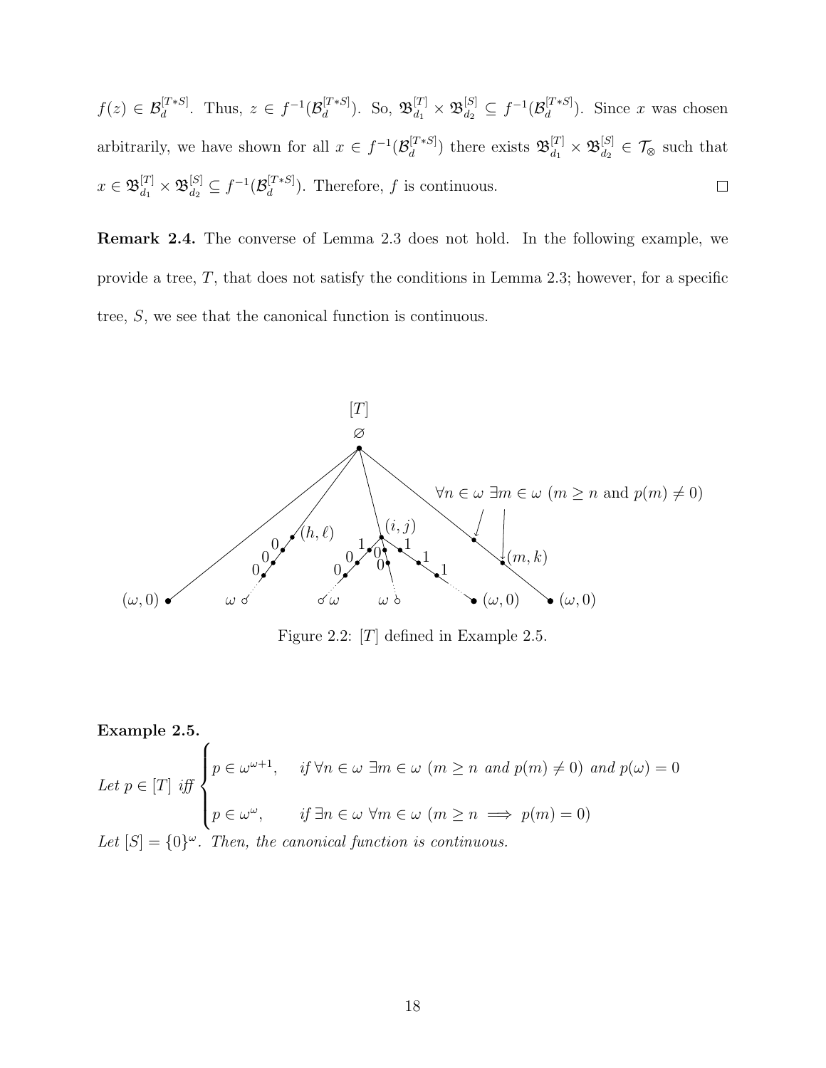$f(z) \in \mathcal{B}_d^{[T*S]}$. Thus, $z \in f^{-1}(\mathcal{B}_d^{[T*S]})$. So, $\mathfrak{B}_{d_1}^{[T]} \times \mathfrak{B}_{d_2}^{[S]} \subseteq f^{-1}(\mathcal{B}_d^{[T*S]})$. Since $x$ was chosen arbitrarily, we have shown for all $x \in f^{-1}(\mathcal{B}_d^{[T*S]})$ there exists $\mathfrak{B}_{d_1}^{[T]} \times \mathfrak{B}_{d_2}^{[S]} \in \mathcal{T}_\otimes$ such that $x \in \mathfrak{B}_{d_1}^{[T]} \times \mathfrak{B}_{d_2}^{[S]} \subseteq f^{-1}(\mathcal{B}_d^{[T*S]})$. Therefore, $f$ is continuous. $\square$

**Remark 2.4.** The converse of Lemma 2.3 does not hold. In the following example, we provide a tree, $T$, that does not satisfy the conditions in Lemma 2.3; however, for a specific tree, $S$, we see that the canonical function is continuous.

Figure 2.2: $[T]$ defined in Example 2.5.

**Example 2.5.**

*Let* $p \in [T]$ *iff*
$$\begin{cases} p \in \omega^{\omega+1}, & \text{if } \forall n \in \omega\ \exists m \in \omega\ (m \geq n \text{ and } p(m) \neq 0) \text{ and } p(\omega) = 0 \\ p \in \omega^{\omega}, & \text{if } \exists n \in \omega\ \forall m \in \omega\ (m \geq n \implies p(m) = 0) \end{cases}$$

*Let* $[S] = \{0\}^\omega$. *Then, the canonical function is continuous.*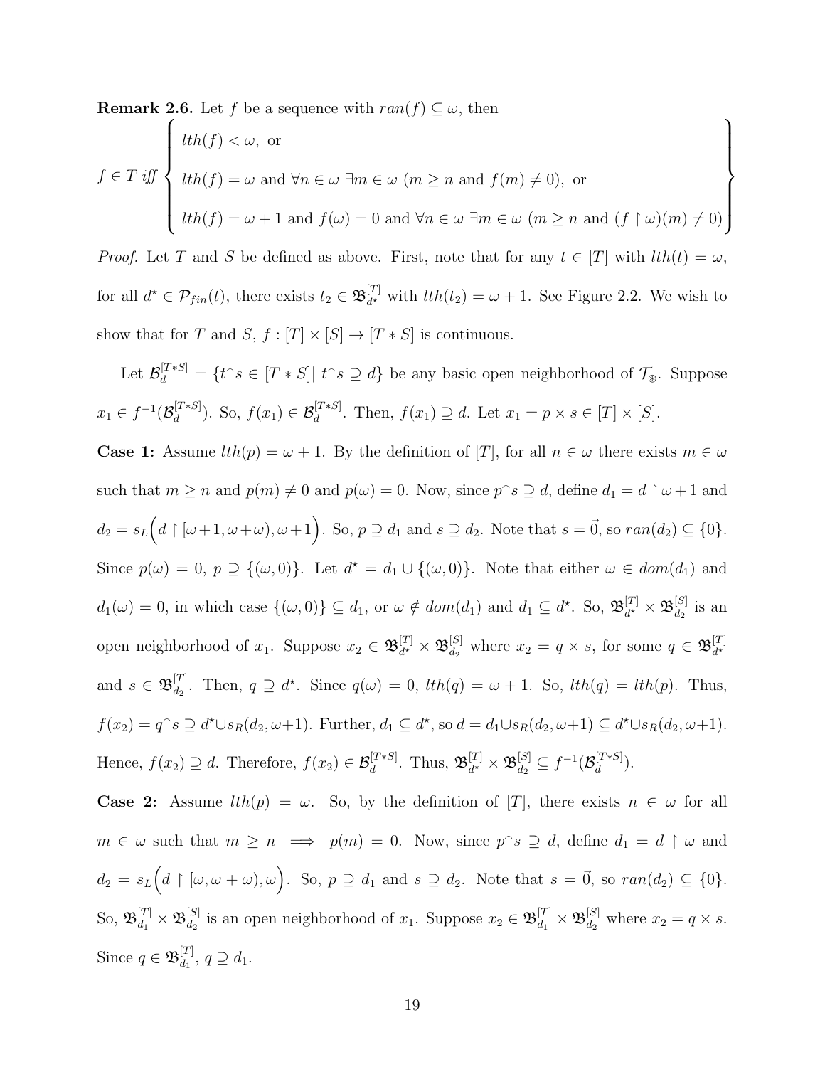**Remark 2.6.** Let $f$ be a sequence with $ran(f) \subseteq \omega$, then

$$f \in T \textit{ iff } \left\{ \begin{array}{l} lth(f) < \omega, \text{ or} \\ \\ lth(f) = \omega \text{ and } \forall n \in \omega\ \exists m \in \omega\ (m \geq n \text{ and } f(m) \neq 0), \text{ or} \\ \\ lth(f) = \omega + 1 \text{ and } f(\omega) = 0 \text{ and } \forall n \in \omega\ \exists m \in \omega\ (m \geq n \text{ and } (f \restriction \omega)(m) \neq 0) \end{array} \right\}$$

*Proof.* Let $T$ and $S$ be defined as above. First, note that for any $t \in [T]$ with $lth(t) = \omega$, for all $d^\star \in \mathcal{P}_{fin}(t)$, there exists $t_2 \in \mathfrak{B}^{[T]}_{d^\star}$ with $lth(t_2) = \omega + 1$. See Figure 2.2. We wish to show that for $T$ and $S$, $f : [T] \times [S] \to [T * S]$ is continuous.

Let $\mathcal{B}^{[T*S]}_d = \{t^\frown s \in [T * S] |\ t^\frown s \supseteq d\}$ be any basic open neighborhood of $\mathcal{T}_\circledast$. Suppose $x_1 \in f^{-1}(\mathcal{B}^{[T*S]}_d)$. So, $f(x_1) \in \mathcal{B}^{[T*S]}_d$. Then, $f(x_1) \supseteq d$. Let $x_1 = p \times s \in [T] \times [S]$.

**Case 1:** Assume $lth(p) = \omega + 1$. By the definition of $[T]$, for all $n \in \omega$ there exists $m \in \omega$ such that $m \geq n$ and $p(m) \neq 0$ and $p(\omega) = 0$. Now, since $p^\frown s \supseteq d$, define $d_1 = d \restriction \omega + 1$ and $d_2 = s_L\Big(d \restriction [\omega+1, \omega+\omega), \omega+1\Big)$. So, $p \supseteq d_1$ and $s \supseteq d_2$. Note that $s = \vec{0}$, so $ran(d_2) \subseteq \{0\}$. Since $p(\omega) = 0$, $p \supseteq \{(\omega, 0)\}$. Let $d^\star = d_1 \cup \{(\omega, 0)\}$. Note that either $\omega \in dom(d_1)$ and $d_1(\omega) = 0$, in which case $\{(\omega, 0)\} \subseteq d_1$, or $\omega \notin dom(d_1)$ and $d_1 \subseteq d^\star$. So, $\mathfrak{B}^{[T]}_{d^\star} \times \mathfrak{B}^{[S]}_{d_2}$ is an open neighborhood of $x_1$. Suppose $x_2 \in \mathfrak{B}^{[T]}_{d^\star} \times \mathfrak{B}^{[S]}_{d_2}$ where $x_2 = q \times s$, for some $q \in \mathfrak{B}^{[T]}_{d^\star}$ and $s \in \mathfrak{B}^{[T]}_{d_2}$. Then, $q \supseteq d^\star$. Since $q(\omega) = 0$, $lth(q) = \omega + 1$. So, $lth(q) = lth(p)$. Thus, $f(x_2) = q^\frown s \supseteq d^\star \cup s_R(d_2, \omega+1)$. Further, $d_1 \subseteq d^\star$, so $d = d_1 \cup s_R(d_2, \omega+1) \subseteq d^\star \cup s_R(d_2, \omega+1)$. Hence, $f(x_2) \supseteq d$. Therefore, $f(x_2) \in \mathcal{B}^{[T*S]}_d$. Thus, $\mathfrak{B}^{[T]}_{d^\star} \times \mathfrak{B}^{[S]}_{d_2} \subseteq f^{-1}(\mathcal{B}^{[T*S]}_d)$.

**Case 2:** Assume $lth(p) = \omega$. So, by the definition of $[T]$, there exists $n \in \omega$ for all $m \in \omega$ such that $m \geq n \implies p(m) = 0$. Now, since $p^\frown s \supseteq d$, define $d_1 = d \restriction \omega$ and $d_2 = s_L\Big(d \restriction [\omega, \omega + \omega), \omega\Big)$. So, $p \supseteq d_1$ and $s \supseteq d_2$. Note that $s = \vec{0}$, so $ran(d_2) \subseteq \{0\}$. So, $\mathfrak{B}^{[T]}_{d_1} \times \mathfrak{B}^{[S]}_{d_2}$ is an open neighborhood of $x_1$. Suppose $x_2 \in \mathfrak{B}^{[T]}_{d_1} \times \mathfrak{B}^{[S]}_{d_2}$ where $x_2 = q \times s$. Since $q \in \mathfrak{B}^{[T]}_{d_1}$, $q \supseteq d_1$.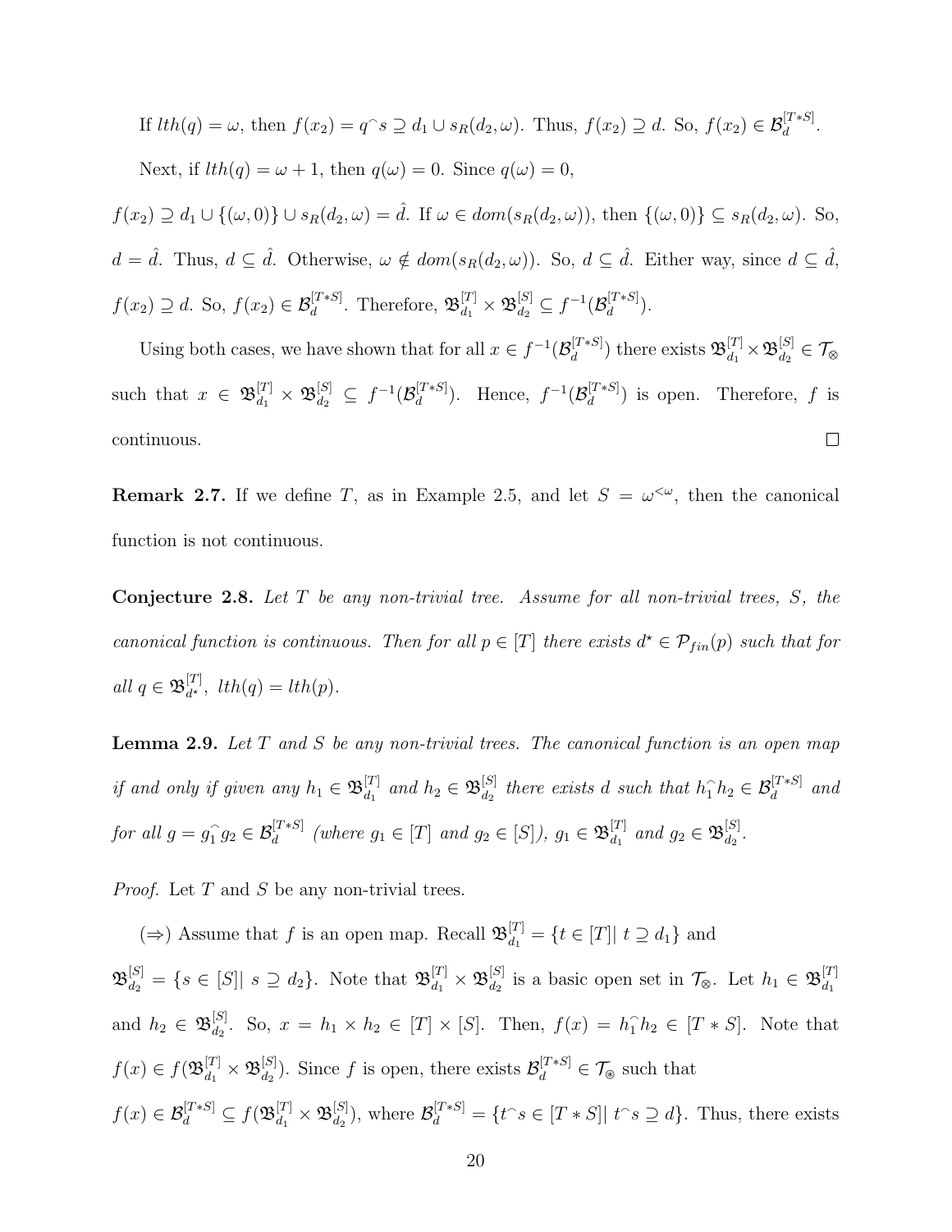If $lth(q) = \omega$, then $f(x_2) = q^\frown s \supseteq d_1 \cup s_R(d_2, \omega)$. Thus, $f(x_2) \supseteq d$. So, $f(x_2) \in \mathcal{B}_d^{[T*S]}$.

Next, if $lth(q) = \omega + 1$, then $q(\omega) = 0$. Since $q(\omega) = 0$,

$f(x_2) \supseteq d_1 \cup \{(\omega, 0)\} \cup s_R(d_2, \omega) = \hat{d}$. If $\omega \in dom(s_R(d_2, \omega))$, then $\{(\omega, 0)\} \subseteq s_R(d_2, \omega)$. So, $d = \hat{d}$. Thus, $d \subseteq \hat{d}$. Otherwise, $\omega \notin dom(s_R(d_2, \omega))$. So, $d \subseteq \hat{d}$. Either way, since $d \subseteq \hat{d}$, $f(x_2) \supseteq d$. So, $f(x_2) \in \mathcal{B}_d^{[T*S]}$. Therefore, $\mathfrak{B}_{d_1}^{[T]} \times \mathfrak{B}_{d_2}^{[S]} \subseteq f^{-1}(\mathcal{B}_d^{[T*S]})$.

Using both cases, we have shown that for all $x \in f^{-1}(\mathcal{B}_d^{[T*S]})$ there exists $\mathfrak{B}_{d_1}^{[T]} \times \mathfrak{B}_{d_2}^{[S]} \in \mathcal{T}_\otimes$ such that $x \in \mathfrak{B}_{d_1}^{[T]} \times \mathfrak{B}_{d_2}^{[S]} \subseteq f^{-1}(\mathcal{B}_d^{[T*S]})$. Hence, $f^{-1}(\mathcal{B}_d^{[T*S]})$ is open. Therefore, $f$ is continuous. □

**Remark 2.7.** If we define $T$, as in Example 2.5, and let $S = \omega^{<\omega}$, then the canonical function is not continuous.

**Conjecture 2.8.** *Let $T$ be any non-trivial tree. Assume for all non-trivial trees, $S$, the canonical function is continuous. Then for all $p \in [T]$ there exists $d^\star \in \mathcal{P}_{fin}(p)$ such that for all $q \in \mathfrak{B}_{d^\star}^{[T]}$, $lth(q) = lth(p)$.*

**Lemma 2.9.** *Let $T$ and $S$ be any non-trivial trees. The canonical function is an open map if and only if given any $h_1 \in \mathfrak{B}_{d_1}^{[T]}$ and $h_2 \in \mathfrak{B}_{d_2}^{[S]}$ there exists $d$ such that $h_1^\frown h_2 \in \mathcal{B}_d^{[T*S]}$ and for all $g = g_1^\frown g_2 \in \mathcal{B}_d^{[T*S]}$ (where $g_1 \in [T]$ and $g_2 \in [S]$), $g_1 \in \mathfrak{B}_{d_1}^{[T]}$ and $g_2 \in \mathfrak{B}_{d_2}^{[S]}$.*

*Proof.* Let $T$ and $S$ be any non-trivial trees.

($\Rightarrow$) Assume that $f$ is an open map. Recall $\mathfrak{B}_{d_1}^{[T]} = \{t \in [T] |\ t \supseteq d_1\}$ and $\mathfrak{B}_{d_2}^{[S]} = \{s \in [S] |\ s \supseteq d_2\}$. Note that $\mathfrak{B}_{d_1}^{[T]} \times \mathfrak{B}_{d_2}^{[S]}$ is a basic open set in $\mathcal{T}_\otimes$. Let $h_1 \in \mathfrak{B}_{d_1}^{[T]}$ and $h_2 \in \mathfrak{B}_{d_2}^{[S]}$. So, $x = h_1 \times h_2 \in [T] \times [S]$. Then, $f(x) = h_1^\frown h_2 \in [T * S]$. Note that $f(x) \in f(\mathfrak{B}_{d_1}^{[T]} \times \mathfrak{B}_{d_2}^{[S]})$. Since $f$ is open, there exists $\mathcal{B}_d^{[T*S]} \in \mathcal{T}_\circledast$ such that $f(x) \in \mathcal{B}_d^{[T*S]} \subseteq f(\mathfrak{B}_{d_1}^{[T]} \times \mathfrak{B}_{d_2}^{[S]})$, where $\mathcal{B}_d^{[T*S]} = \{t^\frown s \in [T * S] |\ t^\frown s \supseteq d\}$. Thus, there exists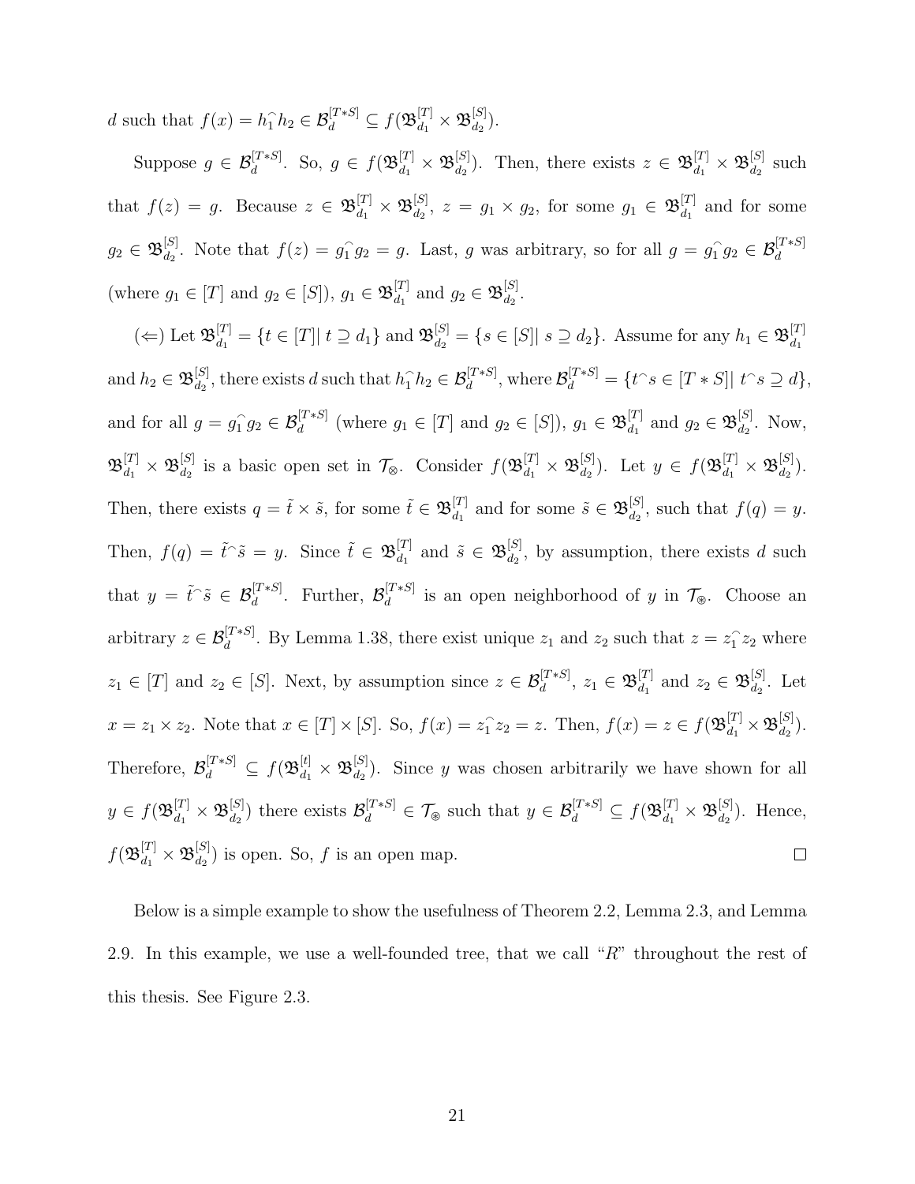$d$ such that $f(x) = h_1^\frown h_2 \in \mathcal{B}_d^{[T*S]} \subseteq f(\mathfrak{B}_{d_1}^{[T]} \times \mathfrak{B}_{d_2}^{[S]})$.

Suppose $g \in \mathcal{B}_d^{[T*S]}$. So, $g \in f(\mathfrak{B}_{d_1}^{[T]} \times \mathfrak{B}_{d_2}^{[S]})$. Then, there exists $z \in \mathfrak{B}_{d_1}^{[T]} \times \mathfrak{B}_{d_2}^{[S]}$ such that $f(z) = g$. Because $z \in \mathfrak{B}_{d_1}^{[T]} \times \mathfrak{B}_{d_2}^{[S]}$, $z = g_1 \times g_2$, for some $g_1 \in \mathfrak{B}_{d_1}^{[T]}$ and for some $g_2 \in \mathfrak{B}_{d_2}^{[S]}$. Note that $f(z) = g_1^\frown g_2 = g$. Last, $g$ was arbitrary, so for all $g = g_1^\frown g_2 \in \mathcal{B}_d^{[T*S]}$ (where $g_1 \in [T]$ and $g_2 \in [S]$), $g_1 \in \mathfrak{B}_{d_1}^{[T]}$ and $g_2 \in \mathfrak{B}_{d_2}^{[S]}$.

($\Leftarrow$) Let $\mathfrak{B}_{d_1}^{[T]} = \{t \in [T] | \ t \supseteq d_1\}$ and $\mathfrak{B}_{d_2}^{[S]} = \{s \in [S] | \ s \supseteq d_2\}$. Assume for any $h_1 \in \mathfrak{B}_{d_1}^{[T]}$ and $h_2 \in \mathfrak{B}_{d_2}^{[S]}$, there exists $d$ such that $h_1^\frown h_2 \in \mathcal{B}_d^{[T*S]}$, where $\mathcal{B}_d^{[T*S]} = \{t^\frown s \in [T*S] | \ t^\frown s \supseteq d\}$, and for all $g = g_1^\frown g_2 \in \mathcal{B}_d^{[T*S]}$ (where $g_1 \in [T]$ and $g_2 \in [S]$), $g_1 \in \mathfrak{B}_{d_1}^{[T]}$ and $g_2 \in \mathfrak{B}_{d_2}^{[S]}$. Now, $\mathfrak{B}_{d_1}^{[T]} \times \mathfrak{B}_{d_2}^{[S]}$ is a basic open set in $\mathcal{T}_\otimes$. Consider $f(\mathfrak{B}_{d_1}^{[T]} \times \mathfrak{B}_{d_2}^{[S]})$. Let $y \in f(\mathfrak{B}_{d_1}^{[T]} \times \mathfrak{B}_{d_2}^{[S]})$. Then, there exists $q = \tilde{t} \times \tilde{s}$, for some $\tilde{t} \in \mathfrak{B}_{d_1}^{[T]}$ and for some $\tilde{s} \in \mathfrak{B}_{d_2}^{[S]}$, such that $f(q) = y$. Then, $f(q) = \tilde{t}^\frown \tilde{s} = y$. Since $\tilde{t} \in \mathfrak{B}_{d_1}^{[T]}$ and $\tilde{s} \in \mathfrak{B}_{d_2}^{[S]}$, by assumption, there exists $d$ such that $y = \tilde{t}^\frown \tilde{s} \in \mathcal{B}_d^{[T*S]}$. Further, $\mathcal{B}_d^{[T*S]}$ is an open neighborhood of $y$ in $\mathcal{T}_\circledast$. Choose an arbitrary $z \in \mathcal{B}_d^{[T*S]}$. By Lemma 1.38, there exist unique $z_1$ and $z_2$ such that $z = z_1^\frown z_2$ where $z_1 \in [T]$ and $z_2 \in [S]$. Next, by assumption since $z \in \mathcal{B}_d^{[T*S]}$, $z_1 \in \mathfrak{B}_{d_1}^{[T]}$ and $z_2 \in \mathfrak{B}_{d_2}^{[S]}$. Let $x = z_1 \times z_2$. Note that $x \in [T] \times [S]$. So, $f(x) = z_1^\frown z_2 = z$. Then, $f(x) = z \in f(\mathfrak{B}_{d_1}^{[T]} \times \mathfrak{B}_{d_2}^{[S]})$. Therefore, $\mathcal{B}_d^{[T*S]} \subseteq f(\mathfrak{B}_{d_1}^{[t]} \times \mathfrak{B}_{d_2}^{[S]})$. Since $y$ was chosen arbitrarily we have shown for all $y \in f(\mathfrak{B}_{d_1}^{[T]} \times \mathfrak{B}_{d_2}^{[S]})$ there exists $\mathcal{B}_d^{[T*S]} \in \mathcal{T}_\circledast$ such that $y \in \mathcal{B}_d^{[T*S]} \subseteq f(\mathfrak{B}_{d_1}^{[T]} \times \mathfrak{B}_{d_2}^{[S]})$. Hence, $f(\mathfrak{B}_{d_1}^{[T]} \times \mathfrak{B}_{d_2}^{[S]})$ is open. So, $f$ is an open map. $\square$

Below is a simple example to show the usefulness of Theorem 2.2, Lemma 2.3, and Lemma 2.9. In this example, we use a well-founded tree, that we call "$R$" throughout the rest of this thesis. See Figure 2.3.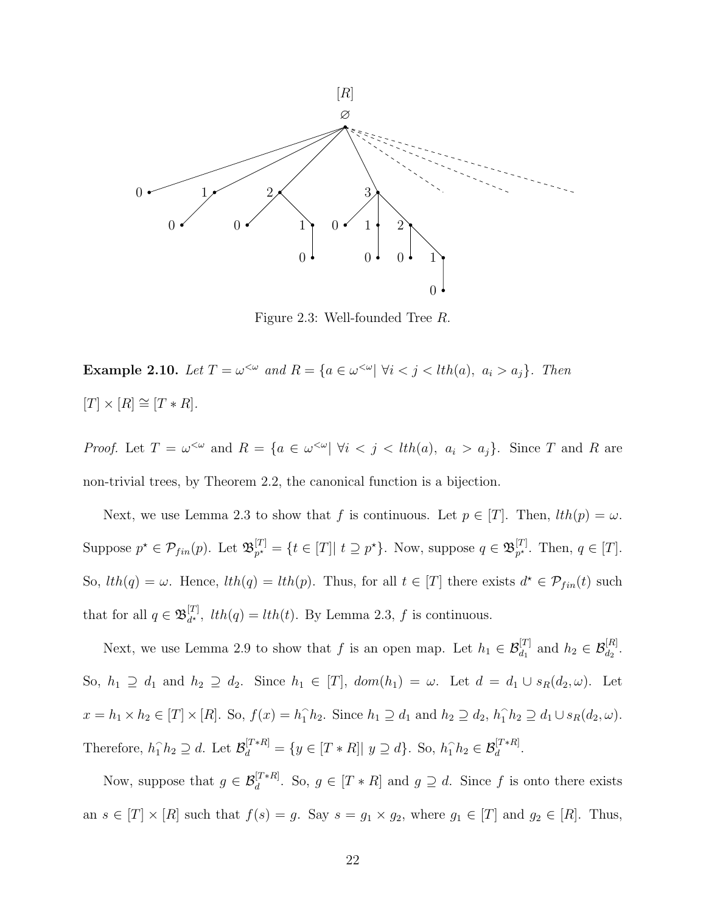Figure 2.3: Well-founded Tree $R$.

**Example 2.10.** *Let $T = \omega^{<\omega}$ and $R = \{a \in \omega^{<\omega} | \ \forall i < j < lth(a),\ a_i > a_j\}$. Then $[T] \times [R] \cong [T * R]$.*

*Proof.* Let $T = \omega^{<\omega}$ and $R = \{a \in \omega^{<\omega} | \ \forall i < j < lth(a),\ a_i > a_j\}$. Since $T$ and $R$ are non-trivial trees, by Theorem 2.2, the canonical function is a bijection.

Next, we use Lemma 2.3 to show that $f$ is continuous. Let $p \in [T]$. Then, $lth(p) = \omega$. Suppose $p^\star \in \mathcal{P}_{fin}(p)$. Let $\mathfrak{B}^{[T]}_{p^\star} = \{t \in [T] | \ t \supseteq p^\star\}$. Now, suppose $q \in \mathfrak{B}^{[T]}_{p^\star}$. Then, $q \in [T]$. So, $lth(q) = \omega$. Hence, $lth(q) = lth(p)$. Thus, for all $t \in [T]$ there exists $d^\star \in \mathcal{P}_{fin}(t)$ such that for all $q \in \mathfrak{B}^{[T]}_{d^\star}$, $lth(q) = lth(t)$. By Lemma 2.3, $f$ is continuous.

Next, we use Lemma 2.9 to show that $f$ is an open map. Let $h_1 \in \mathcal{B}^{[T]}_{d_1}$ and $h_2 \in \mathcal{B}^{[R]}_{d_2}$. So, $h_1 \supseteq d_1$ and $h_2 \supseteq d_2$. Since $h_1 \in [T]$, $dom(h_1) = \omega$. Let $d = d_1 \cup s_R(d_2, \omega)$. Let $x = h_1 \times h_2 \in [T] \times [R]$. So, $f(x) = h_1^\frown h_2$. Since $h_1 \supseteq d_1$ and $h_2 \supseteq d_2$, $h_1^\frown h_2 \supseteq d_1 \cup s_R(d_2, \omega)$. Therefore, $h_1^\frown h_2 \supseteq d$. Let $\mathcal{B}^{[T*R]}_d = \{y \in [T * R] | \ y \supseteq d\}$. So, $h_1^\frown h_2 \in \mathcal{B}^{[T*R]}_d$.

Now, suppose that $g \in \mathcal{B}^{[T*R]}_d$. So, $g \in [T * R]$ and $g \supseteq d$. Since $f$ is onto there exists an $s \in [T] \times [R]$ such that $f(s) = g$. Say $s = g_1 \times g_2$, where $g_1 \in [T]$ and $g_2 \in [R]$. Thus,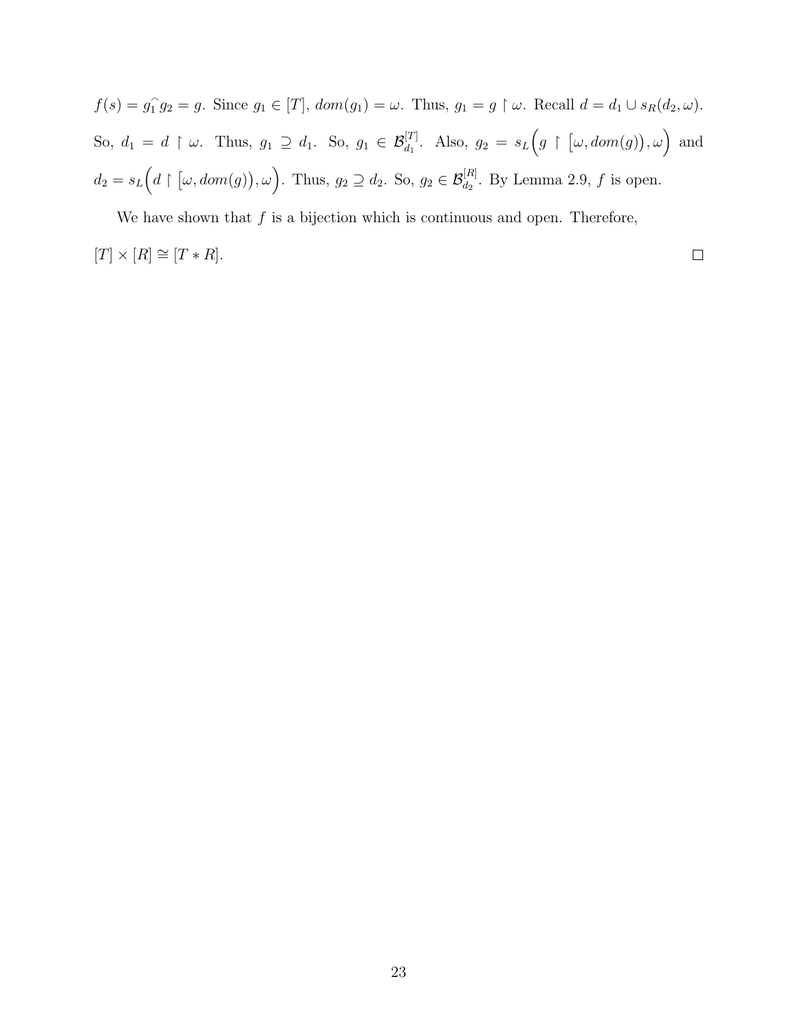$f(s) = g_1^\frown g_2 = g$. Since $g_1 \in [T]$, $dom(g_1) = \omega$. Thus, $g_1 = g \restriction \omega$. Recall $d = d_1 \cup s_R(d_2, \omega)$. So, $d_1 = d \restriction \omega$. Thus, $g_1 \supseteq d_1$. So, $g_1 \in \mathcal{B}_{d_1}^{[T]}$. Also, $g_2 = s_L\Big(g \restriction \big[\omega, dom(g)\big), \omega\Big)$ and $d_2 = s_L\Big(d \restriction \big[\omega, dom(g)\big), \omega\Big)$. Thus, $g_2 \supseteq d_2$. So, $g_2 \in \mathcal{B}_{d_2}^{[R]}$. By Lemma 2.9, $f$ is open.

We have shown that $f$ is a bijection which is continuous and open. Therefore, $[T] \times [R] \cong [T * R]$. $\square$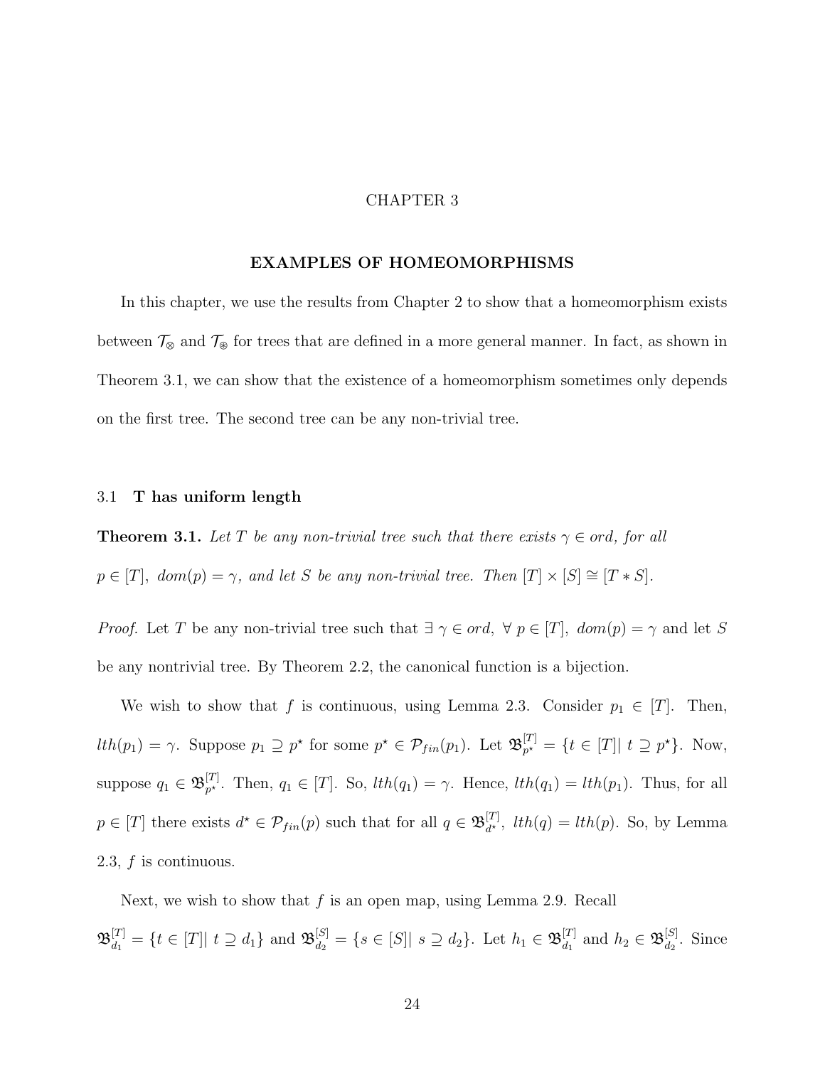# CHAPTER 3

## EXAMPLES OF HOMEOMORPHISMS

In this chapter, we use the results from Chapter 2 to show that a homeomorphism exists between $\mathcal{T}_{\otimes}$ and $\mathcal{T}_{\circledast}$ for trees that are defined in a more general manner. In fact, as shown in Theorem 3.1, we can show that the existence of a homeomorphism sometimes only depends on the first tree. The second tree can be any non-trivial tree.

### 3.1 T has uniform length

**Theorem 3.1.** *Let $T$ be any non-trivial tree such that there exists $\gamma \in ord$, for all $p \in [T]$, $dom(p) = \gamma$, and let $S$ be any non-trivial tree. Then $[T] \times [S] \cong [T * S]$.*

*Proof.* Let $T$ be any non-trivial tree such that $\exists\ \gamma \in ord,\ \forall\ p \in [T],\ dom(p) = \gamma$ and let $S$ be any nontrivial tree. By Theorem 2.2, the canonical function is a bijection.

We wish to show that $f$ is continuous, using Lemma 2.3. Consider $p_1 \in [T]$. Then, $lth(p_1) = \gamma$. Suppose $p_1 \supseteq p^\star$ for some $p^\star \in \mathcal{P}_{fin}(p_1)$. Let $\mathfrak{B}^{[T]}_{p^\star} = \{t \in [T] |\ t \supseteq p^\star\}$. Now, suppose $q_1 \in \mathfrak{B}^{[T]}_{p^\star}$. Then, $q_1 \in [T]$. So, $lth(q_1) = \gamma$. Hence, $lth(q_1) = lth(p_1)$. Thus, for all $p \in [T]$ there exists $d^\star \in \mathcal{P}_{fin}(p)$ such that for all $q \in \mathfrak{B}^{[T]}_{d^\star}$, $lth(q) = lth(p)$. So, by Lemma 2.3, $f$ is continuous.

Next, we wish to show that $f$ is an open map, using Lemma 2.9. Recall $\mathfrak{B}^{[T]}_{d_1} = \{t \in [T] |\ t \supseteq d_1\}$ and $\mathfrak{B}^{[S]}_{d_2} = \{s \in [S] |\ s \supseteq d_2\}$. Let $h_1 \in \mathfrak{B}^{[T]}_{d_1}$ and $h_2 \in \mathfrak{B}^{[S]}_{d_2}$. Since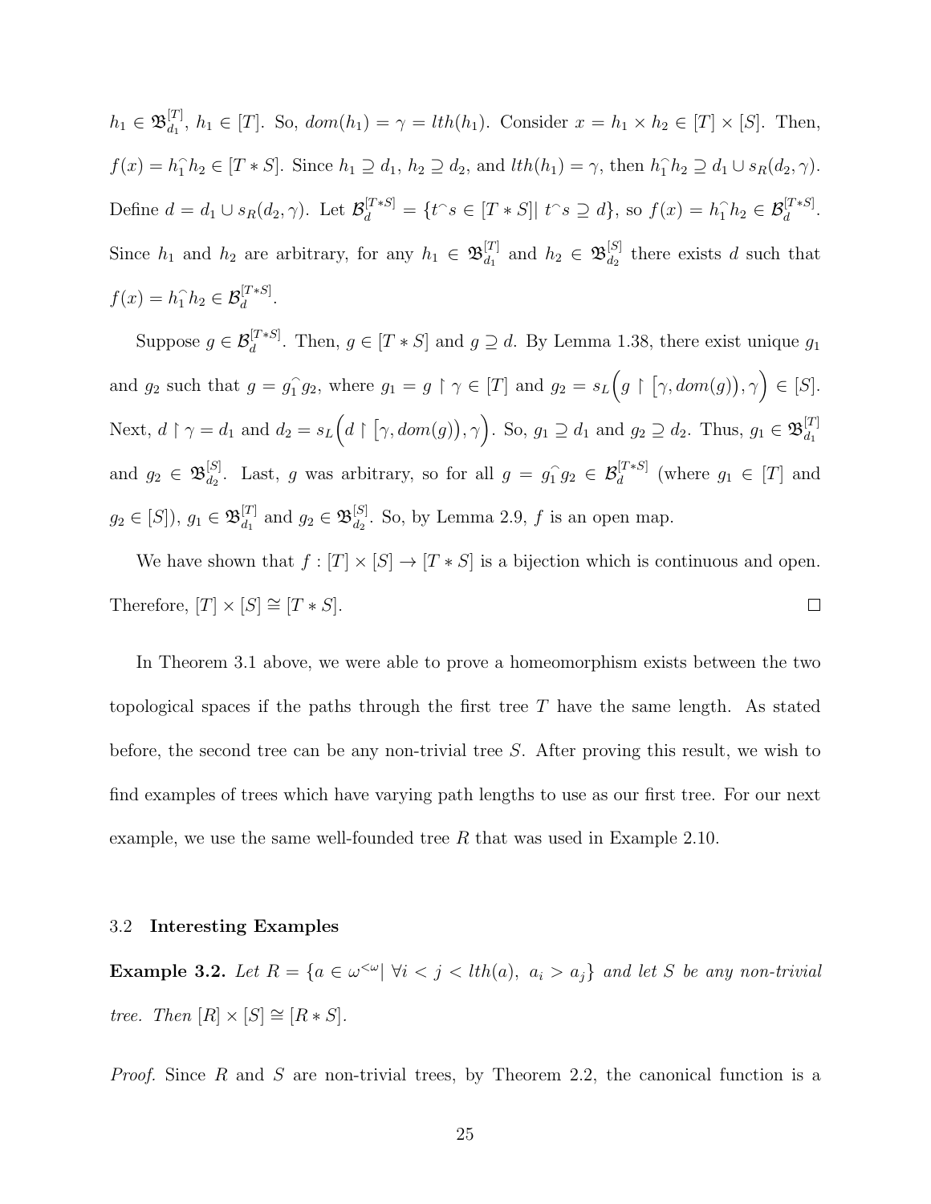$h_1 \in \mathfrak{B}_{d_1}^{[T]}$, $h_1 \in [T]$. So, $dom(h_1) = \gamma = lth(h_1)$. Consider $x = h_1 \times h_2 \in [T] \times [S]$. Then, $f(x) = h_1^\frown h_2 \in [T * S]$. Since $h_1 \supseteq d_1$, $h_2 \supseteq d_2$, and $lth(h_1) = \gamma$, then $h_1^\frown h_2 \supseteq d_1 \cup s_R(d_2, \gamma)$. Define $d = d_1 \cup s_R(d_2, \gamma)$. Let $\mathcal{B}_d^{[T*S]} = \{t^\frown s \in [T * S] | \ t^\frown s \supseteq d\}$, so $f(x) = h_1^\frown h_2 \in \mathcal{B}_d^{[T*S]}$. Since $h_1$ and $h_2$ are arbitrary, for any $h_1 \in \mathfrak{B}_{d_1}^{[T]}$ and $h_2 \in \mathfrak{B}_{d_2}^{[S]}$ there exists $d$ such that $f(x) = h_1^\frown h_2 \in \mathcal{B}_d^{[T*S]}$.

Suppose $g \in \mathcal{B}_d^{[T*S]}$. Then, $g \in [T * S]$ and $g \supseteq d$. By Lemma 1.38, there exist unique $g_1$ and $g_2$ such that $g = g_1^\frown g_2$, where $g_1 = g \restriction \gamma \in [T]$ and $g_2 = s_L\Big(g \restriction \big[\gamma, dom(g)\big), \gamma\Big) \in [S]$. Next, $d \restriction \gamma = d_1$ and $d_2 = s_L\Big(d \restriction \big[\gamma, dom(g)\big), \gamma\Big)$. So, $g_1 \supseteq d_1$ and $g_2 \supseteq d_2$. Thus, $g_1 \in \mathfrak{B}_{d_1}^{[T]}$ and $g_2 \in \mathfrak{B}_{d_2}^{[S]}$. Last, $g$ was arbitrary, so for all $g = g_1^\frown g_2 \in \mathcal{B}_d^{[T*S]}$ (where $g_1 \in [T]$ and $g_2 \in [S]$), $g_1 \in \mathfrak{B}_{d_1}^{[T]}$ and $g_2 \in \mathfrak{B}_{d_2}^{[S]}$. So, by Lemma 2.9, $f$ is an open map.

We have shown that $f : [T] \times [S] \to [T * S]$ is a bijection which is continuous and open. Therefore, $[T] \times [S] \cong [T * S]$. □

In Theorem 3.1 above, we were able to prove a homeomorphism exists between the two topological spaces if the paths through the first tree $T$ have the same length. As stated before, the second tree can be any non-trivial tree $S$. After proving this result, we wish to find examples of trees which have varying path lengths to use as our first tree. For our next example, we use the same well-founded tree $R$ that was used in Example 2.10.

### 3.2 Interesting Examples

**Example 3.2.** *Let $R = \{a \in \omega^{<\omega} | \ \forall i < j < lth(a), \ a_i > a_j\}$ and let $S$ be any non-trivial tree. Then $[R] \times [S] \cong [R * S]$.*

*Proof.* Since $R$ and $S$ are non-trivial trees, by Theorem 2.2, the canonical function is a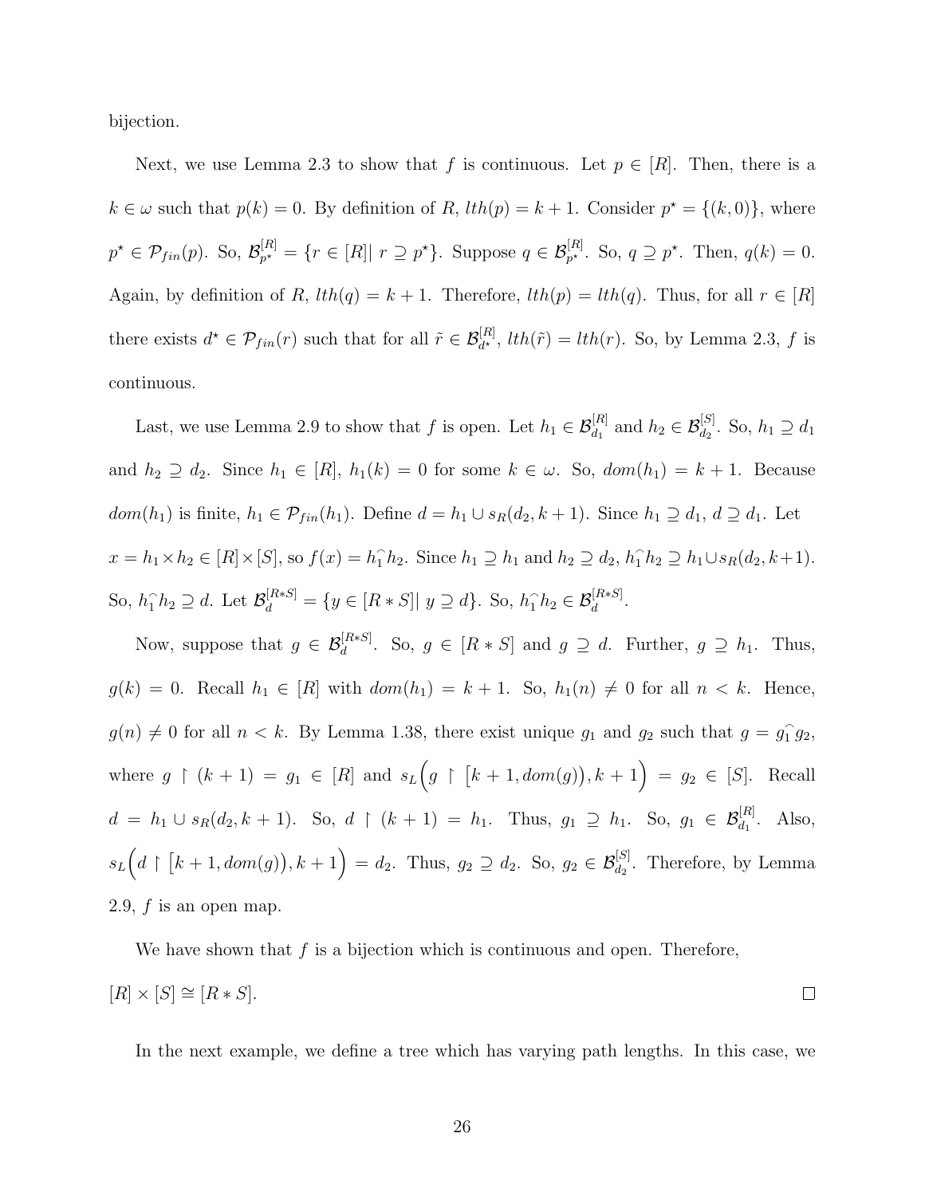bijection.

Next, we use Lemma 2.3 to show that $f$ is continuous. Let $p \in [R]$. Then, there is a $k \in \omega$ such that $p(k) = 0$. By definition of $R$, $lth(p) = k+1$. Consider $p^\star = \{(k, 0)\}$, where $p^\star \in \mathcal{P}_{fin}(p)$. So, $\mathcal{B}^{[R]}_{p^\star} = \{r \in [R] |\ r \supseteq p^\star\}$. Suppose $q \in \mathcal{B}^{[R]}_{p^\star}$. So, $q \supseteq p^\star$. Then, $q(k) = 0$. Again, by definition of $R$, $lth(q) = k+1$. Therefore, $lth(p) = lth(q)$. Thus, for all $r \in [R]$ there exists $d^\star \in \mathcal{P}_{fin}(r)$ such that for all $\tilde{r} \in \mathcal{B}^{[R]}_{d^\star}$, $lth(\tilde{r}) = lth(r)$. So, by Lemma 2.3, $f$ is continuous.

Last, we use Lemma 2.9 to show that $f$ is open. Let $h_1 \in \mathcal{B}^{[R]}_{d_1}$ and $h_2 \in \mathcal{B}^{[S]}_{d_2}$. So, $h_1 \supseteq d_1$ and $h_2 \supseteq d_2$. Since $h_1 \in [R]$, $h_1(k) = 0$ for some $k \in \omega$. So, $dom(h_1) = k+1$. Because $dom(h_1)$ is finite, $h_1 \in \mathcal{P}_{fin}(h_1)$. Define $d = h_1 \cup s_R(d_2, k+1)$. Since $h_1 \supseteq d_1$, $d \supseteq d_1$. Let $x = h_1 \times h_2 \in [R] \times [S]$, so $f(x) = h_1^\frown h_2$. Since $h_1 \supseteq h_1$ and $h_2 \supseteq d_2$, $h_1^\frown h_2 \supseteq h_1 \cup s_R(d_2, k+1)$. So, $h_1^\frown h_2 \supseteq d$. Let $\mathcal{B}^{[R*S]}_d = \{y \in [R*S] |\ y \supseteq d\}$. So, $h_1^\frown h_2 \in \mathcal{B}^{[R*S]}_d$.

Now, suppose that $g \in \mathcal{B}^{[R*S]}_d$. So, $g \in [R*S]$ and $g \supseteq d$. Further, $g \supseteq h_1$. Thus, $g(k) = 0$. Recall $h_1 \in [R]$ with $dom(h_1) = k+1$. So, $h_1(n) \neq 0$ for all $n < k$. Hence, $g(n) \neq 0$ for all $n < k$. By Lemma 1.38, there exist unique $g_1$ and $g_2$ such that $g = g_1^\frown g_2$, where $g \upharpoonright (k+1) = g_1 \in [R]$ and $s_L\Big(g \upharpoonright \big[k+1, dom(g)\big), k+1\Big) = g_2 \in [S]$. Recall $d = h_1 \cup s_R(d_2, k+1)$. So, $d \upharpoonright (k+1) = h_1$. Thus, $g_1 \supseteq h_1$. So, $g_1 \in \mathcal{B}^{[R]}_{d_1}$. Also, $s_L\Big(d \upharpoonright \big[k+1, dom(g)\big), k+1\Big) = d_2$. Thus, $g_2 \supseteq d_2$. So, $g_2 \in \mathcal{B}^{[S]}_{d_2}$. Therefore, by Lemma 2.9, $f$ is an open map.

We have shown that $f$ is a bijection which is continuous and open. Therefore, $[R] \times [S] \cong [R*S]$. $\square$

In the next example, we define a tree which has varying path lengths. In this case, we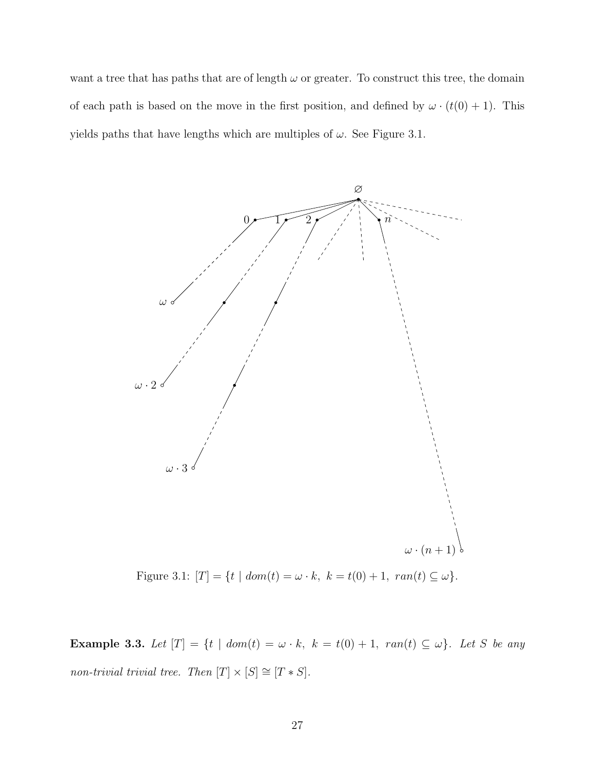want a tree that has paths that are of length $\omega$ or greater. To construct this tree, the domain of each path is based on the move in the first position, and defined by $\omega \cdot (t(0) + 1)$. This yields paths that have lengths which are multiples of $\omega$. See Figure 3.1.

Figure 3.1: $[T] = \{t \mid dom(t) = \omega \cdot k,\ k = t(0) + 1,\ ran(t) \subseteq \omega\}$.

**Example 3.3.** *Let* $[T] = \{t \mid dom(t) = \omega \cdot k,\ k = t(0) + 1,\ ran(t) \subseteq \omega\}$. *Let* $S$ *be any non-trivial trivial tree. Then* $[T] \times [S] \cong [T * S]$.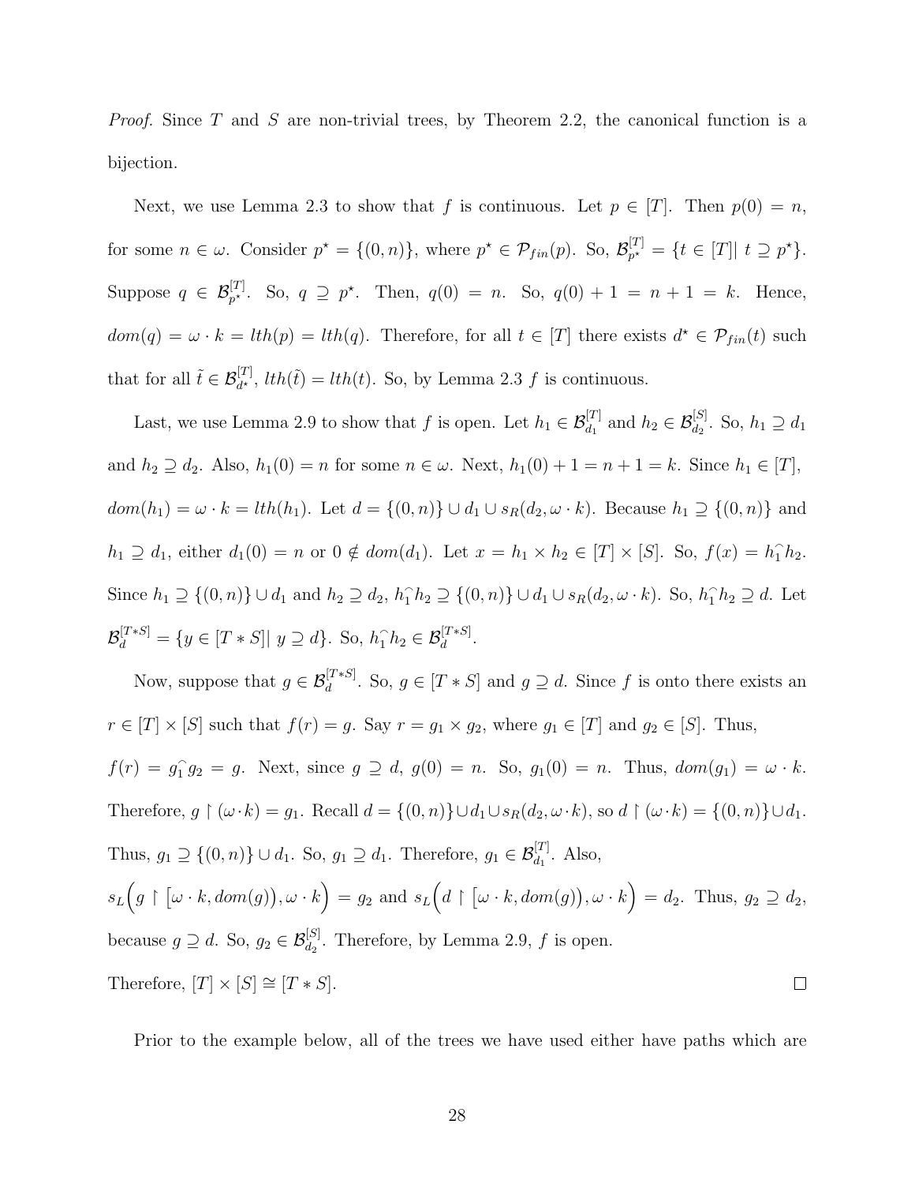*Proof.* Since $T$ and $S$ are non-trivial trees, by Theorem 2.2, the canonical function is a bijection.

Next, we use Lemma 2.3 to show that $f$ is continuous. Let $p \in [T]$. Then $p(0) = n$, for some $n \in \omega$. Consider $p^\star = \{(0, n)\}$, where $p^\star \in \mathcal{P}_{fin}(p)$. So, $\mathcal{B}^{[T]}_{p^\star} = \{t \in [T] |\ t \supseteq p^\star\}$. Suppose $q \in \mathcal{B}^{[T]}_{p^\star}$. So, $q \supseteq p^\star$. Then, $q(0) = n$. So, $q(0) + 1 = n + 1 = k$. Hence, $dom(q) = \omega \cdot k = lth(p) = lth(q)$. Therefore, for all $t \in [T]$ there exists $d^\star \in \mathcal{P}_{fin}(t)$ such that for all $\tilde{t} \in \mathcal{B}^{[T]}_{d^\star}$, $lth(\tilde{t}) = lth(t)$. So, by Lemma 2.3 $f$ is continuous.

Last, we use Lemma 2.9 to show that $f$ is open. Let $h_1 \in \mathcal{B}^{[T]}_{d_1}$ and $h_2 \in \mathcal{B}^{[S]}_{d_2}$. So, $h_1 \supseteq d_1$ and $h_2 \supseteq d_2$. Also, $h_1(0) = n$ for some $n \in \omega$. Next, $h_1(0) + 1 = n + 1 = k$. Since $h_1 \in [T]$, $dom(h_1) = \omega \cdot k = lth(h_1)$. Let $d = \{(0, n)\} \cup d_1 \cup s_R(d_2, \omega \cdot k)$. Because $h_1 \supseteq \{(0, n)\}$ and $h_1 \supseteq d_1$, either $d_1(0) = n$ or $0 \notin dom(d_1)$. Let $x = h_1 \times h_2 \in [T] \times [S]$. So, $f(x) = h_1^\frown h_2$. Since $h_1 \supseteq \{(0, n)\} \cup d_1$ and $h_2 \supseteq d_2$, $h_1^\frown h_2 \supseteq \{(0, n)\} \cup d_1 \cup s_R(d_2, \omega \cdot k)$. So, $h_1^\frown h_2 \supseteq d$. Let $\mathcal{B}^{[T*S]}_d = \{y \in [T * S] |\ y \supseteq d\}$. So, $h_1^\frown h_2 \in \mathcal{B}^{[T*S]}_d$.

Now, suppose that $g \in \mathcal{B}^{[T*S]}_d$. So, $g \in [T * S]$ and $g \supseteq d$. Since $f$ is onto there exists an $r \in [T] \times [S]$ such that $f(r) = g$. Say $r = g_1 \times g_2$, where $g_1 \in [T]$ and $g_2 \in [S]$. Thus, $f(r) = g_1^\frown g_2 = g$. Next, since $g \supseteq d$, $g(0) = n$. So, $g_1(0) = n$. Thus, $dom(g_1) = \omega \cdot k$. Therefore, $g \restriction (\omega \cdot k) = g_1$. Recall $d = \{(0, n)\} \cup d_1 \cup s_R(d_2, \omega \cdot k)$, so $d \restriction (\omega \cdot k) = \{(0, n)\} \cup d_1$. Thus, $g_1 \supseteq \{(0, n)\} \cup d_1$. So, $g_1 \supseteq d_1$. Therefore, $g_1 \in \mathcal{B}^{[T]}_{d_1}$. Also,
$s_L\Big(g \restriction \big[\omega \cdot k, dom(g)\big), \omega \cdot k\Big) = g_2$ and $s_L\Big(d \restriction \big[\omega \cdot k, dom(g)\big), \omega \cdot k\Big) = d_2$. Thus, $g_2 \supseteq d_2$, because $g \supseteq d$. So, $g_2 \in \mathcal{B}^{[S]}_{d_2}$. Therefore, by Lemma 2.9, $f$ is open.
Therefore, $[T] \times [S] \cong [T * S]$. $\square$

Prior to the example below, all of the trees we have used either have paths which are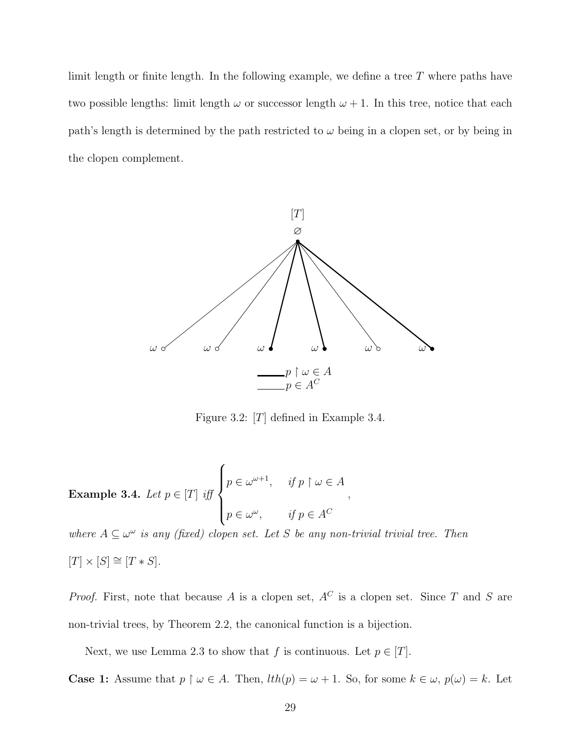limit length or finite length. In the following example, we define a tree $T$ where paths have two possible lengths: limit length $\omega$ or successor length $\omega + 1$. In this tree, notice that each path's length is determined by the path restricted to $\omega$ being in a clopen set, or by being in the clopen complement.

Figure 3.2: $[T]$ defined in Example 3.4.

**Example 3.4.** *Let* $p \in [T]$ *iff* $\begin{cases} p \in \omega^{\omega+1}, & \text{if } p \restriction \omega \in A \\ p \in \omega^{\omega}, & \text{if } p \in A^C \end{cases}$,

*where* $A \subseteq \omega^{\omega}$ *is any (fixed) clopen set. Let* $S$ *be any non-trivial trivial tree. Then* $[T] \times [S] \cong [T * S]$.

*Proof.* First, note that because $A$ is a clopen set, $A^C$ is a clopen set. Since $T$ and $S$ are non-trivial trees, by Theorem 2.2, the canonical function is a bijection.

Next, we use Lemma 2.3 to show that $f$ is continuous. Let $p \in [T]$.

**Case 1:** Assume that $p \restriction \omega \in A$. Then, $lth(p) = \omega + 1$. So, for some $k \in \omega$, $p(\omega) = k$. Let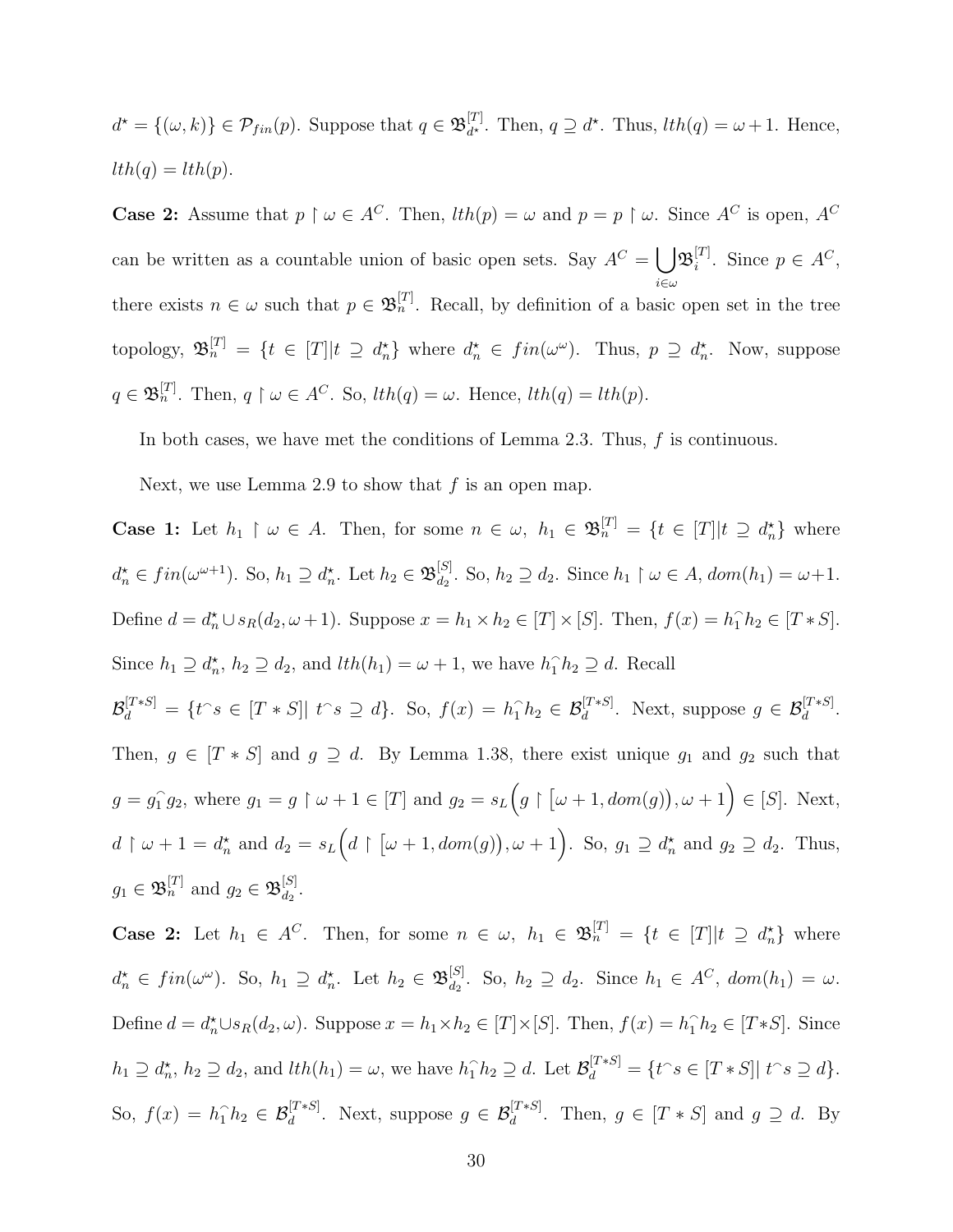$d^\star = \{(\omega, k)\} \in \mathcal{P}_{fin}(p)$. Suppose that $q \in \mathfrak{B}^{[T]}_{d^\star}$. Then, $q \supseteq d^\star$. Thus, $lth(q) = \omega + 1$. Hence, $lth(q) = lth(p)$.

**Case 2:** Assume that $p \upharpoonright \omega \in A^C$. Then, $lth(p) = \omega$ and $p = p \upharpoonright \omega$. Since $A^C$ is open, $A^C$ can be written as a countable union of basic open sets. Say $A^C = \bigcup_{i \in \omega} \mathfrak{B}^{[T]}_i$. Since $p \in A^C$, there exists $n \in \omega$ such that $p \in \mathfrak{B}^{[T]}_n$. Recall, by definition of a basic open set in the tree topology, $\mathfrak{B}^{[T]}_n = \{t \in [T] | t \supseteq d^\star_n\}$ where $d^\star_n \in fin(\omega^\omega)$. Thus, $p \supseteq d^\star_n$. Now, suppose $q \in \mathfrak{B}^{[T]}_n$. Then, $q \upharpoonright \omega \in A^C$. So, $lth(q) = \omega$. Hence, $lth(q) = lth(p)$.

In both cases, we have met the conditions of Lemma 2.3. Thus, $f$ is continuous.

Next, we use Lemma 2.9 to show that $f$ is an open map.

**Case 1:** Let $h_1 \upharpoonright \omega \in A$. Then, for some $n \in \omega$, $h_1 \in \mathfrak{B}^{[T]}_n = \{t \in [T] | t \supseteq d^\star_n\}$ where $d^\star_n \in fin(\omega^{\omega+1})$. So, $h_1 \supseteq d^\star_n$. Let $h_2 \in \mathfrak{B}^{[S]}_{d_2}$. So, $h_2 \supseteq d_2$. Since $h_1 \upharpoonright \omega \in A$, $dom(h_1) = \omega+1$. Define $d = d^\star_n \cup s_R(d_2, \omega+1)$. Suppose $x = h_1 \times h_2 \in [T] \times [S]$. Then, $f(x) = h_1^\frown h_2 \in [T * S]$. Since $h_1 \supseteq d^\star_n$, $h_2 \supseteq d_2$, and $lth(h_1) = \omega + 1$, we have $h_1^\frown h_2 \supseteq d$. Recall $\mathcal{B}^{[T*S]}_d = \{t^\frown s \in [T * S] |\ t^\frown s \supseteq d\}$. So, $f(x) = h_1^\frown h_2 \in \mathcal{B}^{[T*S]}_d$. Next, suppose $g \in \mathcal{B}^{[T*S]}_d$. Then, $g \in [T * S]$ and $g \supseteq d$. By Lemma 1.38, there exist unique $g_1$ and $g_2$ such that $g = g_1^\frown g_2$, where $g_1 = g \upharpoonright \omega+1 \in [T]$ and $g_2 = s_L\Big(g \upharpoonright \big[\omega+1, dom(g)\big), \omega+1\Big) \in [S]$. Next, $d \upharpoonright \omega + 1 = d^\star_n$ and $d_2 = s_L\Big(d \upharpoonright \big[\omega+1, dom(g)\big), \omega+1\Big)$. So, $g_1 \supseteq d^\star_n$ and $g_2 \supseteq d_2$. Thus, $g_1 \in \mathfrak{B}^{[T]}_n$ and $g_2 \in \mathfrak{B}^{[S]}_{d_2}$.

**Case 2:** Let $h_1 \in A^C$. Then, for some $n \in \omega$, $h_1 \in \mathfrak{B}^{[T]}_n = \{t \in [T] | t \supseteq d^\star_n\}$ where $d^\star_n \in fin(\omega^\omega)$. So, $h_1 \supseteq d^\star_n$. Let $h_2 \in \mathfrak{B}^{[S]}_{d_2}$. So, $h_2 \supseteq d_2$. Since $h_1 \in A^C$, $dom(h_1) = \omega$. Define $d = d^\star_n \cup s_R(d_2, \omega)$. Suppose $x = h_1 \times h_2 \in [T] \times [S]$. Then, $f(x) = h_1^\frown h_2 \in [T * S]$. Since $h_1 \supseteq d^\star_n$, $h_2 \supseteq d_2$, and $lth(h_1) = \omega$, we have $h_1^\frown h_2 \supseteq d$. Let $\mathcal{B}^{[T*S]}_d = \{t^\frown s \in [T * S] |\ t^\frown s \supseteq d\}$. So, $f(x) = h_1^\frown h_2 \in \mathcal{B}^{[T*S]}_d$. Next, suppose $g \in \mathcal{B}^{[T*S]}_d$. Then, $g \in [T * S]$ and $g \supseteq d$. By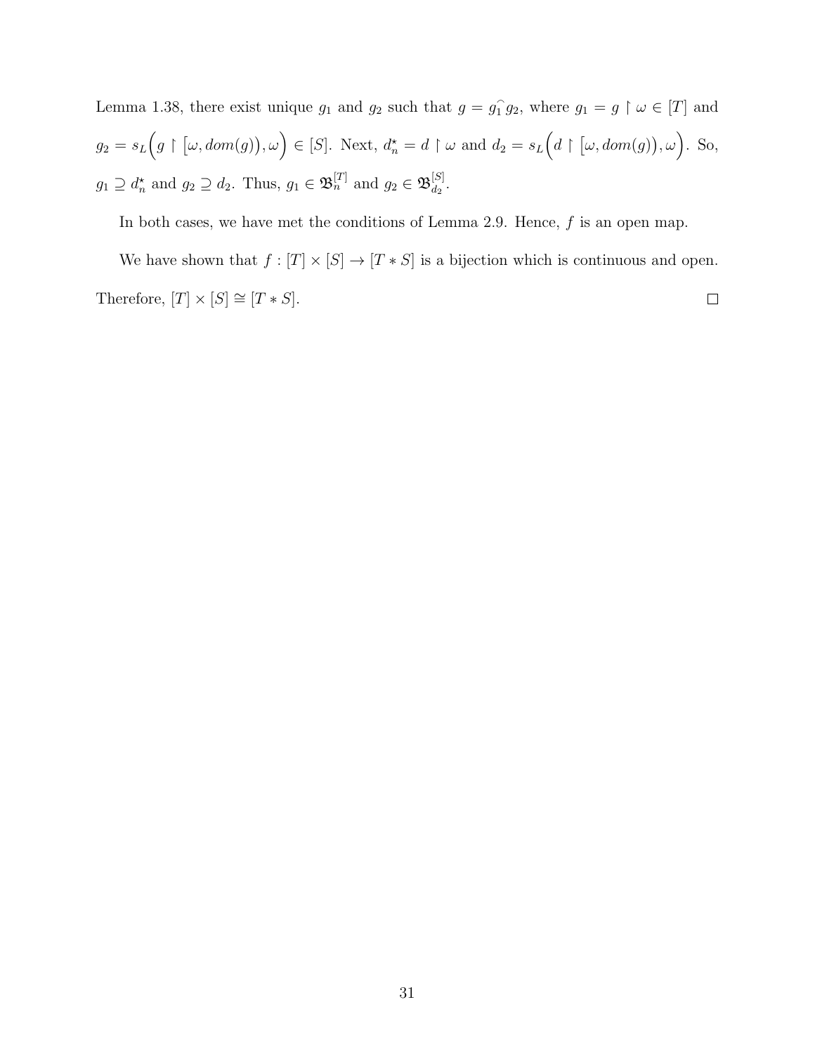Lemma 1.38, there exist unique $g_1$ and $g_2$ such that $g = g_1^\frown g_2$, where $g_1 = g \restriction \omega \in [T]$ and $g_2 = s_L\Big(g \restriction \big[\omega, dom(g)\big), \omega\Big) \in [S]$. Next, $d_n^\star = d \restriction \omega$ and $d_2 = s_L\Big(d \restriction \big[\omega, dom(g)\big), \omega\Big)$. So, $g_1 \supseteq d_n^\star$ and $g_2 \supseteq d_2$. Thus, $g_1 \in \mathfrak{B}_n^{[T]}$ and $g_2 \in \mathfrak{B}_{d_2}^{[S]}$.

In both cases, we have met the conditions of Lemma 2.9. Hence, $f$ is an open map.

We have shown that $f : [T] \times [S] \to [T * S]$ is a bijection which is continuous and open. Therefore, $[T] \times [S] \cong [T * S]$. $\square$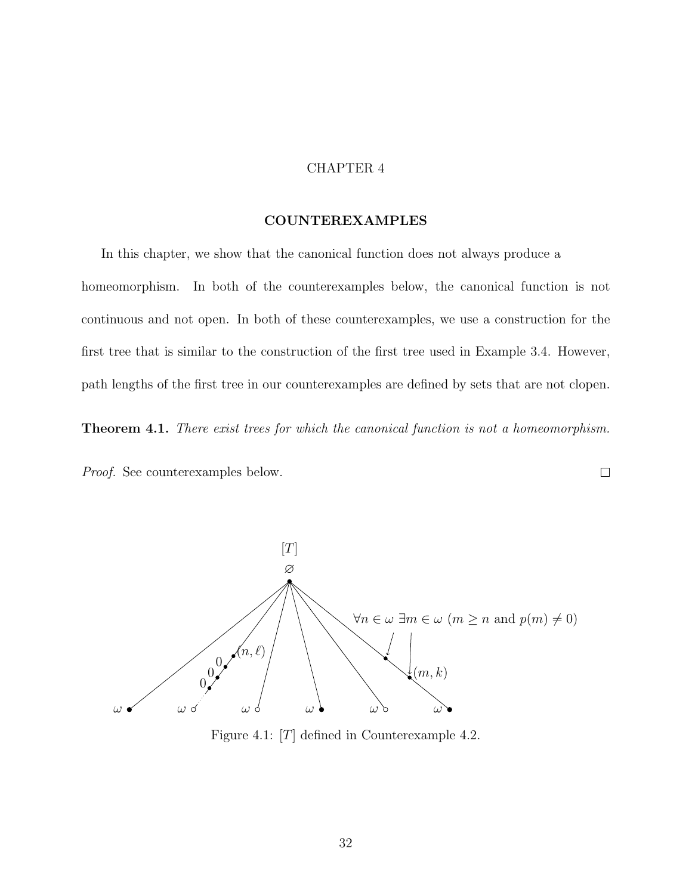# CHAPTER 4

## COUNTEREXAMPLES

In this chapter, we show that the canonical function does not always produce a homeomorphism. In both of the counterexamples below, the canonical function is not continuous and not open. In both of these counterexamples, we use a construction for the first tree that is similar to the construction of the first tree used in Example 3.4. However, path lengths of the first tree in our counterexamples are defined by sets that are not clopen.

**Theorem 4.1.** *There exist trees for which the canonical function is not a homeomorphism.*

*Proof.* See counterexamples below. □

Figure 4.1: $[T]$ defined in Counterexample 4.2.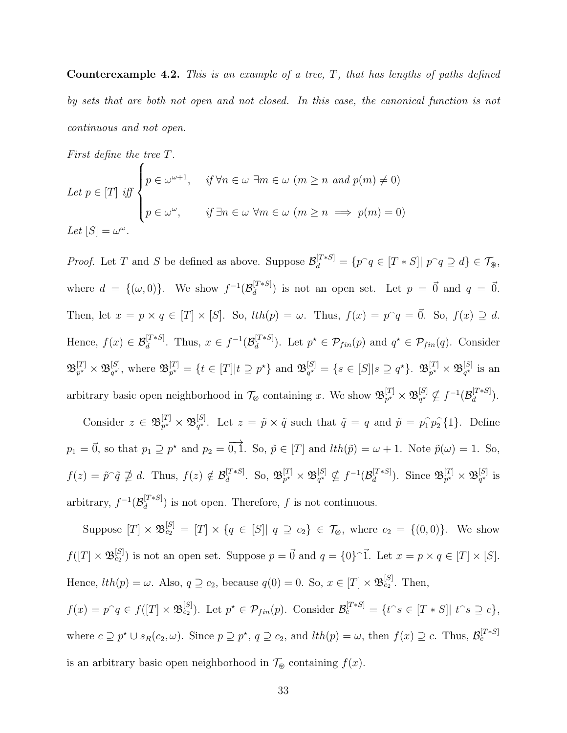**Counterexample 4.2.** *This is an example of a tree, $T$, that has lengths of paths defined by sets that are both not open and not closed. In this case, the canonical function is not continuous and not open.*

*First define the tree $T$.*

*Let $p \in [T]$ iff* $\begin{cases} p \in \omega^{\omega+1}, & \textit{if } \forall n \in \omega\ \exists m \in \omega\ (m \geq n \textit{ and } p(m) \neq 0) \\ p \in \omega^{\omega}, & \textit{if } \exists n \in \omega\ \forall m \in \omega\ (m \geq n \implies p(m) = 0) \end{cases}$

*Let $[S] = \omega^\omega$.*

*Proof.* Let $T$ and $S$ be defined as above. Suppose $\mathcal{B}_d^{[T*S]} = \{p^\frown q \in [T*S] | \ p^\frown q \supseteq d\} \in \mathcal{T}_\circledast$, where $d = \{(\omega, 0)\}$. We show $f^{-1}(\mathcal{B}_d^{[T*S]})$ is not an open set. Let $p = \vec{0}$ and $q = \vec{0}$. Then, let $x = p \times q \in [T] \times [S]$. So, $lth(p) = \omega$. Thus, $f(x) = p^\frown q = \vec{0}$. So, $f(x) \supseteq d$. Hence, $f(x) \in \mathcal{B}_d^{[T*S]}$. Thus, $x \in f^{-1}(\mathcal{B}_d^{[T*S]})$. Let $p^\star \in \mathcal{P}_{fin}(p)$ and $q^\star \in \mathcal{P}_{fin}(q)$. Consider $\mathfrak{B}_{p^\star}^{[T]} \times \mathfrak{B}_{q^\star}^{[S]}$, where $\mathfrak{B}_{p^\star}^{[T]} = \{t \in [T] | t \supseteq p^\star\}$ and $\mathfrak{B}_{q^\star}^{[S]} = \{s \in [S] | s \supseteq q^\star\}$. $\mathfrak{B}_{p^\star}^{[T]} \times \mathfrak{B}_{q^\star}^{[S]}$ is an arbitrary basic open neighborhood in $\mathcal{T}_\otimes$ containing $x$. We show $\mathfrak{B}_{p^\star}^{[T]} \times \mathfrak{B}_{q^\star}^{[S]} \nsubseteq f^{-1}(\mathcal{B}_d^{[T*S]})$.

Consider $z \in \mathfrak{B}_{p^\star}^{[T]} \times \mathfrak{B}_{q^\star}^{[S]}$. Let $z = \tilde{p} \times \tilde{q}$ such that $\tilde{q} = q$ and $\tilde{p} = p_1^\frown p_2^\frown\{1\}$. Define $p_1 = \vec{0}$, so that $p_1 \supseteq p^\star$ and $p_2 = \overrightarrow{0,1}$. So, $\tilde{p} \in [T]$ and $lth(\tilde{p}) = \omega + 1$. Note $\tilde{p}(\omega) = 1$. So, $f(z) = \tilde{p}^\frown\tilde{q} \nsupseteq d$. Thus, $f(z) \notin \mathcal{B}_d^{[T*S]}$. So, $\mathfrak{B}_{p^\star}^{[T]} \times \mathfrak{B}_{q^\star}^{[S]} \nsubseteq f^{-1}(\mathcal{B}_d^{[T*S]})$. Since $\mathfrak{B}_{p^\star}^{[T]} \times \mathfrak{B}_{q^\star}^{[S]}$ is arbitrary, $f^{-1}(\mathcal{B}_d^{[T*S]})$ is not open. Therefore, $f$ is not continuous.

Suppose $[T] \times \mathfrak{B}_{c_2}^{[S]} = [T] \times \{q \in [S] | \ q \supseteq c_2\} \in \mathcal{T}_\otimes$, where $c_2 = \{(0,0)\}$. We show $f([T] \times \mathfrak{B}_{c_2}^{[S]})$ is not an open set. Suppose $p = \vec{0}$ and $q = \{0\}^\frown\vec{1}$. Let $x = p \times q \in [T] \times [S]$. Hence, $lth(p) = \omega$. Also, $q \supseteq c_2$, because $q(0) = 0$. So, $x \in [T] \times \mathfrak{B}_{c_2}^{[S]}$. Then,

$f(x) = p^\frown q \in f([T] \times \mathfrak{B}_{c_2}^{[S]})$. Let $p^\star \in \mathcal{P}_{fin}(p)$. Consider $\mathcal{B}_c^{[T*S]} = \{t^\frown s \in [T*S] | \ t^\frown s \supseteq c\}$, where $c \supseteq p^\star \cup s_R(c_2, \omega)$. Since $p \supseteq p^\star$, $q \supseteq c_2$, and $lth(p) = \omega$, then $f(x) \supseteq c$. Thus, $\mathcal{B}_c^{[T*S]}$ is an arbitrary basic open neighborhood in $\mathcal{T}_\circledast$ containing $f(x)$.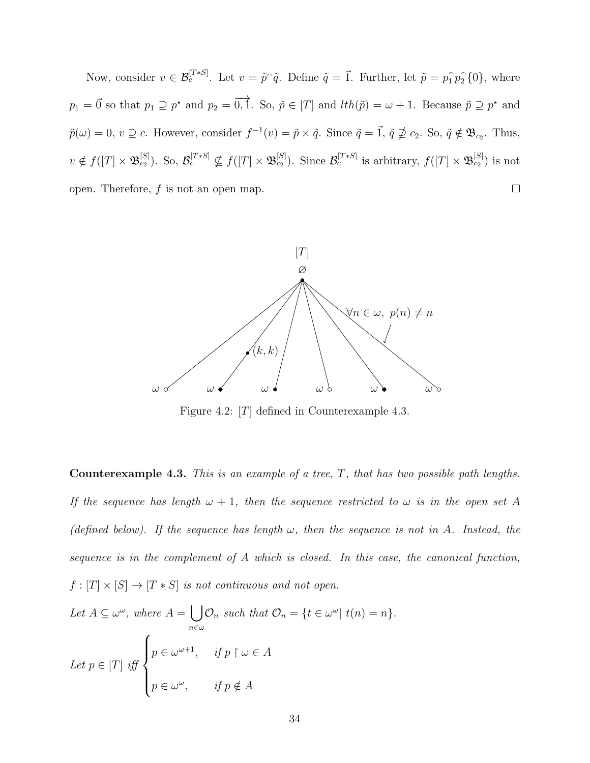Now, consider $v \in \mathcal{B}_c^{[T*S]}$. Let $v = \tilde{p}^\frown\tilde{q}$. Define $\tilde{q} = \vec{1}$. Further, let $\tilde{p} = p_1^\frown p_2^\frown\{0\}$, where $p_1 = \vec{0}$ so that $p_1 \supseteq p^\star$ and $p_2 = \overrightarrow{0,1}$. So, $\tilde{p} \in [T]$ and $lth(\tilde{p}) = \omega + 1$. Because $\tilde{p} \supseteq p^\star$ and $\tilde{p}(\omega) = 0$, $v \supseteq c$. However, consider $f^{-1}(v) = \tilde{p} \times \tilde{q}$. Since $\tilde{q} = \vec{1}$, $\tilde{q} \not\supseteq c_2$. So, $\tilde{q} \notin \mathfrak{B}_{c_2}$. Thus, $v \notin f([T] \times \mathfrak{B}_{c_2}^{[S]})$. So, $\mathcal{B}_c^{[T*S]} \not\subseteq f([T] \times \mathfrak{B}_{c_2}^{[S]})$. Since $\mathcal{B}_c^{[T*S]}$ is arbitrary, $f([T] \times \mathfrak{B}_{c_2}^{[S]})$ is not open. Therefore, $f$ is not an open map. $\square$

Figure 4.2: $[T]$ defined in Counterexample 4.3.

**Counterexample 4.3.** *This is an example of a tree, $T$, that has two possible path lengths. If the sequence has length $\omega + 1$, then the sequence restricted to $\omega$ is in the open set $A$ (defined below). If the sequence has length $\omega$, then the sequence is not in $A$. Instead, the sequence is in the complement of $A$ which is closed. In this case, the canonical function, $f : [T] \times [S] \to [T * S]$ is not continuous and not open.*

*Let $A \subseteq \omega^\omega$, where $A = \bigcup_{n\in\omega} \mathcal{O}_n$ such that $\mathcal{O}_n = \{t \in \omega^\omega |\ t(n) = n\}$.*

$$\text{Let } p \in [T] \text{ iff } \begin{cases} p \in \omega^{\omega+1}, & \text{if } p \restriction \omega \in A \\ p \in \omega^\omega, & \text{if } p \notin A \end{cases}$$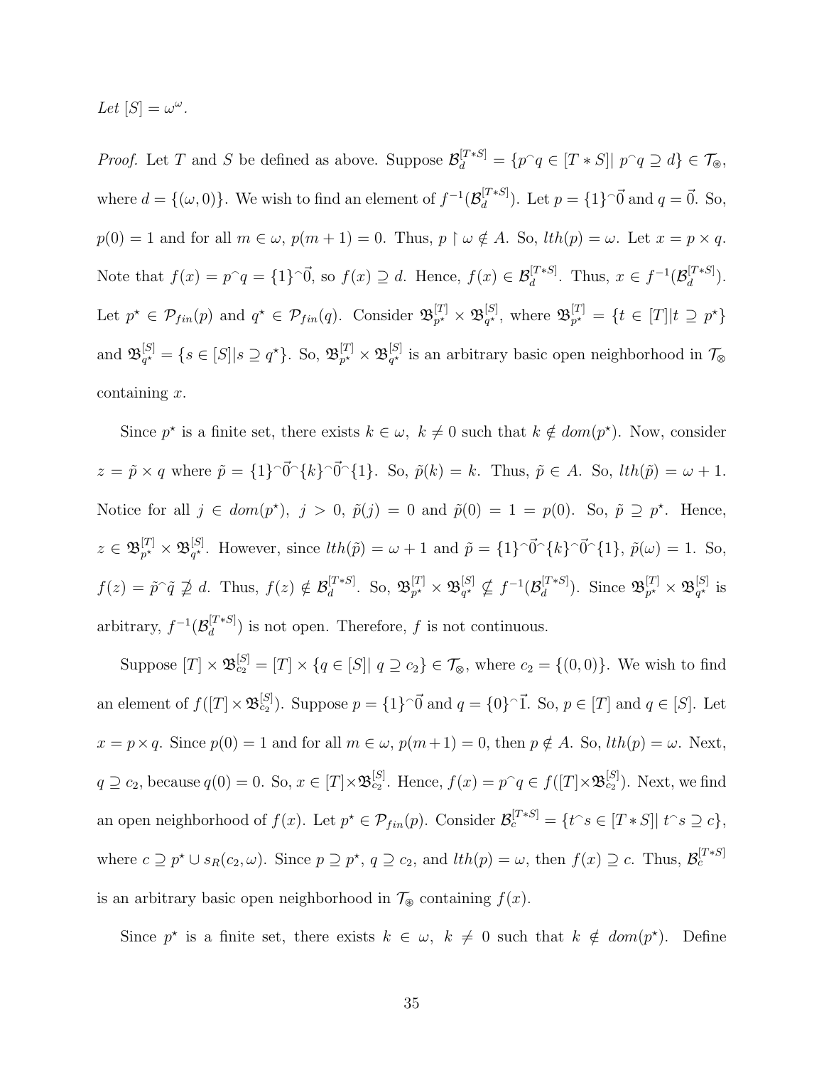*Let* $[S] = \omega^\omega$.

*Proof.* Let $T$ and $S$ be defined as above. Suppose $\mathcal{B}_d^{[T*S]} = \{p^\frown q \in [T*S] |\ p^\frown q \supseteq d\} \in \mathcal{T}_\circledast$, where $d = \{(\omega, 0)\}$. We wish to find an element of $f^{-1}(\mathcal{B}_d^{[T*S]})$. Let $p = \{1\}^\frown\vec{0}$ and $q = \vec{0}$. So, $p(0) = 1$ and for all $m \in \omega$, $p(m+1) = 0$. Thus, $p \upharpoonright \omega \notin A$. So, $lth(p) = \omega$. Let $x = p \times q$. Note that $f(x) = p^\frown q = \{1\}^\frown\vec{0}$, so $f(x) \supseteq d$. Hence, $f(x) \in \mathcal{B}_d^{[T*S]}$. Thus, $x \in f^{-1}(\mathcal{B}_d^{[T*S]})$. Let $p^\star \in \mathcal{P}_{fin}(p)$ and $q^\star \in \mathcal{P}_{fin}(q)$. Consider $\mathfrak{B}_{p^\star}^{[T]} \times \mathfrak{B}_{q^\star}^{[S]}$, where $\mathfrak{B}_{p^\star}^{[T]} = \{t \in [T] | t \supseteq p^\star\}$ and $\mathfrak{B}_{q^\star}^{[S]} = \{s \in [S] | s \supseteq q^\star\}$. So, $\mathfrak{B}_{p^\star}^{[T]} \times \mathfrak{B}_{q^\star}^{[S]}$ is an arbitrary basic open neighborhood in $\mathcal{T}_\otimes$ containing $x$.

Since $p^\star$ is a finite set, there exists $k \in \omega,\ k \neq 0$ such that $k \notin dom(p^\star)$. Now, consider $z = \tilde{p} \times q$ where $\tilde{p} = \{1\}^\frown\vec{0}^\frown\{k\}^\frown\vec{0}^\frown\{1\}$. So, $\tilde{p}(k) = k$. Thus, $\tilde{p} \in A$. So, $lth(\tilde{p}) = \omega + 1$. Notice for all $j \in dom(p^\star),\ j > 0,\ \tilde{p}(j) = 0$ and $\tilde{p}(0) = 1 = p(0)$. So, $\tilde{p} \supseteq p^\star$. Hence, $z \in \mathfrak{B}_{p^\star}^{[T]} \times \mathfrak{B}_{q^\star}^{[S]}$. However, since $lth(\tilde{p}) = \omega + 1$ and $\tilde{p} = \{1\}^\frown\vec{0}^\frown\{k\}^\frown\vec{0}^\frown\{1\}$, $\tilde{p}(\omega) = 1$. So, $f(z) = \tilde{p}^\frown\tilde{q} \not\supseteq d$. Thus, $f(z) \notin \mathcal{B}_d^{[T*S]}$. So, $\mathfrak{B}_{p^\star}^{[T]} \times \mathfrak{B}_{q^\star}^{[S]} \not\subseteq f^{-1}(\mathcal{B}_d^{[T*S]})$. Since $\mathfrak{B}_{p^\star}^{[T]} \times \mathfrak{B}_{q^\star}^{[S]}$ is arbitrary, $f^{-1}(\mathcal{B}_d^{[T*S]})$ is not open. Therefore, $f$ is not continuous.

Suppose $[T] \times \mathfrak{B}_{c_2}^{[S]} = [T] \times \{q \in [S] |\ q \supseteq c_2\} \in \mathcal{T}_\otimes$, where $c_2 = \{(0,0)\}$. We wish to find an element of $f([T] \times \mathfrak{B}_{c_2}^{[S]})$. Suppose $p = \{1\}^\frown\vec{0}$ and $q = \{0\}^\frown\vec{1}$. So, $p \in [T]$ and $q \in [S]$. Let $x = p \times q$. Since $p(0) = 1$ and for all $m \in \omega$, $p(m+1) = 0$, then $p \notin A$. So, $lth(p) = \omega$. Next, $q \supseteq c_2$, because $q(0) = 0$. So, $x \in [T] \times \mathfrak{B}_{c_2}^{[S]}$. Hence, $f(x) = p^\frown q \in f([T] \times \mathfrak{B}_{c_2}^{[S]})$. Next, we find an open neighborhood of $f(x)$. Let $p^\star \in \mathcal{P}_{fin}(p)$. Consider $\mathcal{B}_c^{[T*S]} = \{t^\frown s \in [T*S] |\ t^\frown s \supseteq c\}$, where $c \supseteq p^\star \cup s_R(c_2, \omega)$. Since $p \supseteq p^\star$, $q \supseteq c_2$, and $lth(p) = \omega$, then $f(x) \supseteq c$. Thus, $\mathcal{B}_c^{[T*S]}$ is an arbitrary basic open neighborhood in $\mathcal{T}_\circledast$ containing $f(x)$.

Since $p^\star$ is a finite set, there exists $k \in \omega,\ k \neq 0$ such that $k \notin dom(p^\star)$. Define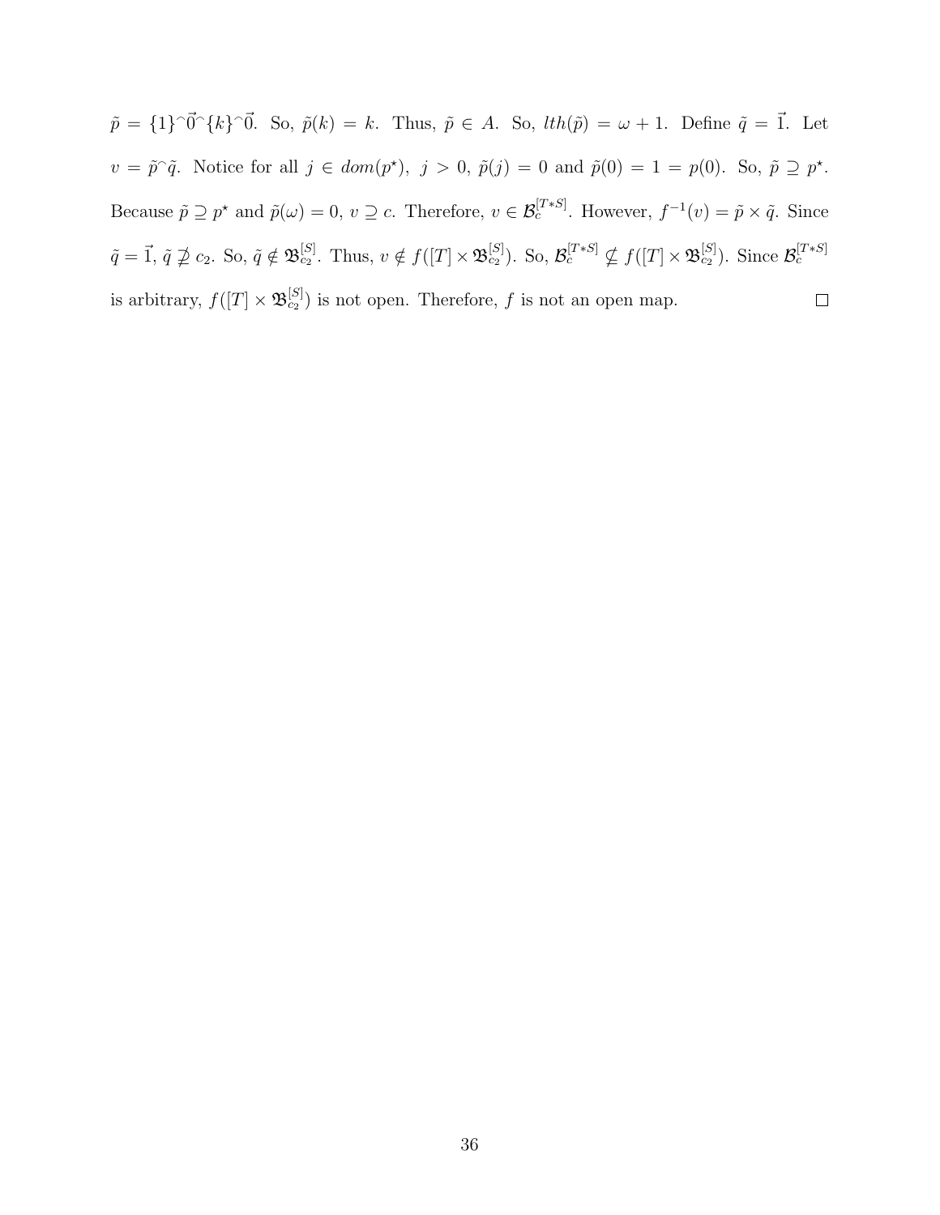$\tilde{p} = \{1\}^\frown\vec{0}^\frown\{k\}^\frown\vec{0}$. So, $\tilde{p}(k) = k$. Thus, $\tilde{p} \in A$. So, $lth(\tilde{p}) = \omega + 1$. Define $\tilde{q} = \vec{1}$. Let $v = \tilde{p}^\frown\tilde{q}$. Notice for all $j \in dom(p^\star)$, $j > 0$, $\tilde{p}(j) = 0$ and $\tilde{p}(0) = 1 = p(0)$. So, $\tilde{p} \supseteq p^\star$. Because $\tilde{p} \supseteq p^\star$ and $\tilde{p}(\omega) = 0$, $v \supseteq c$. Therefore, $v \in \mathcal{B}_c^{[T*S]}$. However, $f^{-1}(v) = \tilde{p} \times \tilde{q}$. Since $\tilde{q} = \vec{1}$, $\tilde{q} \not\supseteq c_2$. So, $\tilde{q} \notin \mathfrak{B}_{c_2}^{[S]}$. Thus, $v \notin f([T] \times \mathfrak{B}_{c_2}^{[S]})$. So, $\mathcal{B}_c^{[T*S]} \nsubseteq f([T] \times \mathfrak{B}_{c_2}^{[S]})$. Since $\mathcal{B}_c^{[T*S]}$ is arbitrary, $f([T] \times \mathfrak{B}_{c_2}^{[S]})$ is not open. Therefore, $f$ is not an open map. $\square$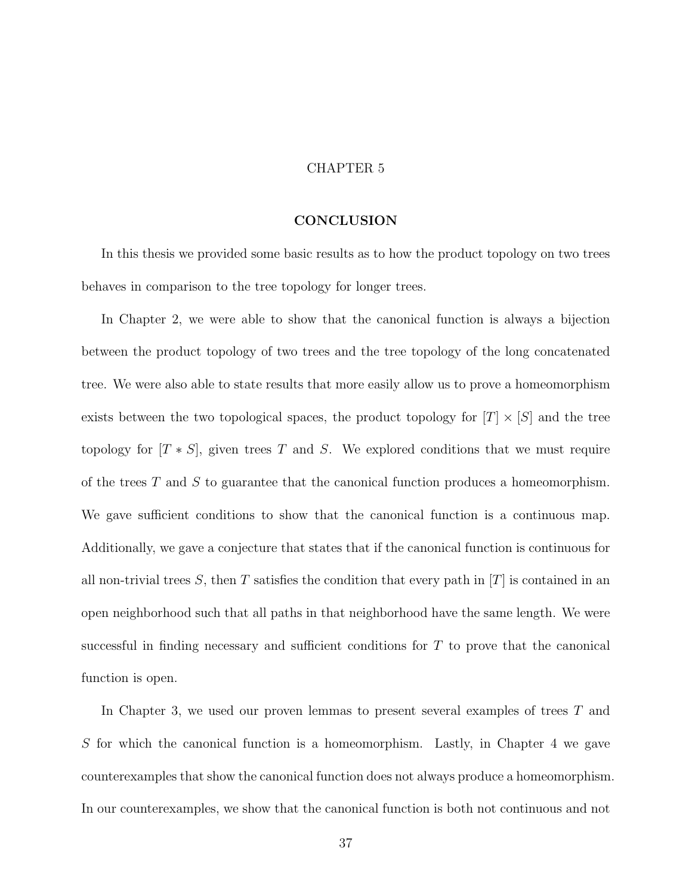# CHAPTER 5

## CONCLUSION

In this thesis we provided some basic results as to how the product topology on two trees behaves in comparison to the tree topology for longer trees.

In Chapter 2, we were able to show that the canonical function is always a bijection between the product topology of two trees and the tree topology of the long concatenated tree. We were also able to state results that more easily allow us to prove a homeomorphism exists between the two topological spaces, the product topology for $[T] \times [S]$ and the tree topology for $[T * S]$, given trees $T$ and $S$. We explored conditions that we must require of the trees $T$ and $S$ to guarantee that the canonical function produces a homeomorphism. We gave sufficient conditions to show that the canonical function is a continuous map. Additionally, we gave a conjecture that states that if the canonical function is continuous for all non-trivial trees $S$, then $T$ satisfies the condition that every path in $[T]$ is contained in an open neighborhood such that all paths in that neighborhood have the same length. We were successful in finding necessary and sufficient conditions for $T$ to prove that the canonical function is open.

In Chapter 3, we used our proven lemmas to present several examples of trees $T$ and $S$ for which the canonical function is a homeomorphism. Lastly, in Chapter 4 we gave counterexamples that show the canonical function does not always produce a homeomorphism. In our counterexamples, we show that the canonical function is both not continuous and not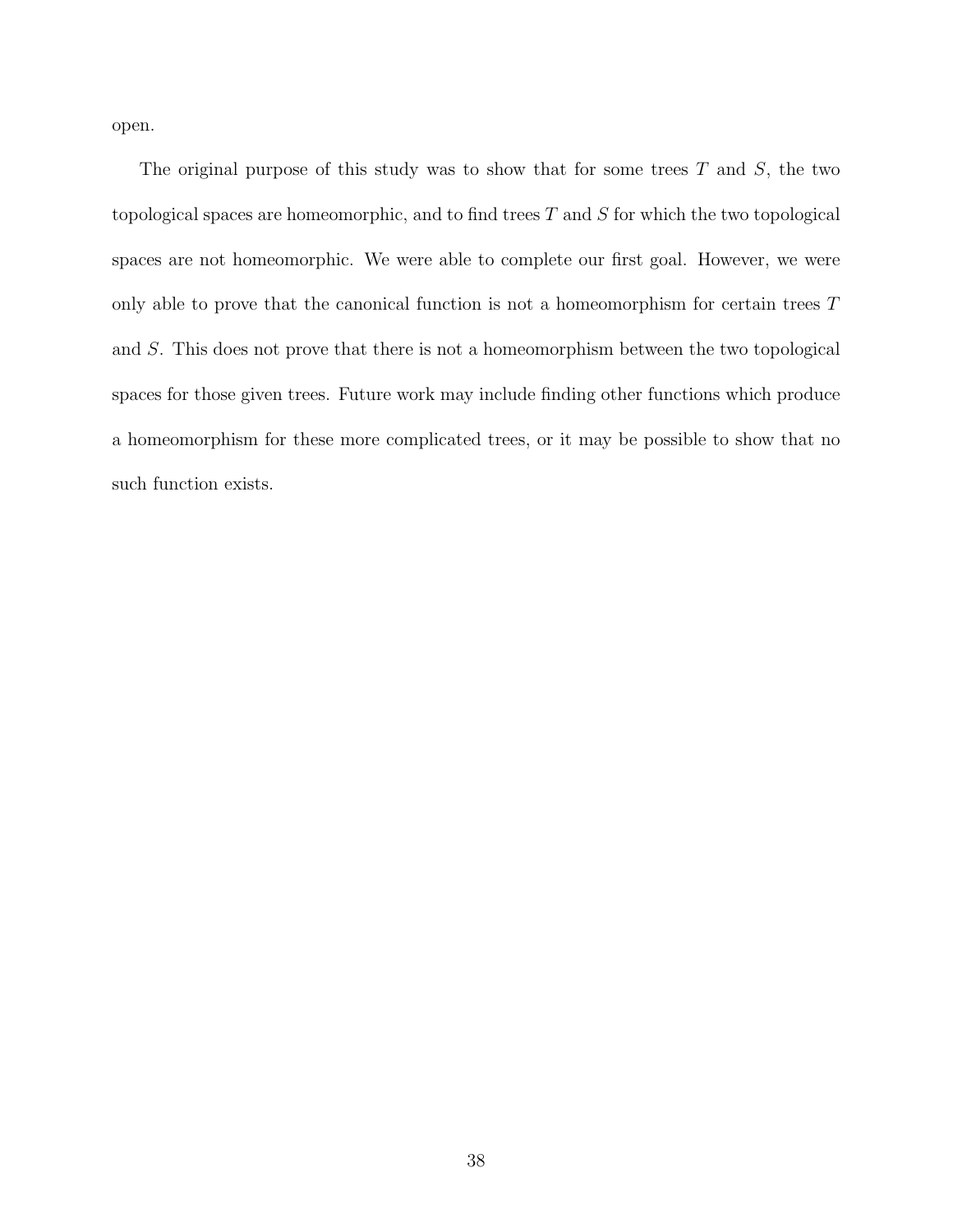open.

The original purpose of this study was to show that for some trees $T$ and $S$, the two topological spaces are homeomorphic, and to find trees $T$ and $S$ for which the two topological spaces are not homeomorphic. We were able to complete our first goal. However, we were only able to prove that the canonical function is not a homeomorphism for certain trees $T$ and $S$. This does not prove that there is not a homeomorphism between the two topological spaces for those given trees. Future work may include finding other functions which produce a homeomorphism for these more complicated trees, or it may be possible to show that no such function exists.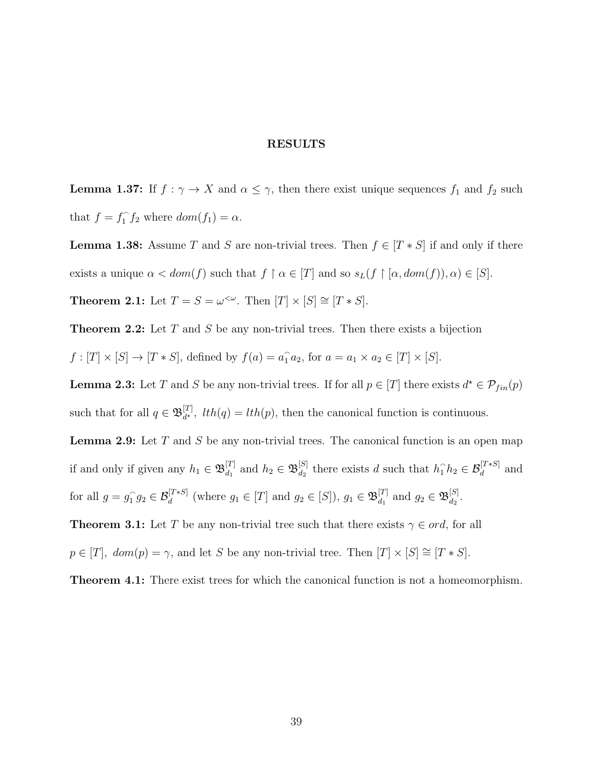# RESULTS

**Lemma 1.37:** If $f : \gamma \to X$ and $\alpha \leq \gamma$, then there exist unique sequences $f_1$ and $f_2$ such that $f = f_1^\frown f_2$ where $dom(f_1) = \alpha$.

**Lemma 1.38:** Assume $T$ and $S$ are non-trivial trees. Then $f \in [T * S]$ if and only if there exists a unique $\alpha < dom(f)$ such that $f \restriction \alpha \in [T]$ and so $s_L(f \restriction [\alpha, dom(f)), \alpha) \in [S]$.

**Theorem 2.1:** Let $T = S = \omega^{<\omega}$. Then $[T] \times [S] \cong [T * S]$.

**Theorem 2.2:** Let $T$ and $S$ be any non-trivial trees. Then there exists a bijection $f : [T] \times [S] \to [T * S]$, defined by $f(a) = a_1^\frown a_2$, for $a = a_1 \times a_2 \in [T] \times [S]$.

**Lemma 2.3:** Let $T$ and $S$ be any non-trivial trees. If for all $p \in [T]$ there exists $d^\star \in \mathcal{P}_{fin}(p)$ such that for all $q \in \mathfrak{B}^{[T]}_{d^\star}$, $lth(q) = lth(p)$, then the canonical function is continuous.

**Lemma 2.9:** Let $T$ and $S$ be any non-trivial trees. The canonical function is an open map if and only if given any $h_1 \in \mathfrak{B}^{[T]}_{d_1}$ and $h_2 \in \mathfrak{B}^{[S]}_{d_2}$ there exists $d$ such that $h_1^\frown h_2 \in \mathcal{B}^{[T*S]}_d$ and for all $g = g_1^\frown g_2 \in \mathcal{B}^{[T*S]}_d$ (where $g_1 \in [T]$ and $g_2 \in [S]$), $g_1 \in \mathfrak{B}^{[T]}_{d_1}$ and $g_2 \in \mathfrak{B}^{[S]}_{d_2}$.

**Theorem 3.1:** Let $T$ be any non-trivial tree such that there exists $\gamma \in ord$, for all $p \in [T]$, $dom(p) = \gamma$, and let $S$ be any non-trivial tree. Then $[T] \times [S] \cong [T * S]$.

**Theorem 4.1:** There exist trees for which the canonical function is not a homeomorphism.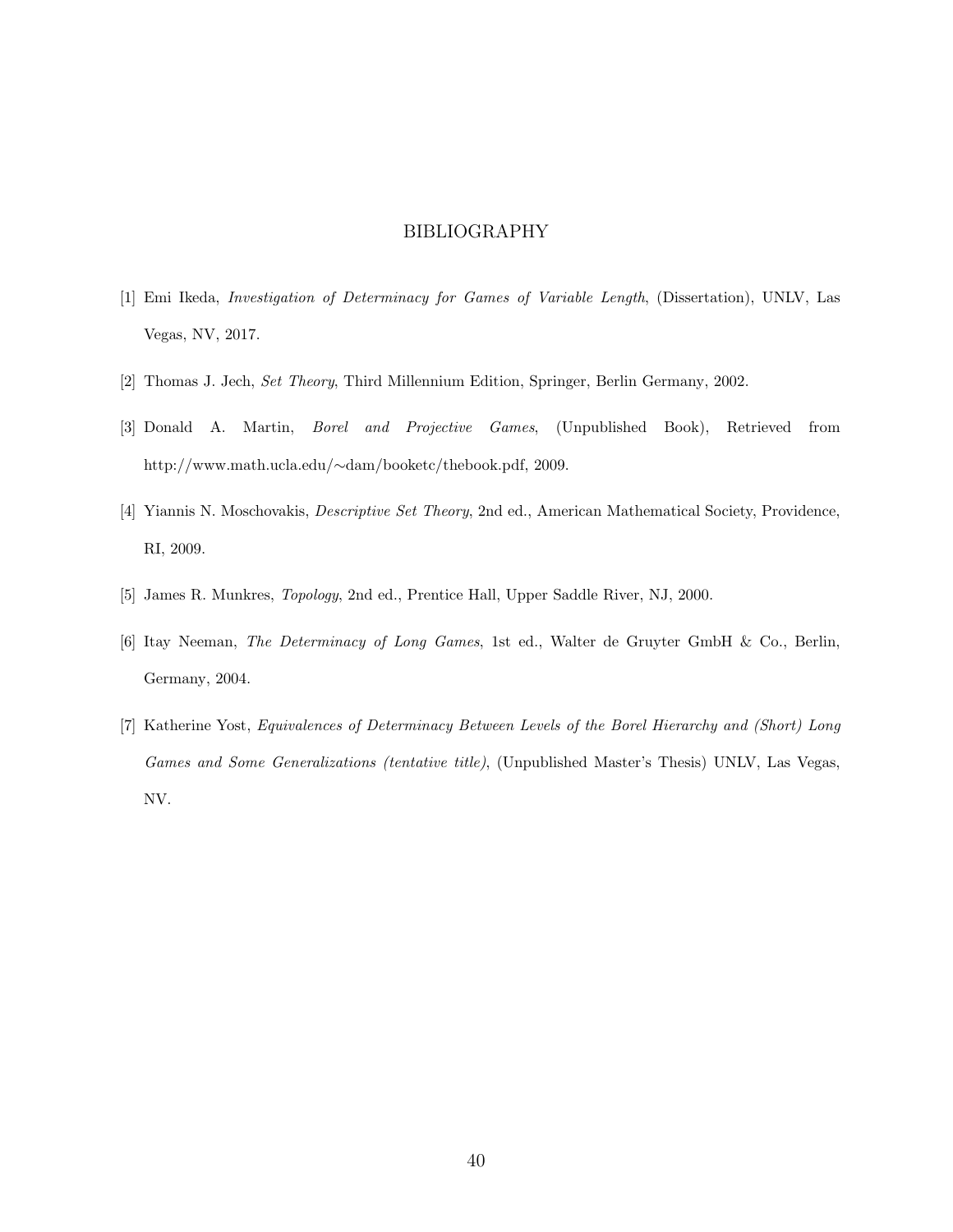# BIBLIOGRAPHY

[1] Emi Ikeda, *Investigation of Determinacy for Games of Variable Length*, (Dissertation), UNLV, Las Vegas, NV, 2017.

[2] Thomas J. Jech, *Set Theory*, Third Millennium Edition, Springer, Berlin Germany, 2002.

[3] Donald A. Martin, *Borel and Projective Games*, (Unpublished Book), Retrieved from http://www.math.ucla.edu/∼dam/booketc/thebook.pdf, 2009.

[4] Yiannis N. Moschovakis, *Descriptive Set Theory*, 2nd ed., American Mathematical Society, Providence, RI, 2009.

[5] James R. Munkres, *Topology*, 2nd ed., Prentice Hall, Upper Saddle River, NJ, 2000.

[6] Itay Neeman, *The Determinacy of Long Games*, 1st ed., Walter de Gruyter GmbH & Co., Berlin, Germany, 2004.

[7] Katherine Yost, *Equivalences of Determinacy Between Levels of the Borel Hierarchy and (Short) Long Games and Some Generalizations (tentative title)*, (Unpublished Master's Thesis) UNLV, Las Vegas, NV.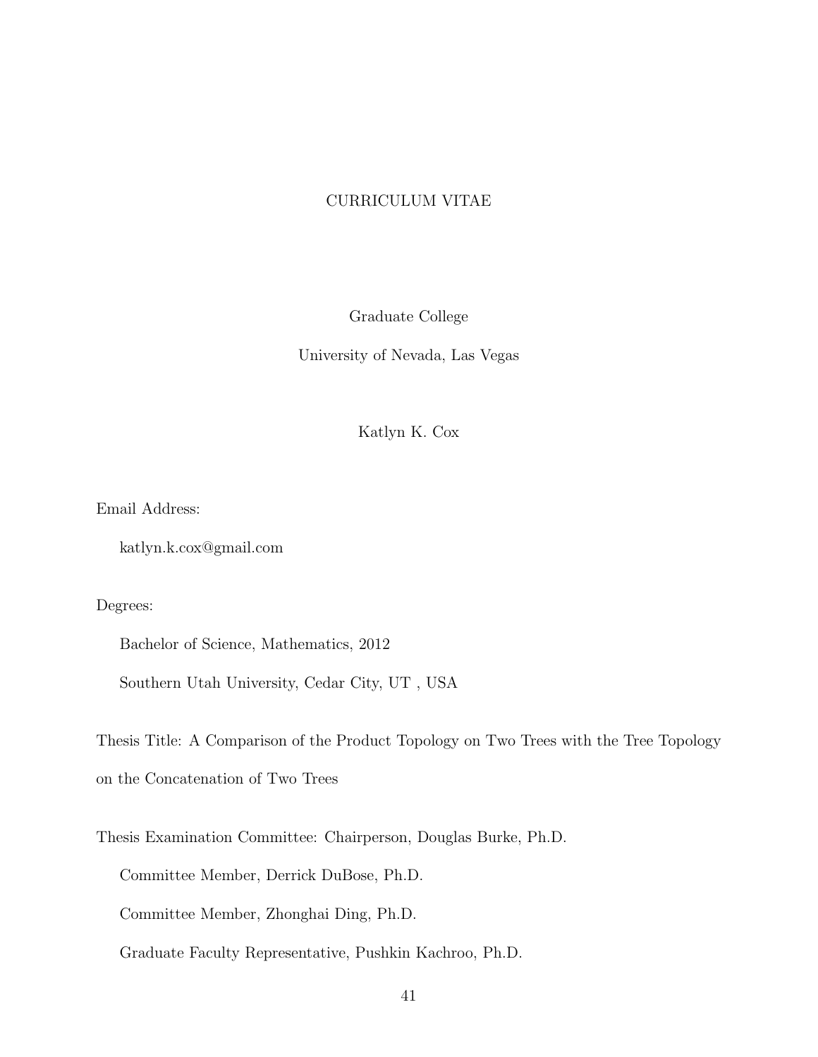# CURRICULUM VITAE

Graduate College

University of Nevada, Las Vegas

Katlyn K. Cox

Email Address:

katlyn.k.cox@gmail.com

Degrees:

Bachelor of Science, Mathematics, 2012

Southern Utah University, Cedar City, UT , USA

Thesis Title: A Comparison of the Product Topology on Two Trees with the Tree Topology on the Concatenation of Two Trees

Thesis Examination Committee: Chairperson, Douglas Burke, Ph.D.

Committee Member, Derrick DuBose, Ph.D.

Committee Member, Zhonghai Ding, Ph.D.

Graduate Faculty Representative, Pushkin Kachroo, Ph.D.